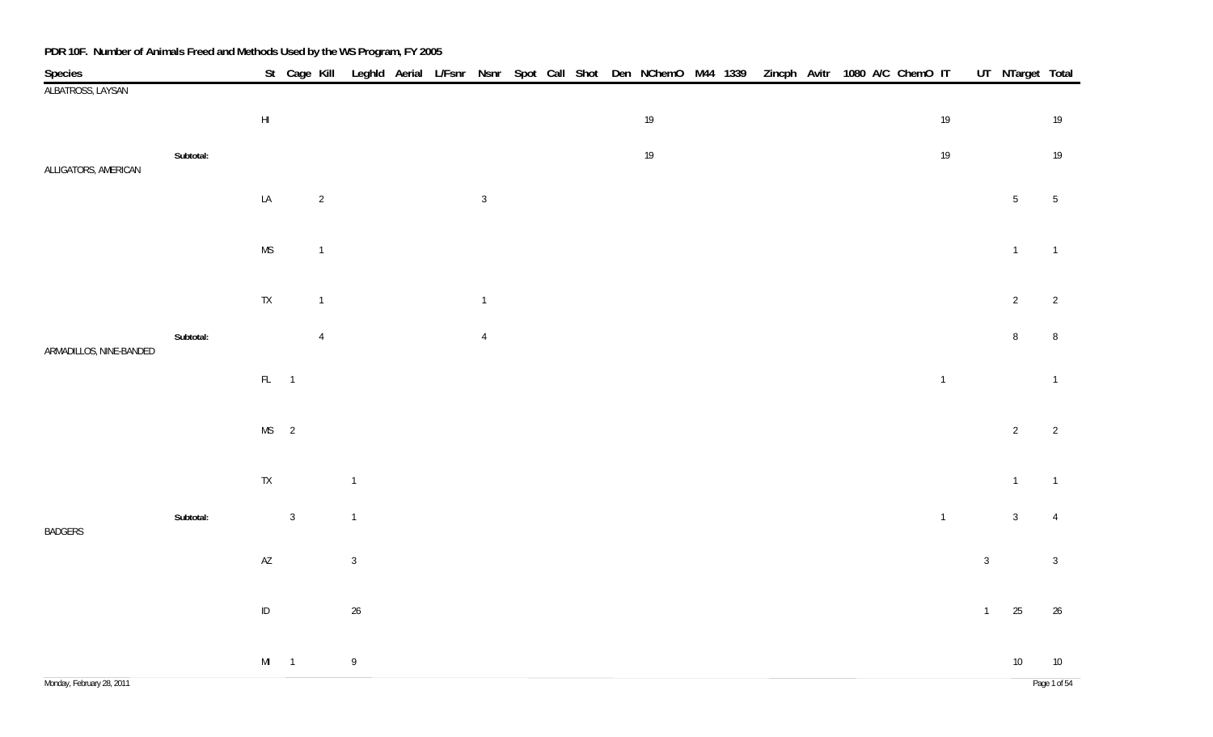**PDR 10F. Number of Animals Freed and Methods Used by the WS Program, FY 2005**

| Species | St | Cage | Kill | Leghld | Aerial | L/Fsnr | Nsnr | Spot | Call | Shot | Den | NChemO | M44 | 1339 | Zincph | Avitr | 1080 | A/C | ChemO | IT | UT | NTarget | Total |
|---|---|---|---|---|---|---|---|---|---|---|---|---|---|---|---|---|---|---|---|---|---|---|---|
| ALBATROSS, LAYSAN | | | | | | | | | | | | | | | | | | | | | | | |
| | HI | | | | | | | | | | | 19 | | | | | | | | 19 | | | 19 |
| Subtotal: | | | | | | | | | | | | 19 | | | | | | | | 19 | | | 19 |
| ALLIGATORS, AMERICAN | | | | | | | | | | | | | | | | | | | | | | | |
| | LA | | 2 | | | | 3 | | | | | | | | | | | | | | | 5 | 5 |
| | MS | | 1 | | | | | | | | | | | | | | | | | | | 1 | 1 |
| | TX | | 1 | | | | 1 | | | | | | | | | | | | | | | 2 | 2 |
| Subtotal: | | | 4 | | | | 4 | | | | | | | | | | | | | | | 8 | 8 |
| ARMADILLOS, NINE-BANDED | | | | | | | | | | | | | | | | | | | | | | | |
| | FL | 1 | | | | | | | | | | | | | | | | | | 1 | | | 1 |
| | MS | 2 | | | | | | | | | | | | | | | | | | | | 2 | 2 |
| | TX | | | 1 | | | | | | | | | | | | | | | | | | 1 | 1 |
| Subtotal: | | 3 | | 1 | | | | | | | | | | | | | | | | 1 | | 3 | 4 |
| BADGERS | | | | | | | | | | | | | | | | | | | | | | | |
| | AZ | | | 3 | | | | | | | | | | | | | | | | | 3 | | 3 |
| | ID | | | 26 | | | | | | | | | | | | | | | | | 1 | 25 | 26 |
| | MI | 1 | | 9 | | | | | | | | | | | | | | | | | | 10 | 10 |

Monday, February 28, 2011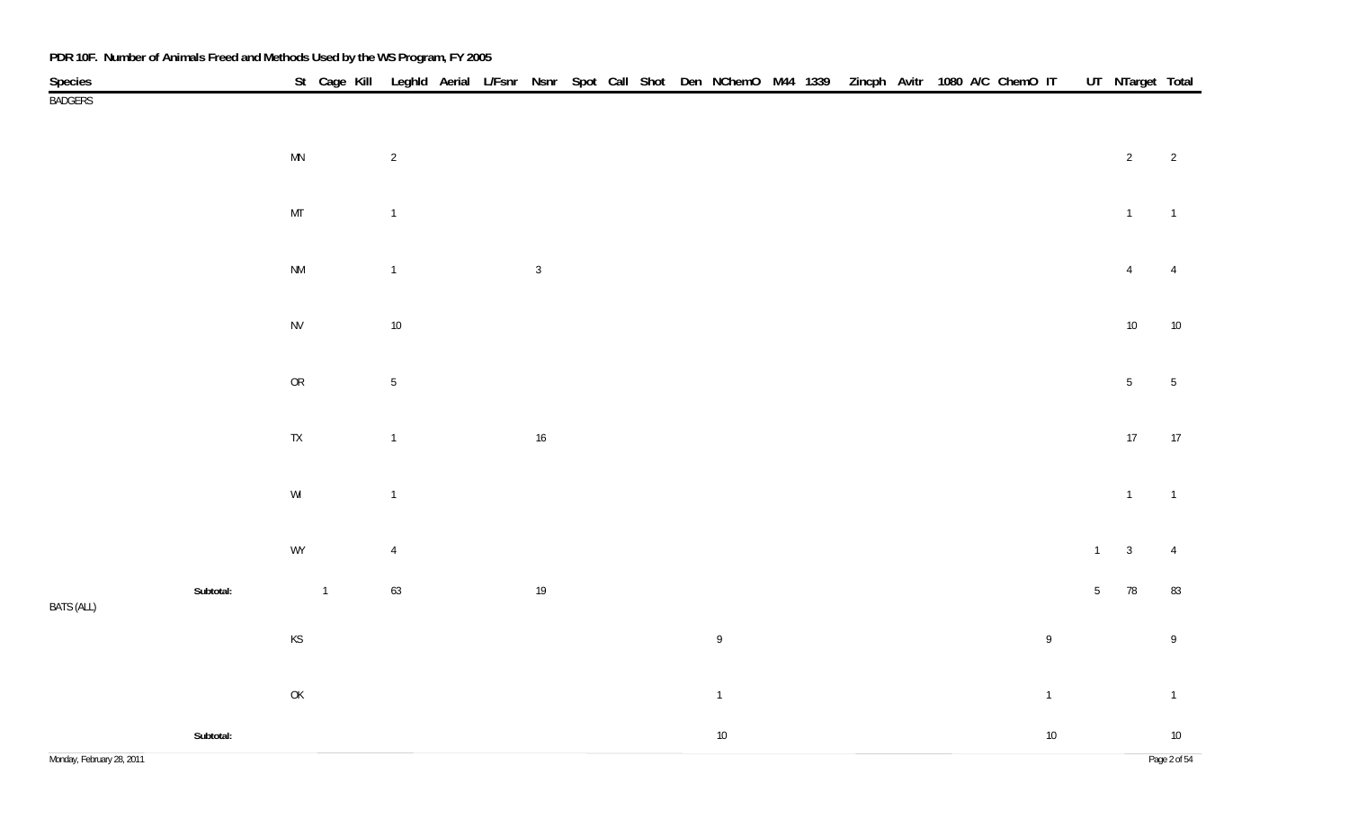**PDR 10F. Number of Animals Freed and Methods Used by the WS Program, FY 2005**

| Species | | St | Cage | Kill | Leghld | Aerial | L/Fsnr | Nsnr | Spot | Call | Shot | Den | NChemO | M44 | 1339 | Zincph | Avitr | 1080 | A/C | ChemO | IT | UT | NTarget | Total |
|---|---|---|---|---|---|---|---|---|---|---|---|---|---|---|---|---|---|---|---|---|---|---|---|---|
| BADGERS | | | | | | | | | | | | | | | | | | | | | | | | |
| | | MN | | | 2 | | | | | | | | | | | | | | | | | | 2 | 2 |
| | | MT | | | 1 | | | | | | | | | | | | | | | | | | 1 | 1 |
| | | NM | | | 1 | | | 3 | | | | | | | | | | | | | | | 4 | 4 |
| | | NV | | | 10 | | | | | | | | | | | | | | | | | | 10 | 10 |
| | | OR | | | 5 | | | | | | | | | | | | | | | | | | 5 | 5 |
| | | TX | | | 1 | | | 16 | | | | | | | | | | | | | | | 17 | 17 |
| | | WI | | | 1 | | | | | | | | | | | | | | | | | | 1 | 1 |
| | | WY | | | 4 | | | | | | | | | | | | | | | | | 1 | 3 | 4 |
| | **Subtotal:** | | 1 | | 63 | | | 19 | | | | | | | | | | | | | | 5 | 78 | 83 |
| BATS (ALL) | | | | | | | | | | | | | | | | | | | | | | | | |
| | | KS | | | | | | | | | | | 9 | | | | | | | | 9 | | | 9 |
| | | OK | | | | | | | | | | | 1 | | | | | | | | 1 | | | 1 |
| | **Subtotal:** | | | | | | | | | | | | 10 | | | | | | | | 10 | | | 10 |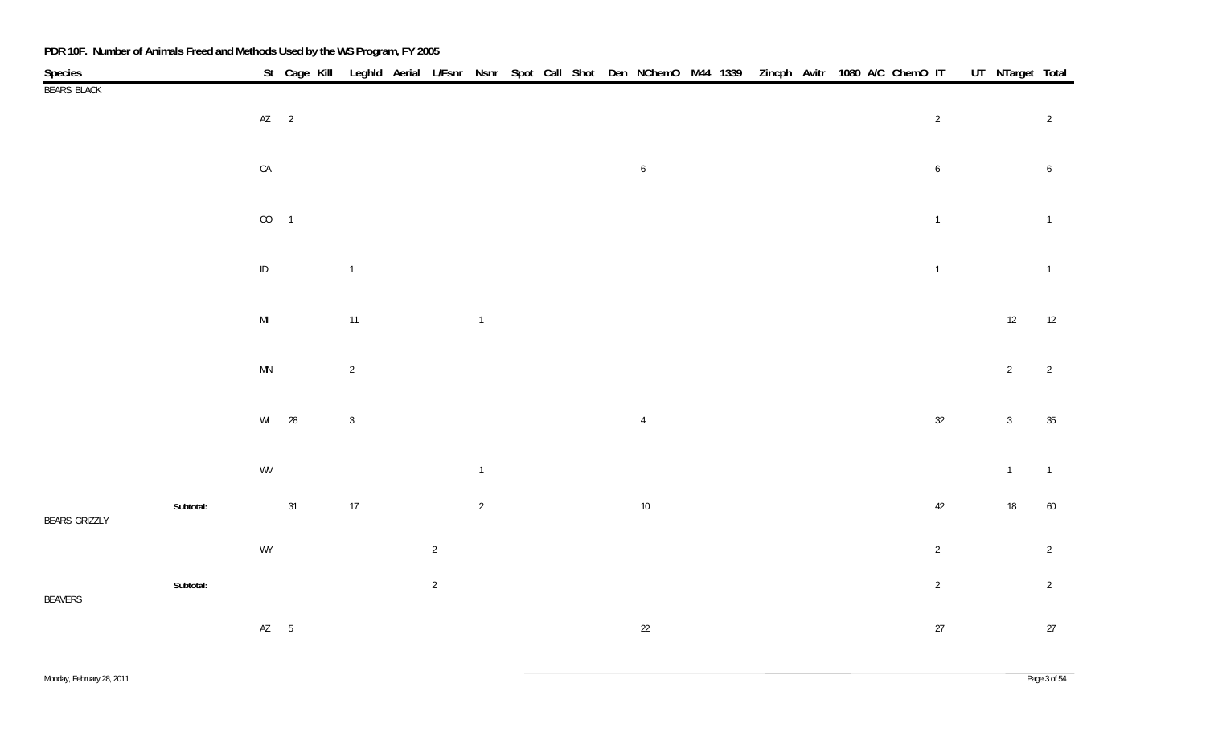**PDR 10F. Number of Animals Freed and Methods Used by the WS Program, FY 2005**

| Species | | St | Cage | Kill | Leghld | Aerial | L/Fsnr | Nsnr | Spot | Call | Shot | Den | NChemO | M44 | 1339 | Zincph | Avitr | 1080 | A/C | ChemO | IT | UT | NTarget | Total |
|---|---|---|---|---|---|---|---|---|---|---|---|---|---|---|---|---|---|---|---|---|---|---|---|---|
| BEARS, BLACK | | | | | | | | | | | | | | | | | | | | | | | | |
| | | AZ | 2 | | | | | | | | | | | | | | | | | | 2 | | | 2 |
| | | CA | | | | | | | | | | | 6 | | | | | | | | 6 | | | 6 |
| | | CO | 1 | | | | | | | | | | | | | | | | | | 1 | | | 1 |
| | | ID | | | 1 | | | | | | | | | | | | | | | | 1 | | | 1 |
| | | MI | | | 11 | | | 1 | | | | | | | | | | | | | | | 12 | 12 |
| | | MN | | | 2 | | | | | | | | | | | | | | | | | | 2 | 2 |
| | | WI | 28 | | 3 | | | | | | | | 4 | | | | | | | | 32 | | 3 | 35 |
| | | WV | | | | | | 1 | | | | | | | | | | | | | | | 1 | 1 |
| | **Subtotal:** | | 31 | | 17 | | | 2 | | | | | 10 | | | | | | | | 42 | | 18 | 60 |
| BEARS, GRIZZLY | | | | | | | | | | | | | | | | | | | | | | | | |
| | | WY | | | | | 2 | | | | | | | | | | | | | | 2 | | | 2 |
| | **Subtotal:** | | | | | | 2 | | | | | | | | | | | | | | 2 | | | 2 |
| BEAVERS | | | | | | | | | | | | | | | | | | | | | | | | |
| | | AZ | 5 | | | | | | | | | | 22 | | | | | | | | 27 | | | 27 |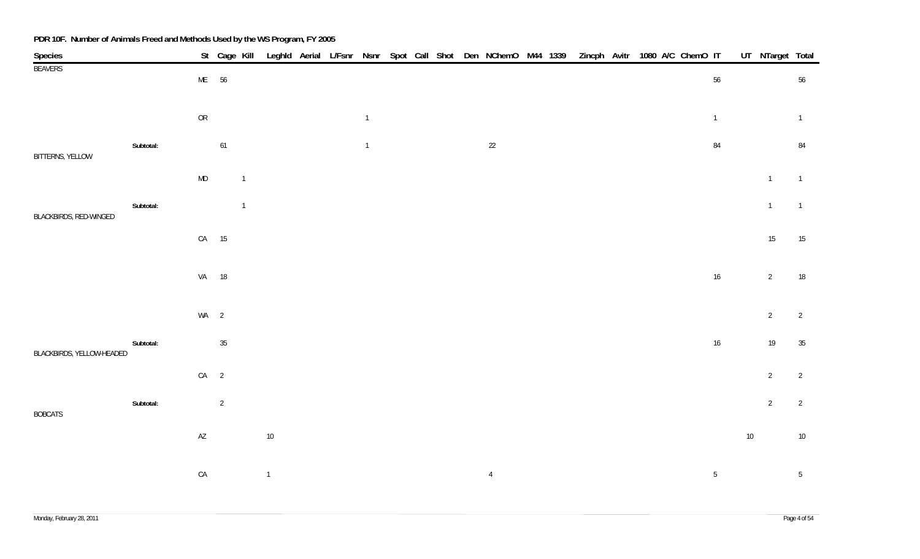**PDR 10F. Number of Animals Freed and Methods Used by the WS Program, FY 2005**

| Species | | St | Cage | Kill | Leghld | Aerial | L/Fsnr | Nsnr | Spot | Call | Shot | Den | NChemO | M44 | 1339 | Zincph | Avitr | 1080 | A/C | ChemO | IT | UT | NTarget | Total |
|---|---|---|---|---|---|---|---|---|---|---|---|---|---|---|---|---|---|---|---|---|---|---|---|---|
| BEAVERS | | ME | 56 | | | | | | | | | | | | | | | | | | 56 | | | 56 |
| | | OR | | | | | | 1 | | | | | | | | | | | | | 1 | | | 1 |
| | **Subtotal:** | | 61 | | | | | 1 | | | | | 22 | | | | | | | | 84 | | | 84 |
| BITTERNS, YELLOW | | MD | | 1 | | | | | | | | | | | | | | | | | | | 1 | 1 |
| | **Subtotal:** | | | 1 | | | | | | | | | | | | | | | | | | | 1 | 1 |
| BLACKBIRDS, RED-WINGED | | CA | 15 | | | | | | | | | | | | | | | | | | | | 15 | 15 |
| | | VA | 18 | | | | | | | | | | | | | | | | | | 16 | | 2 | 18 |
| | | WA | 2 | | | | | | | | | | | | | | | | | | | | 2 | 2 |
| | **Subtotal:** | | 35 | | | | | | | | | | | | | | | | | | 16 | | 19 | 35 |
| BLACKBIRDS, YELLOW-HEADED | | CA | 2 | | | | | | | | | | | | | | | | | | | | 2 | 2 |
| | **Subtotal:** | | 2 | | | | | | | | | | | | | | | | | | | | 2 | 2 |
| BOBCATS | | AZ | | | 10 | | | | | | | | | | | | | | | | | 10 | | 10 |
| | | CA | | | 1 | | | | | | | | 4 | | | | | | | | 5 | | | 5 |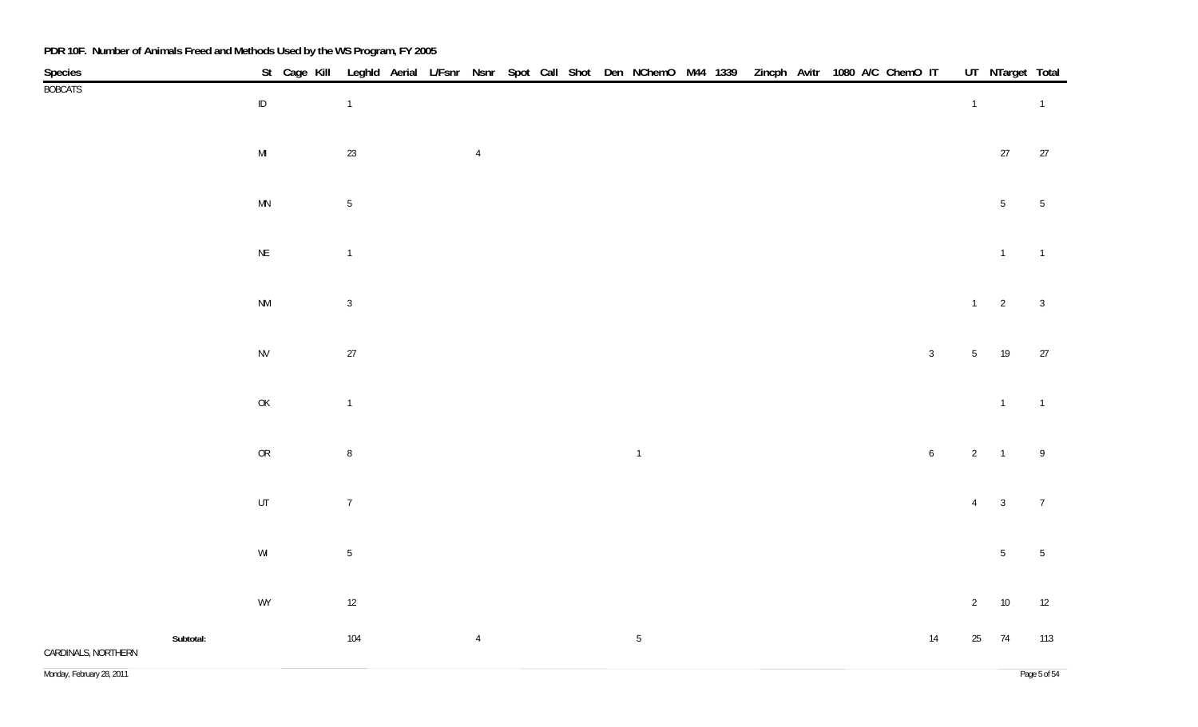**PDR 10F. Number of Animals Freed and Methods Used by the WS Program, FY 2005**

| Species | St | Cage | Kill | Leghld | Aerial | L/Fsnr | Nsnr | Spot | Call | Shot | Den | NChemO | M44 | 1339 | Zincph | Avitr | 1080 | A/C | ChemO | IT | UT | NTarget | Total |
|---|---|---|---|---|---|---|---|---|---|---|---|---|---|---|---|---|---|---|---|---|---|---|---|
| BOBCATS | ID | | | 1 | | | | | | | | | | | | | | | | | 1 | | 1 |
| | MI | | | 23 | | | 4 | | | | | | | | | | | | | | | 27 | 27 |
| | MN | | | 5 | | | | | | | | | | | | | | | | | | 5 | 5 |
| | NE | | | 1 | | | | | | | | | | | | | | | | | | 1 | 1 |
| | NM | | | 3 | | | | | | | | | | | | | | | | | 1 | 2 | 3 |
| | NV | | | 27 | | | | | | | | | | | | | | | | 3 | 5 | 19 | 27 |
| | OK | | | 1 | | | | | | | | | | | | | | | | | | 1 | 1 |
| | OR | | | 8 | | | | | | | | 1 | | | | | | | | 6 | 2 | 1 | 9 |
| | UT | | | 7 | | | | | | | | | | | | | | | | | 4 | 3 | 7 |
| | WI | | | 5 | | | | | | | | | | | | | | | | | | 5 | 5 |
| | WY | | | 12 | | | | | | | | | | | | | | | | | 2 | 10 | 12 |
| **Subtotal:** | | | | 104 | | | 4 | | | | | 5 | | | | | | | | 14 | 25 | 74 | 113 |
| CARDINALS, NORTHERN | | | | | | | | | | | | | | | | | | | | | | | |

Monday, February 28, 2011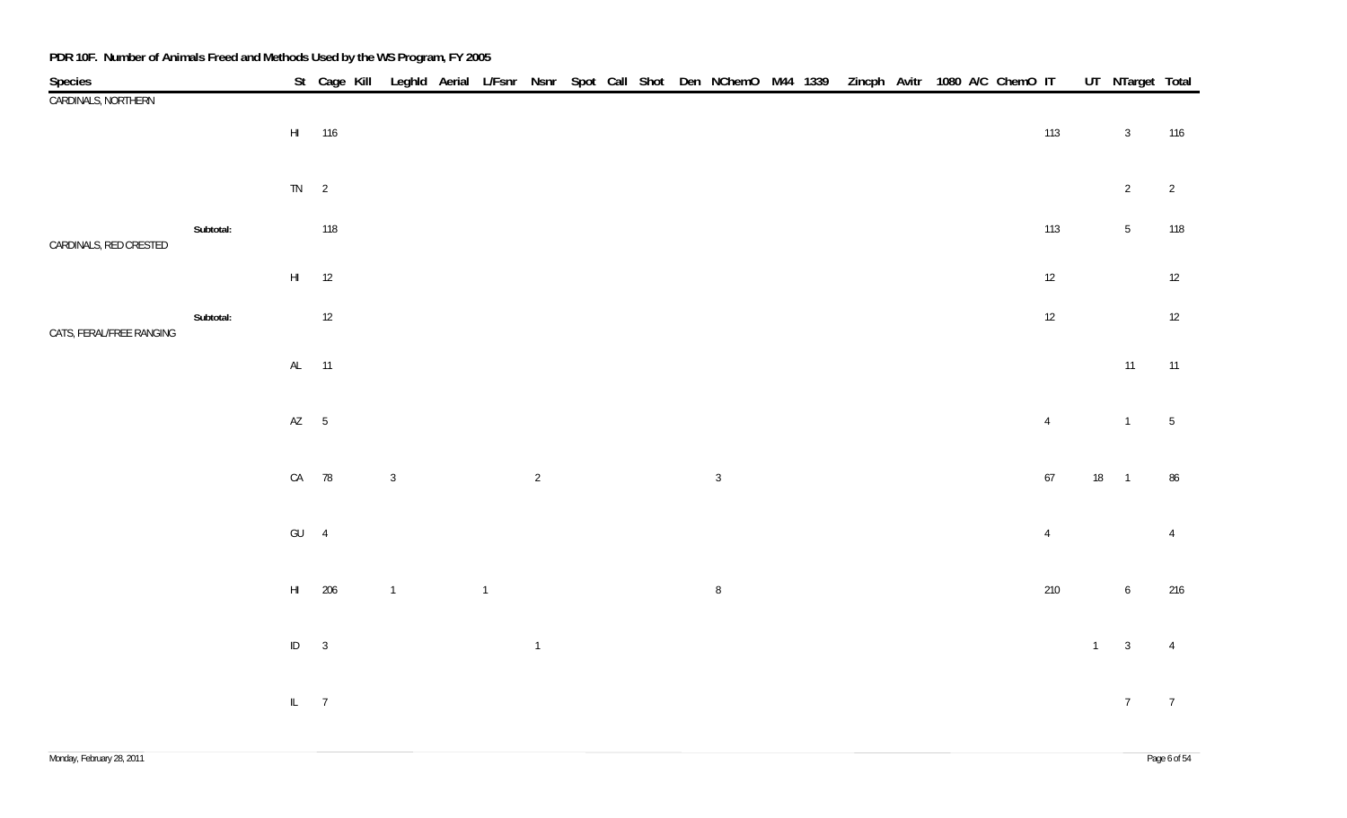**PDR 10F. Number of Animals Freed and Methods Used by the WS Program, FY 2005**

| Species | | St | Cage | Kill | Leghld | Aerial | L/Fsnr | Nsnr | Spot | Call | Shot | Den | NChemO | M44 | 1339 | Zincph | Avitr | 1080 | A/C | ChemO | IT | UT | NTarget | Total |
|---|---|---|---|---|---|---|---|---|---|---|---|---|---|---|---|---|---|---|---|---|---|---|---|---|
| CARDINALS, NORTHERN | | | | | | | | | | | | | | | | | | | | | | | | |
| | | HI | 116 | | | | | | | | | | | | | | | | | | 113 | | 3 | 116 |
| | | TN | 2 | | | | | | | | | | | | | | | | | | | | 2 | 2 |
| | **Subtotal:** | | 118 | | | | | | | | | | | | | | | | | | 113 | | 5 | 118 |
| CARDINALS, RED CRESTED | | | | | | | | | | | | | | | | | | | | | | | | |
| | | HI | 12 | | | | | | | | | | | | | | | | | | 12 | | | 12 |
| | **Subtotal:** | | 12 | | | | | | | | | | | | | | | | | | 12 | | | 12 |
| CATS, FERAL/FREE RANGING | | | | | | | | | | | | | | | | | | | | | | | | |
| | | AL | 11 | | | | | | | | | | | | | | | | | | | | 11 | 11 |
| | | AZ | 5 | | | | | | | | | | | | | | | | | | 4 | | 1 | 5 |
| | | CA | 78 | | 3 | | | 2 | | | | | 3 | | | | | | | | 67 | 18 | 1 | 86 |
| | | GU | 4 | | | | | | | | | | | | | | | | | | 4 | | | 4 |
| | | HI | 206 | | 1 | | 1 | | | | | | 8 | | | | | | | | 210 | | 6 | 216 |
| | | ID | 3 | | | | | 1 | | | | | | | | | | | | | | 1 | 3 | 4 |
| | | IL | 7 | | | | | | | | | | | | | | | | | | | | 7 | 7 |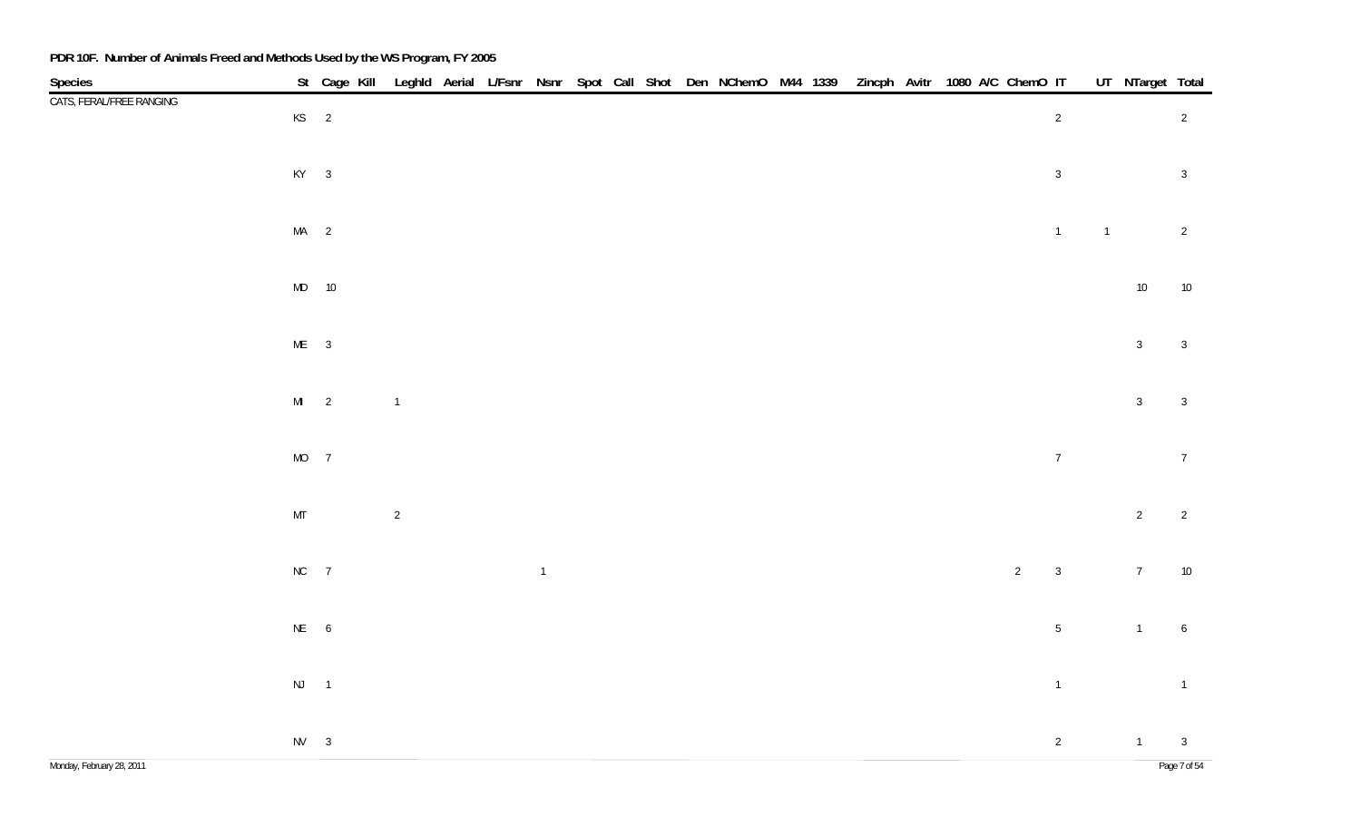**PDR 10F. Number of Animals Freed and Methods Used by the WS Program, FY 2005**

| Species | St | Cage | Kill | Leghld | Aerial | L/Fsnr | Nsnr | Spot | Call | Shot | Den | NChemO | M44 | 1339 | Zincph | Avitr | 1080 | A/C | ChemO | IT | UT | NTarget | Total |
|---|---|---|---|---|---|---|---|---|---|---|---|---|---|---|---|---|---|---|---|---|---|---|---|
| CATS, FERAL/FREE RANGING | KS | 2 | | | | | | | | | | | | | | | | | | 2 | | | 2 |
| | KY | 3 | | | | | | | | | | | | | | | | | | 3 | | | 3 |
| | MA | 2 | | | | | | | | | | | | | | | | | | 1 | 1 | | 2 |
| | MD | 10 | | | | | | | | | | | | | | | | | | | | 10 | 10 |
| | ME | 3 | | | | | | | | | | | | | | | | | | | | 3 | 3 |
| | MI | 2 | | 1 | | | | | | | | | | | | | | | | | | 3 | 3 |
| | MO | 7 | | | | | | | | | | | | | | | | | | 7 | | | 7 |
| | MT | | | 2 | | | | | | | | | | | | | | | | | | 2 | 2 |
| | NC | 7 | | | | | 1 | | | | | | | | | | | | 2 | 3 | | 7 | 10 |
| | NE | 6 | | | | | | | | | | | | | | | | | | 5 | | 1 | 6 |
| | NJ | 1 | | | | | | | | | | | | | | | | | | 1 | | | 1 |
| | NV | 3 | | | | | | | | | | | | | | | | | | 2 | | 1 | 3 |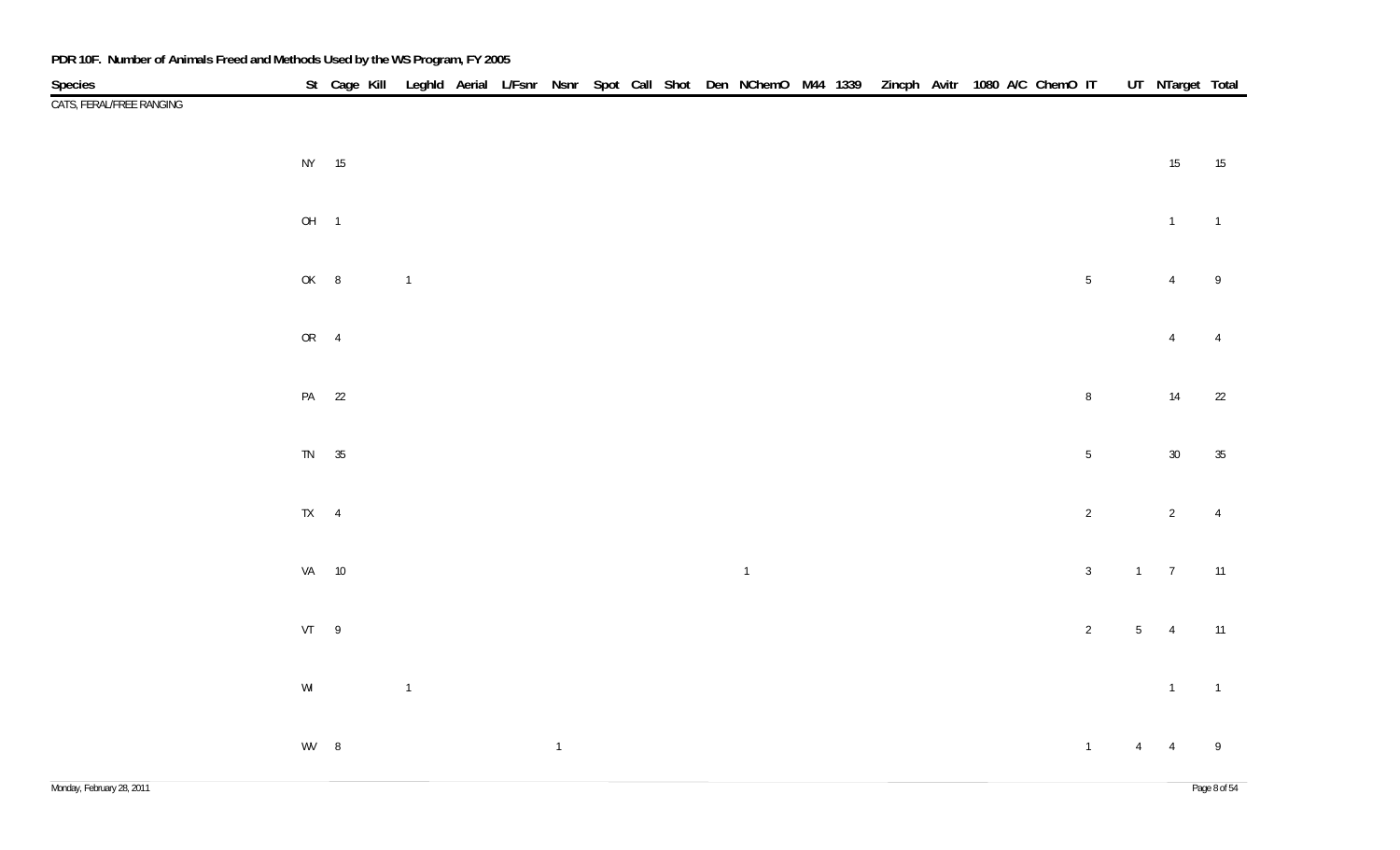**PDR 10F. Number of Animals Freed and Methods Used by the WS Program, FY 2005**

| Species | St | Cage | Kill | Leghld | Aerial | L/Fsnr | Nsnr | Spot | Call | Shot | Den | NChemO | M44 | 1339 | Zincph | Avitr | 1080 | A/C | ChemO | IT | UT | NTarget | Total |
|---|---|---|---|---|---|---|---|---|---|---|---|---|---|---|---|---|---|---|---|---|---|---|---|
| CATS, FERAL/FREE RANGING | | | | | | | | | | | | | | | | | | | | | | | |
| | NY | 15 | | | | | | | | | | | | | | | | | | | | 15 | 15 |
| | OH | 1 | | | | | | | | | | | | | | | | | | | | 1 | 1 |
| | OK | 8 | | 1 | | | | | | | | | | | | | | | | 5 | | 4 | 9 |
| | OR | 4 | | | | | | | | | | | | | | | | | | | | 4 | 4 |
| | PA | 22 | | | | | | | | | | | | | | | | | | 8 | | 14 | 22 |
| | TN | 35 | | | | | | | | | | | | | | | | | | 5 | | 30 | 35 |
| | TX | 4 | | | | | | | | | | | | | | | | | | 2 | | 2 | 4 |
| | VA | 10 | | | | | | | | | | 1 | | | | | | | | 3 | 1 | 7 | 11 |
| | VT | 9 | | | | | | | | | | | | | | | | | | 2 | 5 | 4 | 11 |
| | WI | | | 1 | | | | | | | | | | | | | | | | | | 1 | 1 |
| | WV | 8 | | | | | 1 | | | | | | | | | | | | | 1 | 4 | 4 | 9 |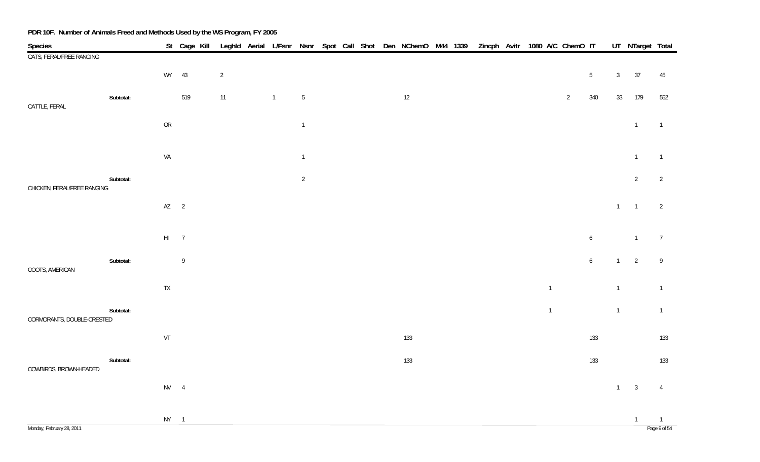## PDR 10F. Number of Animals Freed and Methods Used by the WS Program, FY 2005

| Species | | St | Cage | Kill | Leghld | Aerial | L/Fsnr | Nsnr | Spot | Call | Shot | Den | NChemO | M44 | 1339 | Zincph | Avitr | 1080 | A/C | ChemO | IT | UT | NTarget | Total |
|---|---|---|---|---|---|---|---|---|---|---|---|---|---|---|---|---|---|---|---|---|---|---|---|---|
| CATS, FERAL/FREE RANGING | | | | | | | | | | | | | | | | | | | | | | | | |
| | | WY | 43 | | 2 | | | | | | | | | | | | | | | | 5 | 3 | 37 | 45 |
| | **Subtotal:** | | 519 | | 11 | | 1 | 5 | | | | | 12 | | | | | | | 2 | 340 | 33 | 179 | 552 |
| CATTLE, FERAL | | | | | | | | | | | | | | | | | | | | | | | | |
| | | OR | | | | | | 1 | | | | | | | | | | | | | | | 1 | 1 |
| | | VA | | | | | | 1 | | | | | | | | | | | | | | | 1 | 1 |
| | **Subtotal:** | | | | | | | 2 | | | | | | | | | | | | | | | 2 | 2 |
| CHICKEN, FERAL/FREE RANGING | | | | | | | | | | | | | | | | | | | | | | | | |
| | | AZ | 2 | | | | | | | | | | | | | | | | | | | 1 | 1 | 2 |
| | | HI | 7 | | | | | | | | | | | | | | | | | | 6 | | 1 | 7 |
| | **Subtotal:** | | 9 | | | | | | | | | | | | | | | | | | 6 | 1 | 2 | 9 |
| COOTS, AMERICAN | | | | | | | | | | | | | | | | | | | | | | | | |
| | | TX | | | | | | | | | | | | | | | | | 1 | | | 1 | | 1 |
| | **Subtotal:** | | | | | | | | | | | | | | | | | | 1 | | | 1 | | 1 |
| CORMORANTS, DOUBLE-CRESTED | | | | | | | | | | | | | | | | | | | | | | | | |
| | | VT | | | | | | | | | | | 133 | | | | | | | | 133 | | | 133 |
| | **Subtotal:** | | | | | | | | | | | | 133 | | | | | | | | 133 | | | 133 |
| COWBIRDS, BROWN-HEADED | | | | | | | | | | | | | | | | | | | | | | | | |
| | | NV | 4 | | | | | | | | | | | | | | | | | | | 1 | 3 | 4 |
| | | NY | 1 | | | | | | | | | | | | | | | | | | | | 1 | 1 |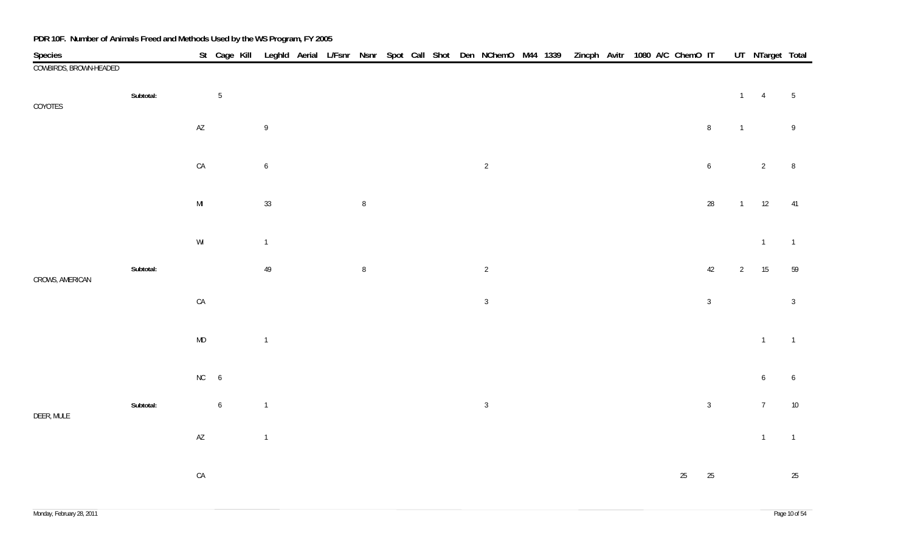**PDR 10F. Number of Animals Freed and Methods Used by the WS Program, FY 2005**

| Species | | St | Cage | Kill | Leghld | Aerial | L/Fsnr | Nsnr | Spot | Call | Shot | Den | NChemO | M44 | 1339 | Zincph | Avitr | 1080 | A/C | ChemO | IT | UT | NTarget | Total |
|---|---|---|---|---|---|---|---|---|---|---|---|---|---|---|---|---|---|---|---|---|---|---|---|---|
| COWBIRDS, BROWN-HEADED | | | | | | | | | | | | | | | | | | | | | | | | |
| | **Subtotal:** | | 5 | | | | | | | | | | | | | | | | | | | 1 | 4 | 5 |
| COYOTES | | | | | | | | | | | | | | | | | | | | | | | | |
| | | AZ | | | 9 | | | | | | | | | | | | | | | | 8 | 1 | | 9 |
| | | CA | | | 6 | | | | | | | | 2 | | | | | | | | 6 | | 2 | 8 |
| | | MI | | | 33 | | | 8 | | | | | | | | | | | | | 28 | 1 | 12 | 41 |
| | | WI | | | 1 | | | | | | | | | | | | | | | | | | 1 | 1 |
| | **Subtotal:** | | | | 49 | | | 8 | | | | | 2 | | | | | | | | 42 | 2 | 15 | 59 |
| CROWS, AMERICAN | | | | | | | | | | | | | | | | | | | | | | | | |
| | | CA | | | | | | | | | | | 3 | | | | | | | | 3 | | | 3 |
| | | MD | | | 1 | | | | | | | | | | | | | | | | | | 1 | 1 |
| | | NC | 6 | | | | | | | | | | | | | | | | | | | | 6 | 6 |
| | **Subtotal:** | | 6 | | 1 | | | | | | | | 3 | | | | | | | | 3 | | 7 | 10 |
| DEER, MULE | | | | | | | | | | | | | | | | | | | | | | | | |
| | | AZ | | | 1 | | | | | | | | | | | | | | | | | | 1 | 1 |
| | | CA | | | | | | | | | | | | | | | | | | 25 | 25 | | | 25 |

Monday, February 28, 2011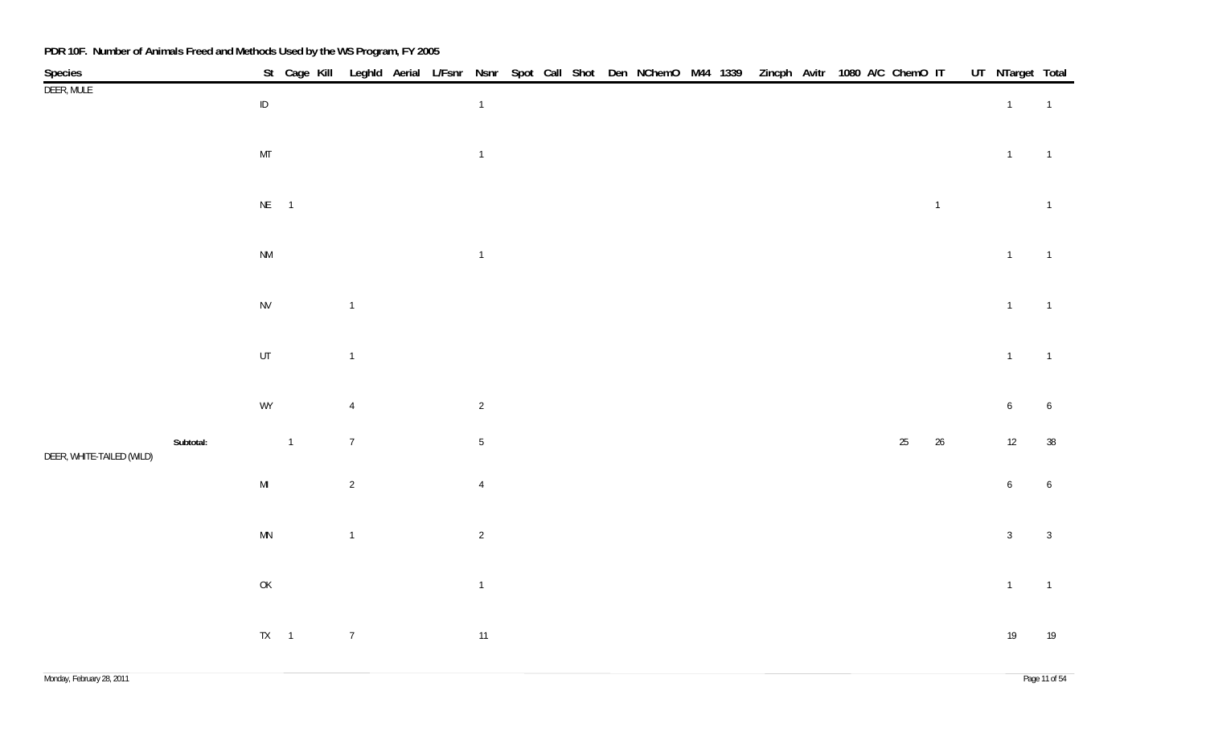**PDR 10F. Number of Animals Freed and Methods Used by the WS Program, FY 2005**

| Species | St | Cage | Kill | Leghld | Aerial | L/Fsnr | Nsnr | Spot | Call | Shot | Den | NChemO | M44 | 1339 | Zincph | Avitr | 1080 | A/C | ChemO | IT | UT | NTarget | Total |
|---|---|---|---|---|---|---|---|---|---|---|---|---|---|---|---|---|---|---|---|---|---|---|---|
| DEER, MULE | | | | | | | | | | | | | | | | | | | | | | | |
| | ID | | | | | | 1 | | | | | | | | | | | | | | | 1 | 1 |
| | MT | | | | | | 1 | | | | | | | | | | | | | | | 1 | 1 |
| | NE | 1 | | | | | | | | | | | | | | | | | | 1 | | | 1 |
| | NM | | | | | | 1 | | | | | | | | | | | | | | | 1 | 1 |
| | NV | | | 1 | | | | | | | | | | | | | | | | | | 1 | 1 |
| | UT | | | 1 | | | | | | | | | | | | | | | | | | 1 | 1 |
| | WY | | | 4 | | | 2 | | | | | | | | | | | | | | | 6 | 6 |
| **Subtotal:** | | 1 | | 7 | | | 5 | | | | | | | | | | | | 25 | 26 | | 12 | 38 |
| DEER, WHITE-TAILED (WILD) | | | | | | | | | | | | | | | | | | | | | | | |
| | MI | | | 2 | | | 4 | | | | | | | | | | | | | | | 6 | 6 |
| | MN | | | 1 | | | 2 | | | | | | | | | | | | | | | 3 | 3 |
| | OK | | | | | | 1 | | | | | | | | | | | | | | | 1 | 1 |
| | TX | 1 | | 7 | | | 11 | | | | | | | | | | | | | | | 19 | 19 |

Monday, February 28, 2011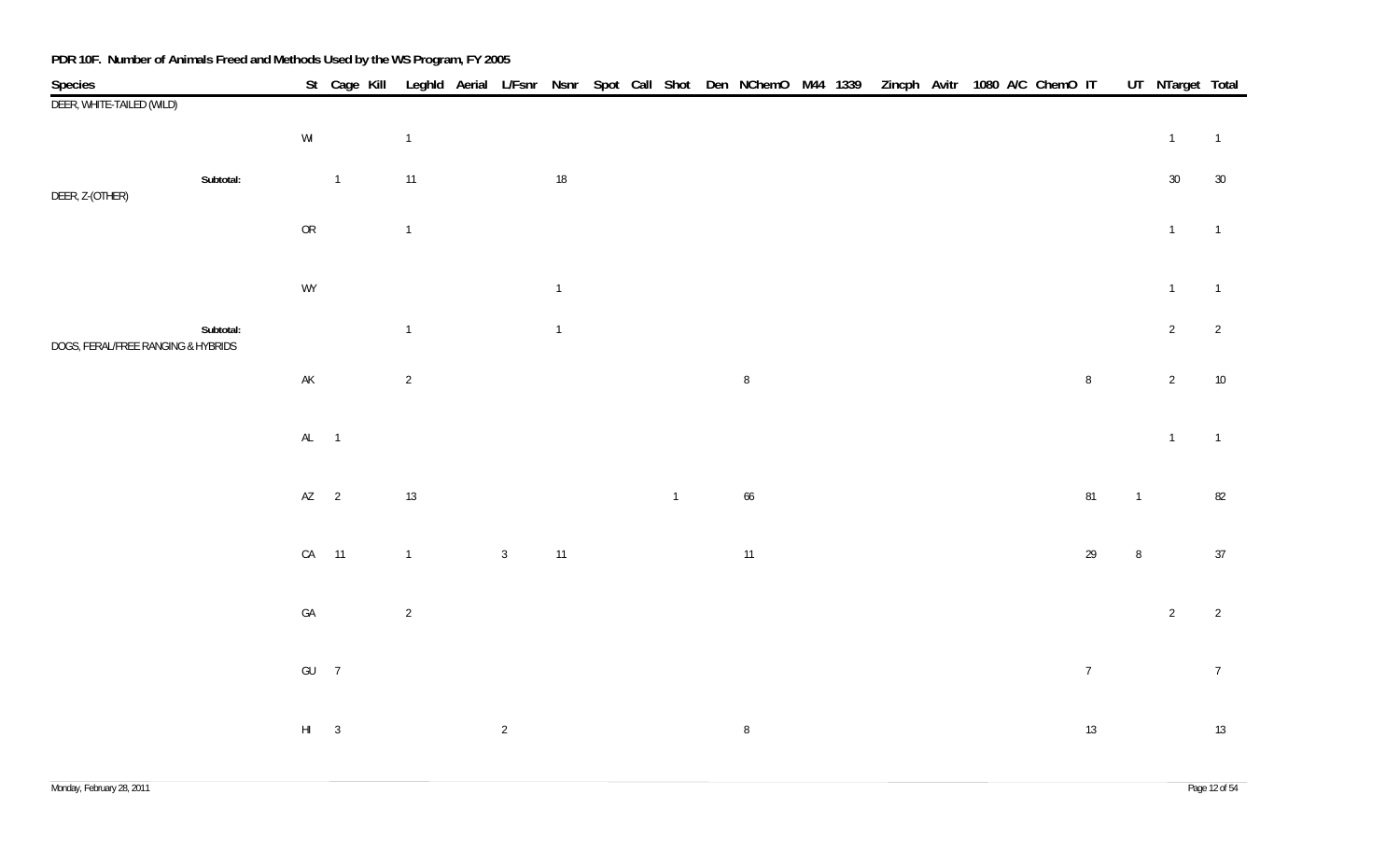**PDR 10F. Number of Animals Freed and Methods Used by the WS Program, FY 2005**

| Species | St | Cage | Kill | Leghld | Aerial | L/Fsnr | Nsnr | Spot | Call | Shot | Den | NChemO | M44 | 1339 | Zincph | Avitr | 1080 | A/C | ChemO | IT | UT | NTarget | Total |
|---|---|---|---|---|---|---|---|---|---|---|---|---|---|---|---|---|---|---|---|---|---|---|---|
| DEER, WHITE-TAILED (WILD) | | | | | | | | | | | | | | | | | | | | | | | |
| | WI | | | 1 | | | | | | | | | | | | | | | | | | 1 | 1 |
| **Subtotal:** | | 1 | | 11 | | | 18 | | | | | | | | | | | | | | | 30 | 30 |
| DEER, Z-(OTHER) | | | | | | | | | | | | | | | | | | | | | | | |
| | OR | | | 1 | | | | | | | | | | | | | | | | | | 1 | 1 |
| | WY | | | | | | 1 | | | | | | | | | | | | | | | 1 | 1 |
| **Subtotal:** | | | | 1 | | | 1 | | | | | | | | | | | | | | | 2 | 2 |
| DOGS, FERAL/FREE RANGING & HYBRIDS | | | | | | | | | | | | | | | | | | | | | | | |
| | AK | | | 2 | | | | | | | | 8 | | | | | | | | 8 | | 2 | 10 |
| | AL | 1 | | | | | | | | | | | | | | | | | | | | 1 | 1 |
| | AZ | 2 | | 13 | | | | | | 1 | | 66 | | | | | | | | 81 | 1 | | 82 |
| | CA | 11 | | 1 | | 3 | 11 | | | | | 11 | | | | | | | | 29 | 8 | | 37 |
| | GA | | | 2 | | | | | | | | | | | | | | | | | | 2 | 2 |
| | GU | 7 | | | | | | | | | | | | | | | | | | 7 | | | 7 |
| | HI | 3 | | | | 2 | | | | | | 8 | | | | | | | | 13 | | | 13 |

Monday, February 28, 2011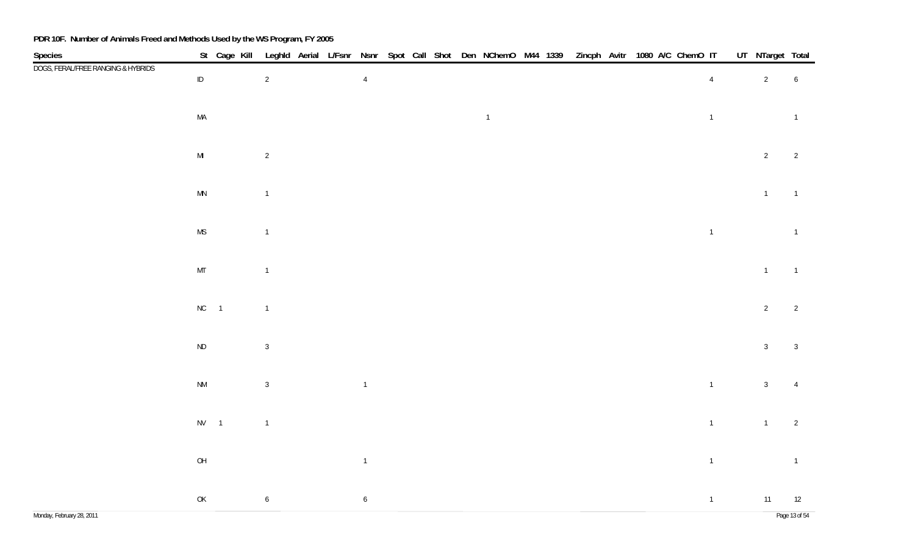**PDR 10F. Number of Animals Freed and Methods Used by the WS Program, FY 2005**

| Species | St | Cage | Kill | LeghId | Aerial | L/Fsnr | Nsnr | Spot | Call | Shot | Den | NChemO | M44 | 1339 | Zincph | Avitr | 1080 | A/C | ChemO | IT | UT | NTarget | Total |
|---|---|---|---|---|---|---|---|---|---|---|---|---|---|---|---|---|---|---|---|---|---|---|---|
| DOGS, FERAL/FREE RANGING & HYBRIDS | ID | | | 2 | | | 4 | | | | | | | | | | | | | 4 | | 2 | 6 |
| | MA | | | | | | | | | | | 1 | | | | | | | | 1 | | | 1 |
| | MI | | | 2 | | | | | | | | | | | | | | | | | | 2 | 2 |
| | MN | | | 1 | | | | | | | | | | | | | | | | | | 1 | 1 |
| | MS | | | 1 | | | | | | | | | | | | | | | | 1 | | | 1 |
| | MT | | | 1 | | | | | | | | | | | | | | | | | | 1 | 1 |
| | NC | 1 | | 1 | | | | | | | | | | | | | | | | | | 2 | 2 |
| | ND | | | 3 | | | | | | | | | | | | | | | | | | 3 | 3 |
| | NM | | | 3 | | | 1 | | | | | | | | | | | | | 1 | | 3 | 4 |
| | NV | 1 | | 1 | | | | | | | | | | | | | | | | 1 | | 1 | 2 |
| | OH | | | | | | 1 | | | | | | | | | | | | | 1 | | | 1 |
| | OK | | | 6 | | | 6 | | | | | | | | | | | | | 1 | | 11 | 12 |

Monday, February 28, 2011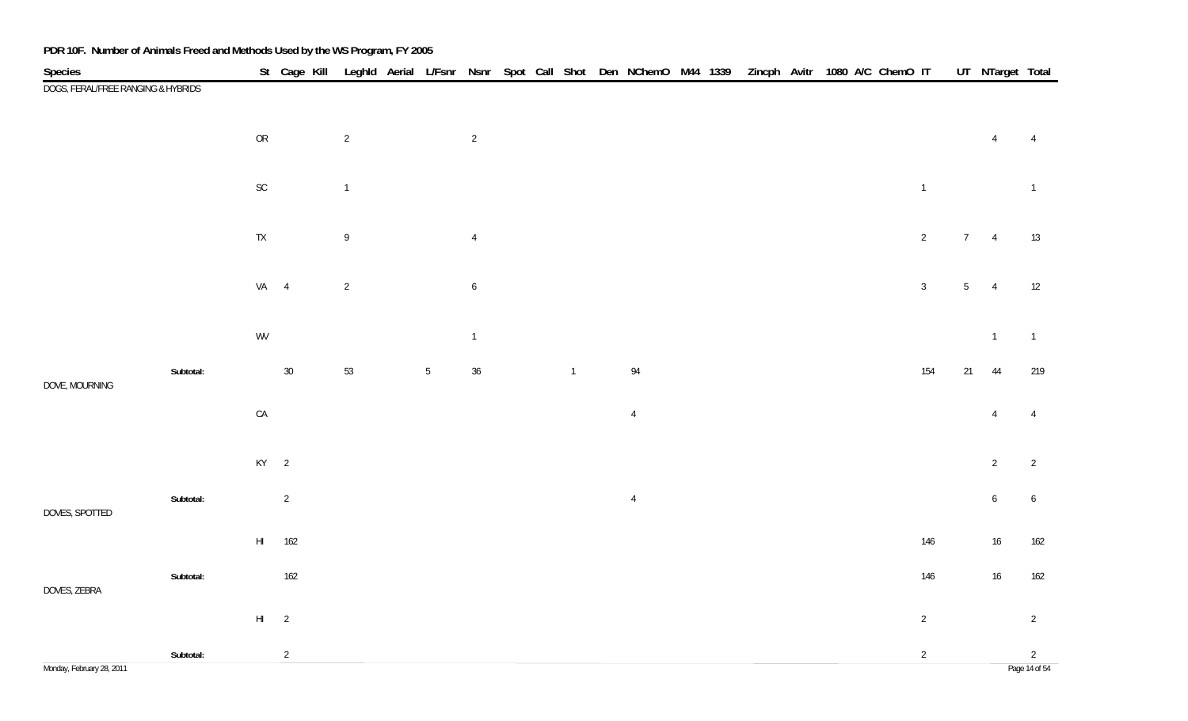**PDR 10F. Number of Animals Freed and Methods Used by the WS Program, FY 2005**

| Species | | St | Cage | Kill | Leghld | Aerial | L/Fsnr | Nsnr | Spot | Call | Shot | Den | NChemO | M44 | 1339 | Zincph | Avitr | 1080 | A/C | ChemO | IT | UT | NTarget | Total |
|---|---|---|---|---|---|---|---|---|---|---|---|---|---|---|---|---|---|---|---|---|---|---|---|---|
| DOGS, FERAL/FREE RANGING & HYBRIDS | | | | | | | | | | | | | | | | | | | | | | | | |
| | | OR | | | 2 | | | 2 | | | | | | | | | | | | | | | 4 | 4 |
| | | SC | | | 1 | | | | | | | | | | | | | | | | 1 | | | 1 |
| | | TX | | | 9 | | | 4 | | | | | | | | | | | | | 2 | 7 | 4 | 13 |
| | | VA | 4 | | 2 | | | 6 | | | | | | | | | | | | | 3 | 5 | 4 | 12 |
| | | WV | | | | | | 1 | | | | | | | | | | | | | | | 1 | 1 |
| | **Subtotal:** | | 30 | | 53 | | 5 | 36 | | | 1 | | 94 | | | | | | | | 154 | 21 | 44 | 219 |
| DOVE, MOURNING | | | | | | | | | | | | | | | | | | | | | | | | |
| | | CA | | | | | | | | | | | 4 | | | | | | | | | | 4 | 4 |
| | | KY | 2 | | | | | | | | | | | | | | | | | | | | 2 | 2 |
| | **Subtotal:** | | 2 | | | | | | | | | | 4 | | | | | | | | | | 6 | 6 |
| DOVES, SPOTTED | | | | | | | | | | | | | | | | | | | | | | | | |
| | | HI | 162 | | | | | | | | | | | | | | | | | | 146 | | 16 | 162 |
| | **Subtotal:** | | 162 | | | | | | | | | | | | | | | | | | 146 | | 16 | 162 |
| DOVES, ZEBRA | | | | | | | | | | | | | | | | | | | | | | | | |
| | | HI | 2 | | | | | | | | | | | | | | | | | | 2 | | | 2 |
| | **Subtotal:** | | 2 | | | | | | | | | | | | | | | | | | 2 | | | 2 |

Monday, February 28, 2011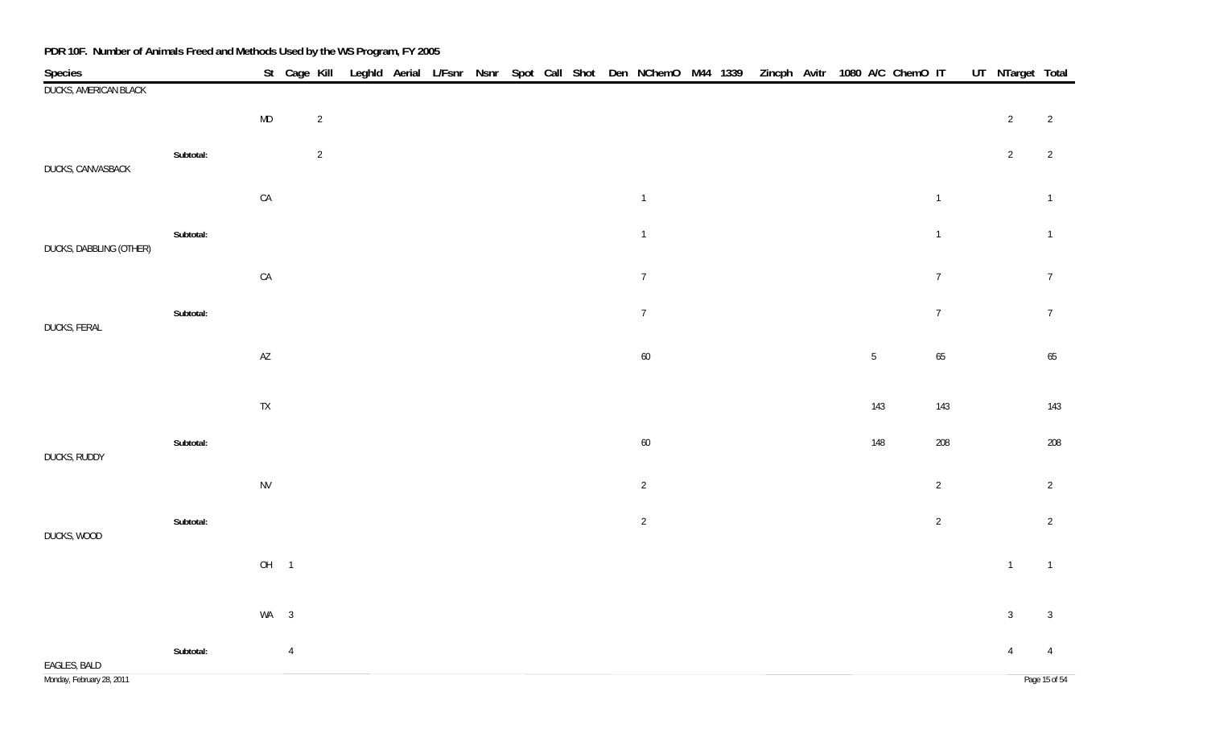**PDR 10F. Number of Animals Freed and Methods Used by the WS Program, FY 2005**

| Species | | St | Cage | Kill | Leghld | Aerial | L/Fsnr | Nsnr | Spot | Call | Shot | Den | NChemO | M44 | 1339 | Zincph | Avitr | 1080 | A/C | ChemO | IT | UT | NTarget | Total |
|---|---|---|---|---|---|---|---|---|---|---|---|---|---|---|---|---|---|---|---|---|---|---|---|---|
| DUCKS, AMERICAN BLACK | | | | | | | | | | | | | | | | | | | | | | | | |
| | | MD | | 2 | | | | | | | | | | | | | | | | | | | 2 | 2 |
| | **Subtotal:** | | | 2 | | | | | | | | | | | | | | | | | | | 2 | 2 |
| DUCKS, CANVASBACK | | | | | | | | | | | | | | | | | | | | | | | | |
| | | CA | | | | | | | | | | | 1 | | | | | | | | 1 | | | 1 |
| | **Subtotal:** | | | | | | | | | | | | 1 | | | | | | | | 1 | | | 1 |
| DUCKS, DABBLING (OTHER) | | | | | | | | | | | | | | | | | | | | | | | | |
| | | CA | | | | | | | | | | | 7 | | | | | | | | 7 | | | 7 |
| | **Subtotal:** | | | | | | | | | | | | 7 | | | | | | | | 7 | | | 7 |
| DUCKS, FERAL | | | | | | | | | | | | | | | | | | | | | | | | |
| | | AZ | | | | | | | | | | | 60 | | | | | | 5 | | 65 | | | 65 |
| | | TX | | | | | | | | | | | | | | | | | 143 | | 143 | | | 143 |
| | **Subtotal:** | | | | | | | | | | | | 60 | | | | | | 148 | | 208 | | | 208 |
| DUCKS, RUDDY | | | | | | | | | | | | | | | | | | | | | | | | |
| | | NV | | | | | | | | | | | 2 | | | | | | | | 2 | | | 2 |
| | **Subtotal:** | | | | | | | | | | | | 2 | | | | | | | | 2 | | | 2 |
| DUCKS, WOOD | | | | | | | | | | | | | | | | | | | | | | | | |
| | | OH | 1 | | | | | | | | | | | | | | | | | | | | 1 | 1 |
| | | WA | 3 | | | | | | | | | | | | | | | | | | | | 3 | 3 |
| | **Subtotal:** | | 4 | | | | | | | | | | | | | | | | | | | | 4 | 4 |
| EAGLES, BALD | | | | | | | | | | | | | | | | | | | | | | | | |

Monday, February 28, 2011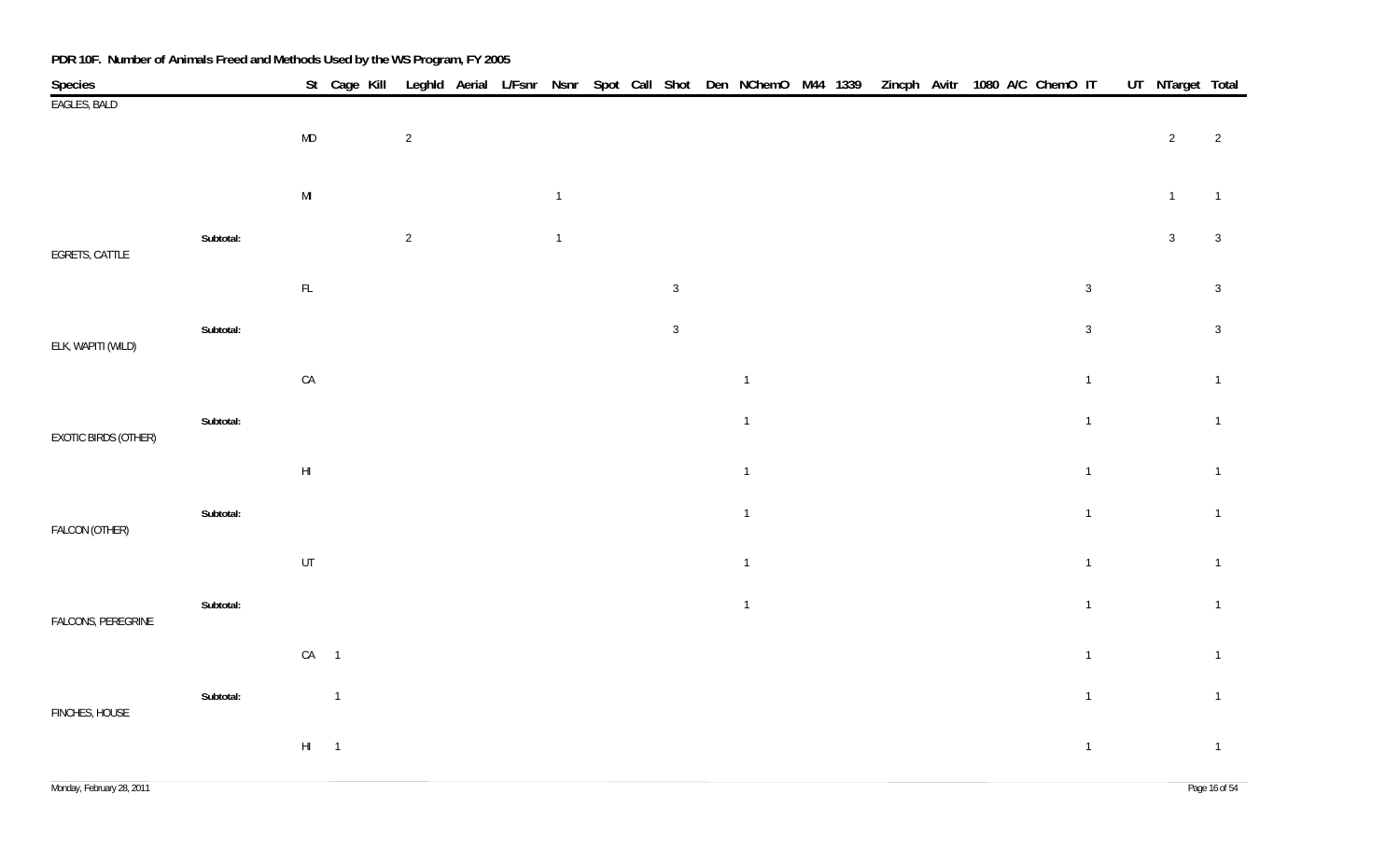**PDR 10F. Number of Animals Freed and Methods Used by the WS Program, FY 2005**

| Species | | St | Cage | Kill | Leghld | Aerial | L/Fsnr | Nsnr | Spot | Call | Shot | Den | NChemO | M44 | 1339 | Zincph | Avitr | 1080 | A/C | ChemO | IT | UT | NTarget | Total |
|---|---|---|---|---|---|---|---|---|---|---|---|---|---|---|---|---|---|---|---|---|---|---|---|---|
| EAGLES, BALD | | | | | | | | | | | | | | | | | | | | | | | | |
| | | MD | | | 2 | | | | | | | | | | | | | | | | | | 2 | 2 |
| | | MI | | | | | | 1 | | | | | | | | | | | | | | | 1 | 1 |
| | **Subtotal:** | | | | 2 | | | 1 | | | | | | | | | | | | | | | 3 | 3 |
| EGRETS, CATTLE | | | | | | | | | | | | | | | | | | | | | | | | |
| | | FL | | | | | | | | | 3 | | | | | | | | | | 3 | | | 3 |
| | **Subtotal:** | | | | | | | | | | 3 | | | | | | | | | | 3 | | | 3 |
| ELK, WAPITI (WILD) | | | | | | | | | | | | | | | | | | | | | | | | |
| | | CA | | | | | | | | | | | 1 | | | | | | | | 1 | | | 1 |
| | **Subtotal:** | | | | | | | | | | | | 1 | | | | | | | | 1 | | | 1 |
| EXOTIC BIRDS (OTHER) | | | | | | | | | | | | | | | | | | | | | | | | |
| | | HI | | | | | | | | | | | 1 | | | | | | | | 1 | | | 1 |
| | **Subtotal:** | | | | | | | | | | | | 1 | | | | | | | | 1 | | | 1 |
| FALCON (OTHER) | | | | | | | | | | | | | | | | | | | | | | | | |
| | | UT | | | | | | | | | | | 1 | | | | | | | | 1 | | | 1 |
| | **Subtotal:** | | | | | | | | | | | | 1 | | | | | | | | 1 | | | 1 |
| FALCONS, PEREGRINE | | | | | | | | | | | | | | | | | | | | | | | | |
| | | CA | 1 | | | | | | | | | | | | | | | | | | 1 | | | 1 |
| | **Subtotal:** | | 1 | | | | | | | | | | | | | | | | | | 1 | | | 1 |
| FINCHES, HOUSE | | | | | | | | | | | | | | | | | | | | | | | | |
| | | HI | 1 | | | | | | | | | | | | | | | | | | 1 | | | 1 |

Monday, February 28, 2011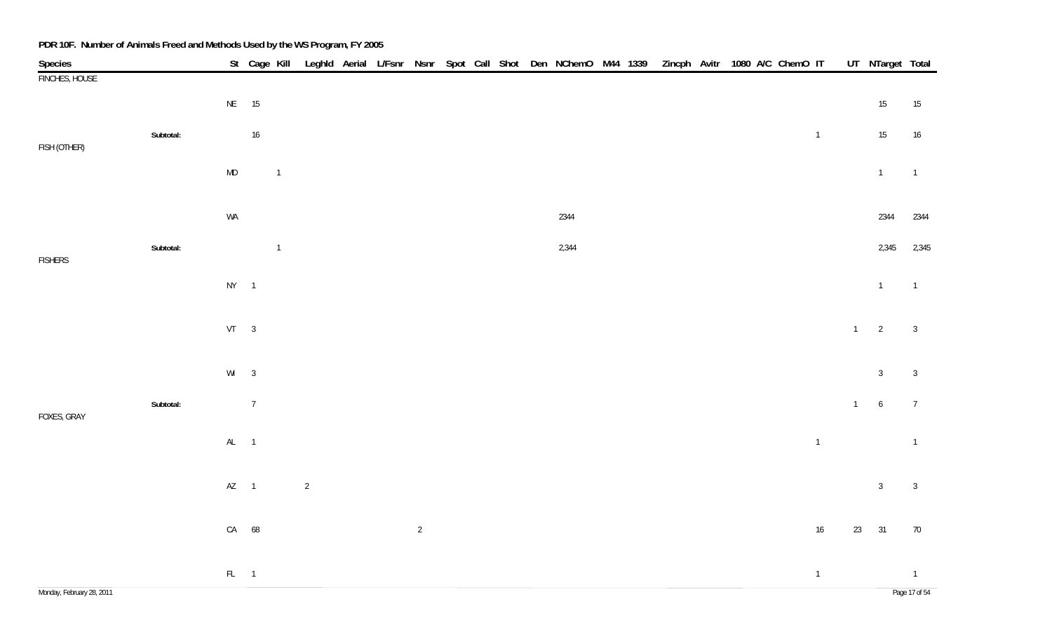**PDR 10F. Number of Animals Freed and Methods Used by the WS Program, FY 2005**

| Species | | St | Cage | Kill | Leghld | Aerial | L/Fsnr | Nsnr | Spot | Call | Shot | Den | NChemO | M44 | 1339 | Zincph | Avitr | 1080 | A/C | ChemO | IT | UT | NTarget | Total |
|---|---|---|---|---|---|---|---|---|---|---|---|---|---|---|---|---|---|---|---|---|---|---|---|---|
| FINCHES, HOUSE | | | | | | | | | | | | | | | | | | | | | | | | |
| | | NE | 15 | | | | | | | | | | | | | | | | | | | | 15 | 15 |
| | Subtotal: | | 16 | | | | | | | | | | | | | | | | | | 1 | | 15 | 16 |
| FISH (OTHER) | | | | | | | | | | | | | | | | | | | | | | | | |
| | | MD | | 1 | | | | | | | | | | | | | | | | | | | 1 | 1 |
| | | WA | | | | | | | | | | | 2344 | | | | | | | | | | 2344 | 2344 |
| | Subtotal: | | | 1 | | | | | | | | | 2,344 | | | | | | | | | | 2,345 | 2,345 |
| FISHERS | | | | | | | | | | | | | | | | | | | | | | | | |
| | | NY | 1 | | | | | | | | | | | | | | | | | | | | 1 | 1 |
| | | VT | 3 | | | | | | | | | | | | | | | | | | | 1 | 2 | 3 |
| | | WI | 3 | | | | | | | | | | | | | | | | | | | | 3 | 3 |
| | Subtotal: | | 7 | | | | | | | | | | | | | | | | | | | 1 | 6 | 7 |
| FOXES, GRAY | | | | | | | | | | | | | | | | | | | | | | | | |
| | | AL | 1 | | | | | | | | | | | | | | | | | | 1 | | | 1 |
| | | AZ | 1 | | 2 | | | | | | | | | | | | | | | | | | 3 | 3 |
| | | CA | 68 | | | | | 2 | | | | | | | | | | | | | 16 | 23 | 31 | 70 |
| | | FL | 1 | | | | | | | | | | | | | | | | | | 1 | | | 1 |

Monday, February 28, 2011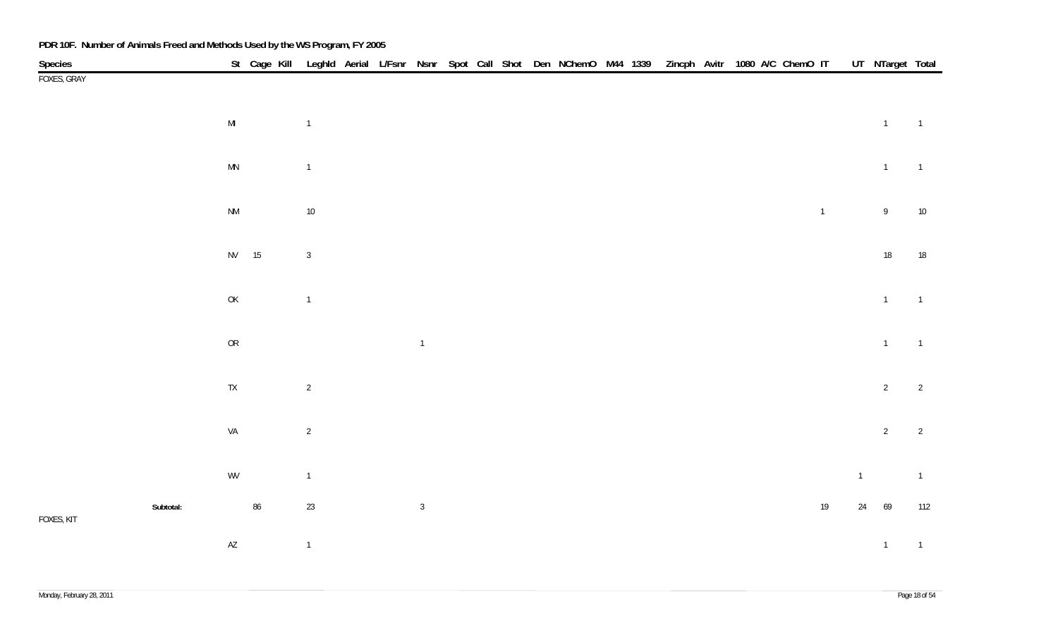**PDR 10F. Number of Animals Freed and Methods Used by the WS Program, FY 2005**

| Species | St | Cage | Kill | Leghld | Aerial | L/Fsnr | Nsnr | Spot | Call | Shot | Den | NChemO | M44 | 1339 | Zincph | Avitr | 1080 | A/C | ChemO | IT | UT | NTarget | Total |
|---|---|---|---|---|---|---|---|---|---|---|---|---|---|---|---|---|---|---|---|---|---|---|---|
| FOXES, GRAY | | | | | | | | | | | | | | | | | | | | | | | |
| | MI | | | 1 | | | | | | | | | | | | | | | | | | 1 | 1 |
| | MN | | | 1 | | | | | | | | | | | | | | | | | | 1 | 1 |
| | NM | | | 10 | | | | | | | | | | | | | | | | 1 | | 9 | 10 |
| | NV | 15 | | 3 | | | | | | | | | | | | | | | | | | 18 | 18 |
| | OK | | | 1 | | | | | | | | | | | | | | | | | | 1 | 1 |
| | OR | | | | | | 1 | | | | | | | | | | | | | | | 1 | 1 |
| | TX | | | 2 | | | | | | | | | | | | | | | | | | 2 | 2 |
| | VA | | | 2 | | | | | | | | | | | | | | | | | | 2 | 2 |
| | WV | | | 1 | | | | | | | | | | | | | | | | | 1 | | 1 |
| **Subtotal:** | | 86 | | 23 | | | 3 | | | | | | | | | | | | | 19 | 24 | 69 | 112 |
| FOXES, KIT | | | | | | | | | | | | | | | | | | | | | | | |
| | AZ | | | 1 | | | | | | | | | | | | | | | | | | 1 | 1 |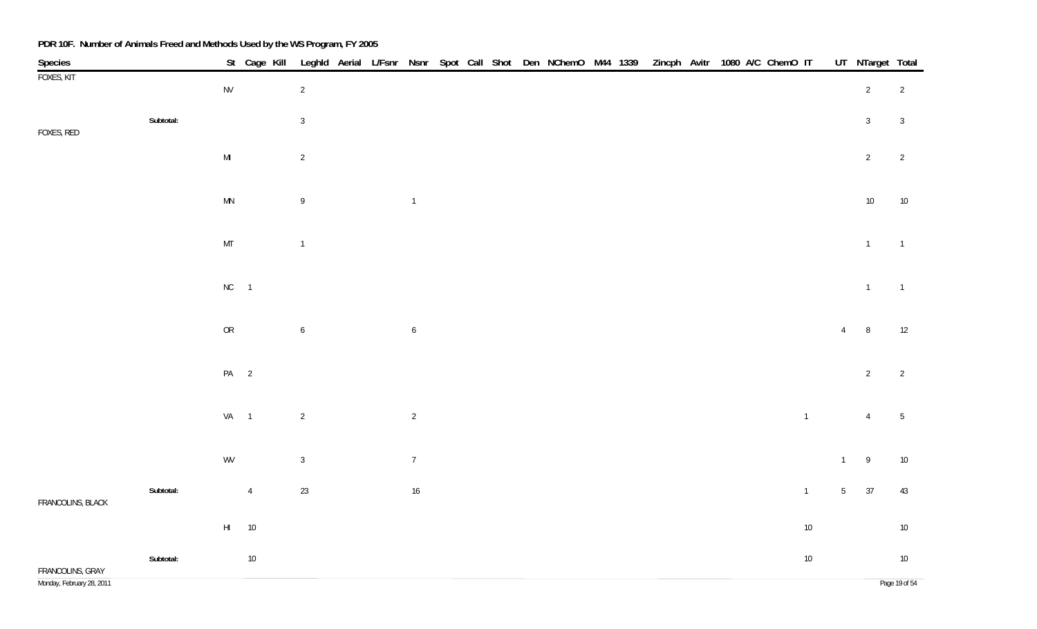**PDR 10F. Number of Animals Freed and Methods Used by the WS Program, FY 2005**

| Species | | St | Cage | Kill | Leghld | Aerial | L/Fsnr | Nsnr | Spot | Call | Shot | Den | NChemO | M44 | 1339 | Zincph | Avitr | 1080 | A/C | ChemO | IT | UT | NTarget | Total |
|---|---|---|---|---|---|---|---|---|---|---|---|---|---|---|---|---|---|---|---|---|---|---|---|---|
| FOXES, KIT | | NV | | | 2 | | | | | | | | | | | | | | | | | | 2 | 2 |
| | Subtotal: | | | | 3 | | | | | | | | | | | | | | | | | | 3 | 3 |
| FOXES, RED | | MI | | | 2 | | | | | | | | | | | | | | | | | | 2 | 2 |
| | | MN | | | 9 | | | 1 | | | | | | | | | | | | | | | 10 | 10 |
| | | MT | | | 1 | | | | | | | | | | | | | | | | | | 1 | 1 |
| | | NC | 1 | | | | | | | | | | | | | | | | | | | | 1 | 1 |
| | | OR | | | 6 | | | 6 | | | | | | | | | | | | | | 4 | 8 | 12 |
| | | PA | 2 | | | | | | | | | | | | | | | | | | | | 2 | 2 |
| | | VA | 1 | | 2 | | | 2 | | | | | | | | | | | | | 1 | | 4 | 5 |
| | | WV | | | 3 | | | 7 | | | | | | | | | | | | | | 1 | 9 | 10 |
| | Subtotal: | | 4 | | 23 | | | 16 | | | | | | | | | | | | | 1 | 5 | 37 | 43 |
| FRANCOLINS, BLACK | | HI | 10 | | | | | | | | | | | | | | | | | | 10 | | | 10 |
| | Subtotal: | | 10 | | | | | | | | | | | | | | | | | | 10 | | | 10 |
| FRANCOLINS, GRAY | | | | | | | | | | | | | | | | | | | | | | | | |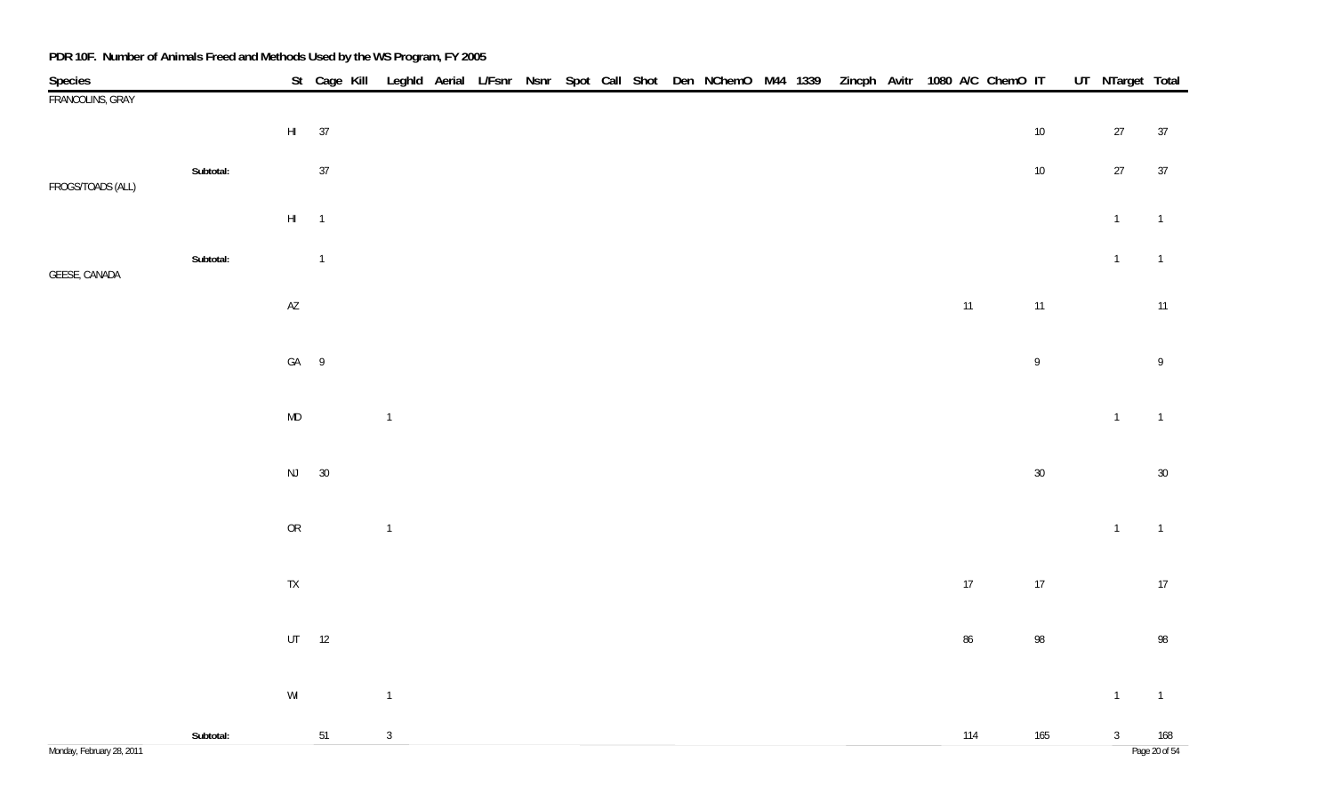**PDR 10F. Number of Animals Freed and Methods Used by the WS Program, FY 2005**

| Species | | St | Cage | Kill | Leghld | Aerial | L/Fsnr | Nsnr | Spot | Call | Shot | Den | NChemO | M44 | 1339 | Zincph | Avitr | 1080 | A/C | ChemO | IT | UT | NTarget | Total |
|---|---|---|---|---|---|---|---|---|---|---|---|---|---|---|---|---|---|---|---|---|---|---|---|---|
| FRANCOLINS, GRAY | | | | | | | | | | | | | | | | | | | | | | | | |
| | | HI | 37 | | | | | | | | | | | | | | | | | | 10 | | 27 | 37 |
| | Subtotal: | | 37 | | | | | | | | | | | | | | | | | | 10 | | 27 | 37 |
| FROGS/TOADS (ALL) | | | | | | | | | | | | | | | | | | | | | | | | |
| | | HI | 1 | | | | | | | | | | | | | | | | | | | | 1 | 1 |
| | Subtotal: | | 1 | | | | | | | | | | | | | | | | | | | | 1 | 1 |
| GEESE, CANADA | | | | | | | | | | | | | | | | | | | | | | | | |
| | | AZ | | | | | | | | | | | | | | | | | 11 | | 11 | | | 11 |
| | | GA | 9 | | | | | | | | | | | | | | | | | | 9 | | | 9 |
| | | MD | | | 1 | | | | | | | | | | | | | | | | | | 1 | 1 |
| | | NJ | 30 | | | | | | | | | | | | | | | | | | 30 | | | 30 |
| | | OR | | | 1 | | | | | | | | | | | | | | | | | | 1 | 1 |
| | | TX | | | | | | | | | | | | | | | | | 17 | | 17 | | | 17 |
| | | UT | 12 | | | | | | | | | | | | | | | | 86 | | 98 | | | 98 |
| | | WI | | | 1 | | | | | | | | | | | | | | | | | | 1 | 1 |
| | Subtotal: | | 51 | | 3 | | | | | | | | | | | | | | 114 | | 165 | | 3 | 168 |

Monday, February 28, 2011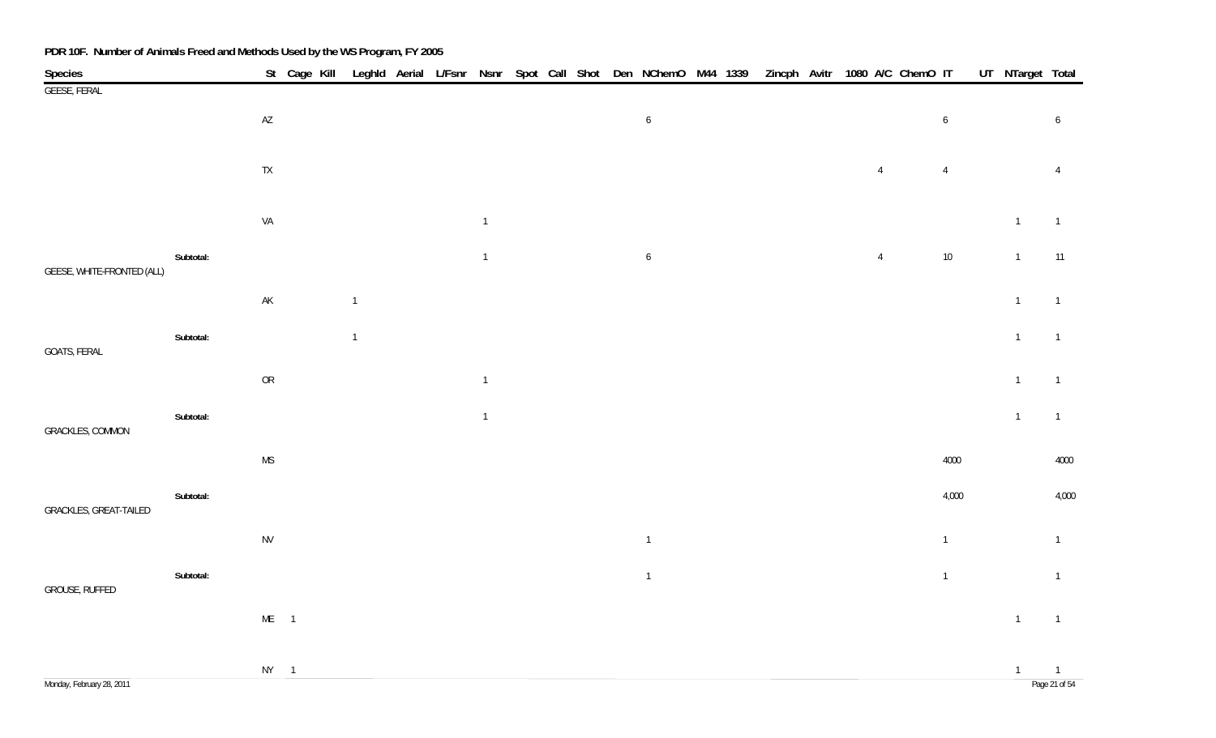**PDR 10F. Number of Animals Freed and Methods Used by the WS Program, FY 2005**

| Species | | St | Cage | Kill | Leghld | Aerial | L/Fsnr | Nsnr | Spot | Call | Shot | Den | NChemO | M44 | 1339 | Zincph | Avitr | 1080 | A/C | ChemO | IT | UT | NTarget | Total |
|---|---|---|---|---|---|---|---|---|---|---|---|---|---|---|---|---|---|---|---|---|---|---|---|---|
| GEESE, FERAL | | | | | | | | | | | | | | | | | | | | | | | | |
| | | AZ | | | | | | | | | | | 6 | | | | | | | | 6 | | | 6 |
| | | TX | | | | | | | | | | | | | | | | | 4 | | 4 | | | 4 |
| | | VA | | | | | | 1 | | | | | | | | | | | | | | | 1 | 1 |
| | **Subtotal:** | | | | | | | 1 | | | | | 6 | | | | | | 4 | | 10 | | 1 | 11 |
| GEESE, WHITE-FRONTED (ALL) | | | | | | | | | | | | | | | | | | | | | | | | |
| | | AK | | | 1 | | | | | | | | | | | | | | | | | | 1 | 1 |
| | **Subtotal:** | | | | 1 | | | | | | | | | | | | | | | | | | 1 | 1 |
| GOATS, FERAL | | | | | | | | | | | | | | | | | | | | | | | | |
| | | OR | | | | | | 1 | | | | | | | | | | | | | | | 1 | 1 |
| | **Subtotal:** | | | | | | | 1 | | | | | | | | | | | | | | | 1 | 1 |
| GRACKLES, COMMON | | | | | | | | | | | | | | | | | | | | | | | | |
| | | MS | | | | | | | | | | | | | | | | | | | 4000 | | | 4000 |
| | **Subtotal:** | | | | | | | | | | | | | | | | | | | | 4,000 | | | 4,000 |
| GRACKLES, GREAT-TAILED | | | | | | | | | | | | | | | | | | | | | | | | |
| | | NV | | | | | | | | | | | 1 | | | | | | | | 1 | | | 1 |
| | **Subtotal:** | | | | | | | | | | | | 1 | | | | | | | | 1 | | | 1 |
| GROUSE, RUFFED | | | | | | | | | | | | | | | | | | | | | | | | |
| | | ME | 1 | | | | | | | | | | | | | | | | | | | | 1 | 1 |
| | | NY | 1 | | | | | | | | | | | | | | | | | | | | 1 | 1 |

Monday, February 28, 2011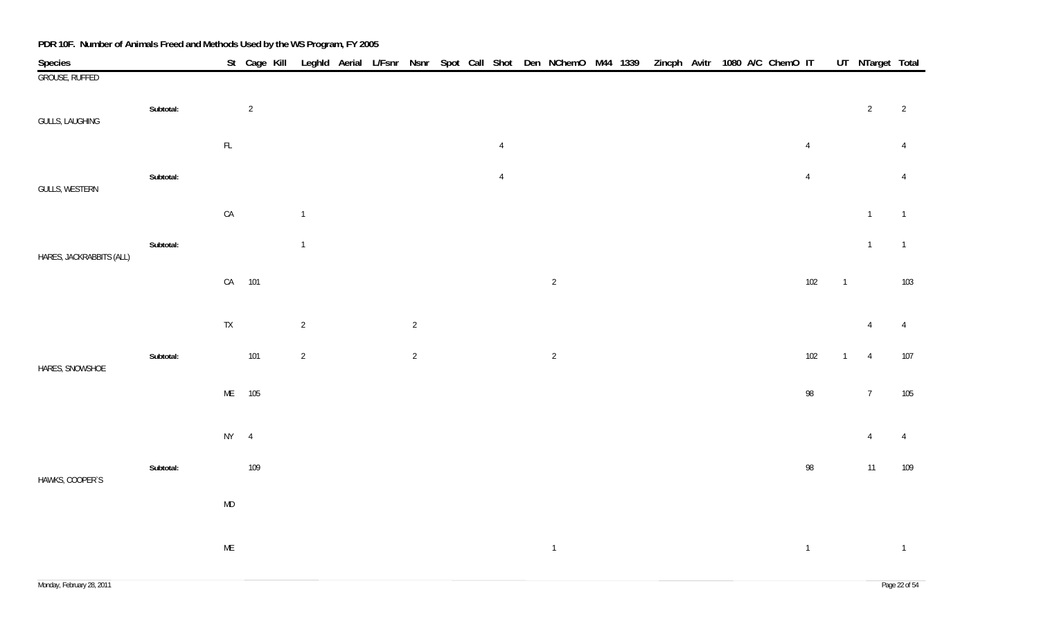**PDR 10F. Number of Animals Freed and Methods Used by the WS Program, FY 2005**

| Species | | St | Cage | Kill | Leghld | Aerial | L/Fsnr | Nsnr | Spot | Call | Shot | Den | NChemO | M44 | 1339 | Zincph | Avitr | 1080 | A/C | ChemO | IT | UT | NTarget | Total |
|---|---|---|---|---|---|---|---|---|---|---|---|---|---|---|---|---|---|---|---|---|---|---|---|---|
| GROUSE, RUFFED | | | | | | | | | | | | | | | | | | | | | | | | |
| | Subtotal: | | 2 | | | | | | | | | | | | | | | | | | | | 2 | 2 |
| GULLS, LAUGHING | | | | | | | | | | | | | | | | | | | | | | | | |
| | | FL | | | | | | | | | 4 | | | | | | | | | | 4 | | | 4 |
| | Subtotal: | | | | | | | | | | 4 | | | | | | | | | | 4 | | | 4 |
| GULLS, WESTERN | | | | | | | | | | | | | | | | | | | | | | | | |
| | | CA | | | 1 | | | | | | | | | | | | | | | | | | 1 | 1 |
| | Subtotal: | | | | 1 | | | | | | | | | | | | | | | | | | 1 | 1 |
| HARES, JACKRABBITS (ALL) | | | | | | | | | | | | | | | | | | | | | | | | |
| | | CA | 101 | | | | | | | | | | 2 | | | | | | | | 102 | 1 | | 103 |
| | | TX | | | 2 | | | 2 | | | | | | | | | | | | | | | 4 | 4 |
| | Subtotal: | | 101 | | 2 | | | 2 | | | | | 2 | | | | | | | | 102 | 1 | 4 | 107 |
| HARES, SNOWSHOE | | | | | | | | | | | | | | | | | | | | | | | | |
| | | ME | 105 | | | | | | | | | | | | | | | | | | 98 | | 7 | 105 |
| | | NY | 4 | | | | | | | | | | | | | | | | | | | | 4 | 4 |
| | Subtotal: | | 109 | | | | | | | | | | | | | | | | | | 98 | | 11 | 109 |
| HAWKS, COOPER`S | | | | | | | | | | | | | | | | | | | | | | | | |
| | | MD | | | | | | | | | | | | | | | | | | | | | | |
| | | ME | | | | | | | | | | | 1 | | | | | | | | 1 | | | 1 |

Monday, February 28, 2011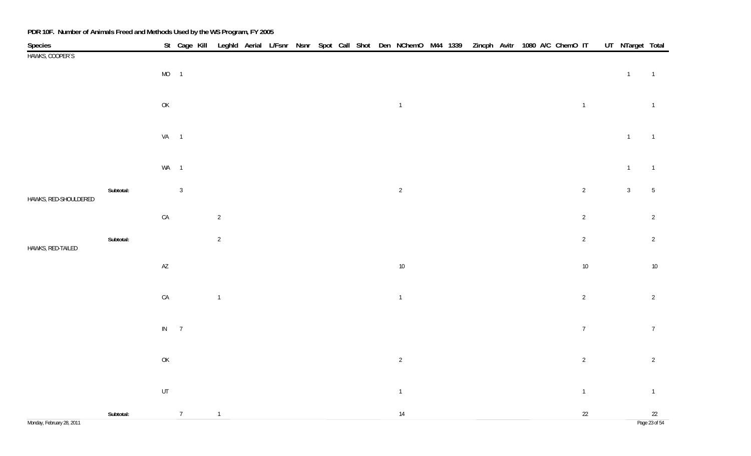**PDR 10F. Number of Animals Freed and Methods Used by the WS Program, FY 2005**

| Species | | St | Cage | Kill | Leghld | Aerial | L/Fsnr | Nsnr | Spot | Call | Shot | Den | NChemO | M44 | 1339 | Zincph | Avitr | 1080 | A/C | ChemO | IT | UT | NTarget | Total |
|---|---|---|---|---|---|---|---|---|---|---|---|---|---|---|---|---|---|---|---|---|---|---|---|---|
| HAWKS, COOPER`S | | | | | | | | | | | | | | | | | | | | | | | | |
| | | MO | 1 | | | | | | | | | | | | | | | | | | | | 1 | 1 |
| | | OK | | | | | | | | | | | 1 | | | | | | | | 1 | | | 1 |
| | | VA | 1 | | | | | | | | | | | | | | | | | | | | 1 | 1 |
| | | WA | 1 | | | | | | | | | | | | | | | | | | | | 1 | 1 |
| | **Subtotal:** | | 3 | | | | | | | | | | 2 | | | | | | | | 2 | | 3 | 5 |
| HAWKS, RED-SHOULDERED | | | | | | | | | | | | | | | | | | | | | | | | |
| | | CA | | | 2 | | | | | | | | | | | | | | | | 2 | | | 2 |
| | **Subtotal:** | | | | 2 | | | | | | | | | | | | | | | | 2 | | | 2 |
| HAWKS, RED-TAILED | | | | | | | | | | | | | | | | | | | | | | | | |
| | | AZ | | | | | | | | | | | 10 | | | | | | | | 10 | | | 10 |
| | | CA | | | 1 | | | | | | | | 1 | | | | | | | | 2 | | | 2 |
| | | IN | 7 | | | | | | | | | | | | | | | | | | 7 | | | 7 |
| | | OK | | | | | | | | | | | 2 | | | | | | | | 2 | | | 2 |
| | | UT | | | | | | | | | | | 1 | | | | | | | | 1 | | | 1 |
| | **Subtotal:** | | 7 | | 1 | | | | | | | | 14 | | | | | | | | 22 | | | 22 |

Monday, February 28, 2011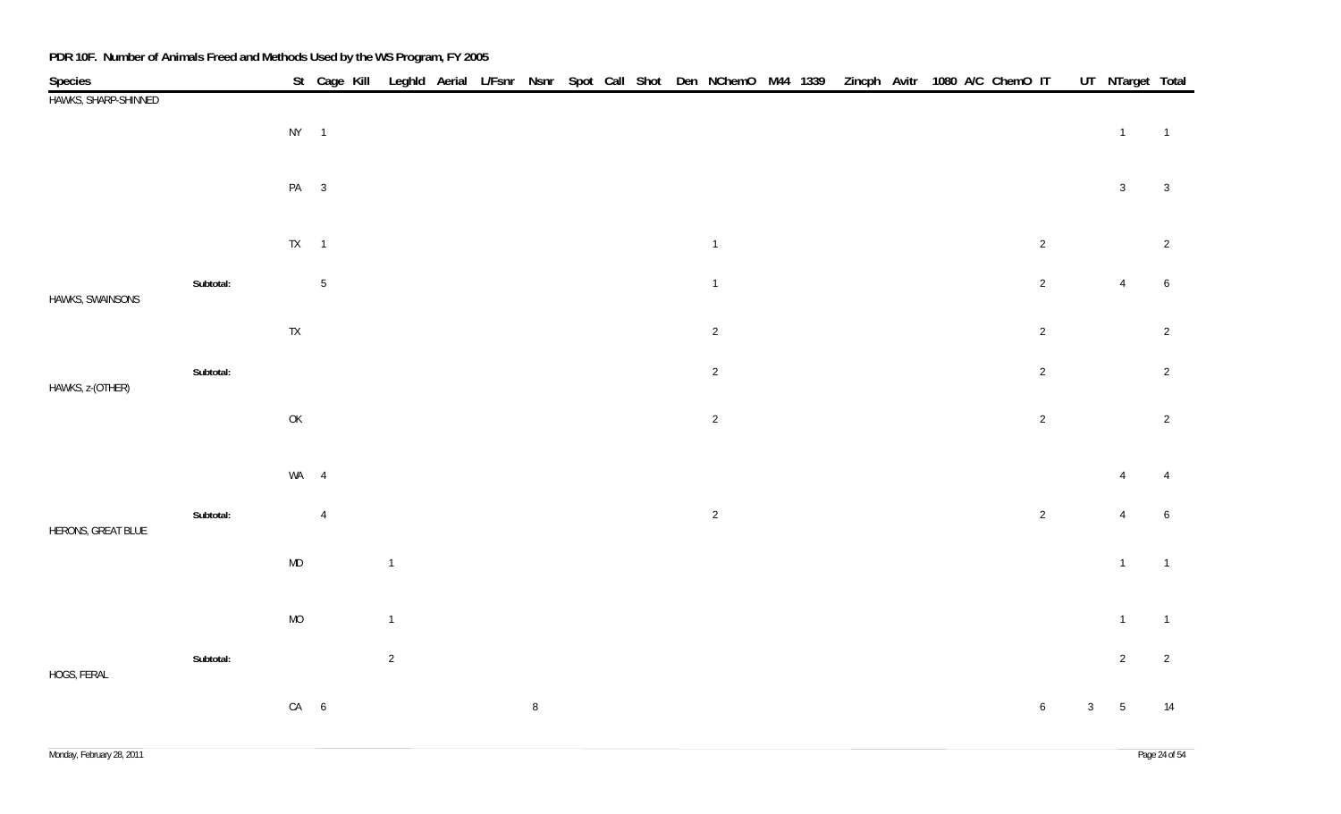**PDR 10F. Number of Animals Freed and Methods Used by the WS Program, FY 2005**

| Species | | St | Cage | Kill | Leghld | Aerial | L/Fsnr | Nsnr | Spot | Call | Shot | Den | NChemO | M44 | 1339 | Zincph | Avitr | 1080 | A/C | ChemO | IT | UT | NTarget | Total |
|---|---|---|---|---|---|---|---|---|---|---|---|---|---|---|---|---|---|---|---|---|---|---|---|---|
| HAWKS, SHARP-SHINNED | | | | | | | | | | | | | | | | | | | | | | | | |
| | | NY | 1 | | | | | | | | | | | | | | | | | | | | 1 | 1 |
| | | PA | 3 | | | | | | | | | | | | | | | | | | | | 3 | 3 |
| | | TX | 1 | | | | | | | | | | 1 | | | | | | | | 2 | | | 2 |
| | Subtotal: | | 5 | | | | | | | | | | 1 | | | | | | | | 2 | | 4 | 6 |
| HAWKS, SWAINSONS | | | | | | | | | | | | | | | | | | | | | | | | |
| | | TX | | | | | | | | | | | 2 | | | | | | | | 2 | | | 2 |
| | Subtotal: | | | | | | | | | | | | 2 | | | | | | | | 2 | | | 2 |
| HAWKS, z-(OTHER) | | | | | | | | | | | | | | | | | | | | | | | | |
| | | OK | | | | | | | | | | | 2 | | | | | | | | 2 | | | 2 |
| | | WA | 4 | | | | | | | | | | | | | | | | | | | | 4 | 4 |
| | Subtotal: | | 4 | | | | | | | | | | 2 | | | | | | | | 2 | | 4 | 6 |
| HERONS, GREAT BLUE | | | | | | | | | | | | | | | | | | | | | | | | |
| | | MD | | | 1 | | | | | | | | | | | | | | | | | | 1 | 1 |
| | | MO | | | 1 | | | | | | | | | | | | | | | | | | 1 | 1 |
| | Subtotal: | | | | 2 | | | | | | | | | | | | | | | | | | 2 | 2 |
| HOGS, FERAL | | | | | | | | | | | | | | | | | | | | | | | | |
| | | CA | 6 | | | | | 8 | | | | | | | | | | | | | 6 | 3 | 5 | 14 |

Monday, February 28, 2011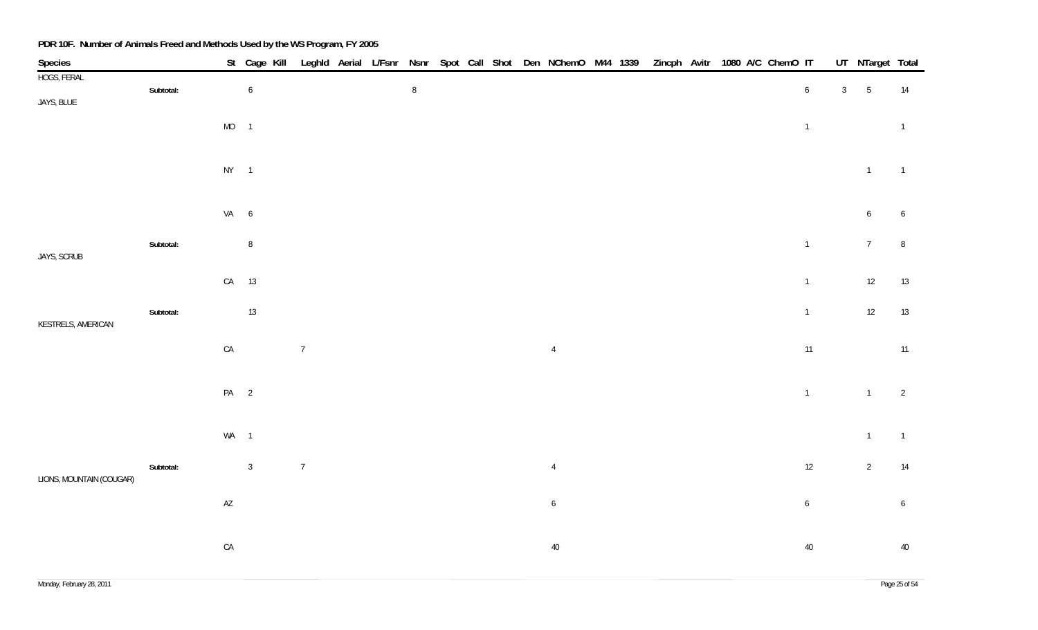# PDR 10F. Number of Animals Freed and Methods Used by the WS Program, FY 2005

| Species | | St | Cage | Kill | Leghld | Aerial | L/Fsnr | Nsnr | Spot | Call | Shot | Den | NChemO | M44 | 1339 | Zincph | Avitr | 1080 | A/C | ChemO | IT | UT | NTarget | Total |
|---|---|---|---|---|---|---|---|---|---|---|---|---|---|---|---|---|---|---|---|---|---|---|---|---|
| HOGS, FERAL | | | | | | | | | | | | | | | | | | | | | | | | |
| | **Subtotal:** | | 6 | | | | | 8 | | | | | | | | | | | | | 6 | 3 | 5 | 14 |
| JAYS, BLUE | | | | | | | | | | | | | | | | | | | | | | | | |
| | | MO | 1 | | | | | | | | | | | | | | | | | | 1 | | | 1 |
| | | NY | 1 | | | | | | | | | | | | | | | | | | | | 1 | 1 |
| | | VA | 6 | | | | | | | | | | | | | | | | | | | | 6 | 6 |
| | **Subtotal:** | | 8 | | | | | | | | | | | | | | | | | | 1 | | 7 | 8 |
| JAYS, SCRUB | | | | | | | | | | | | | | | | | | | | | | | | |
| | | CA | 13 | | | | | | | | | | | | | | | | | | 1 | | 12 | 13 |
| | **Subtotal:** | | 13 | | | | | | | | | | | | | | | | | | 1 | | 12 | 13 |
| KESTRELS, AMERICAN | | | | | | | | | | | | | | | | | | | | | | | | |
| | | CA | | | 7 | | | | | | | | 4 | | | | | | | | 11 | | | 11 |
| | | PA | 2 | | | | | | | | | | | | | | | | | | 1 | | 1 | 2 |
| | | WA | 1 | | | | | | | | | | | | | | | | | | | | 1 | 1 |
| | **Subtotal:** | | 3 | | 7 | | | | | | | | 4 | | | | | | | | 12 | | 2 | 14 |
| LIONS, MOUNTAIN (COUGAR) | | | | | | | | | | | | | | | | | | | | | | | | |
| | | AZ | | | | | | | | | | | 6 | | | | | | | | 6 | | | 6 |
| | | CA | | | | | | | | | | | 40 | | | | | | | | 40 | | | 40 |

Monday, February 28, 2011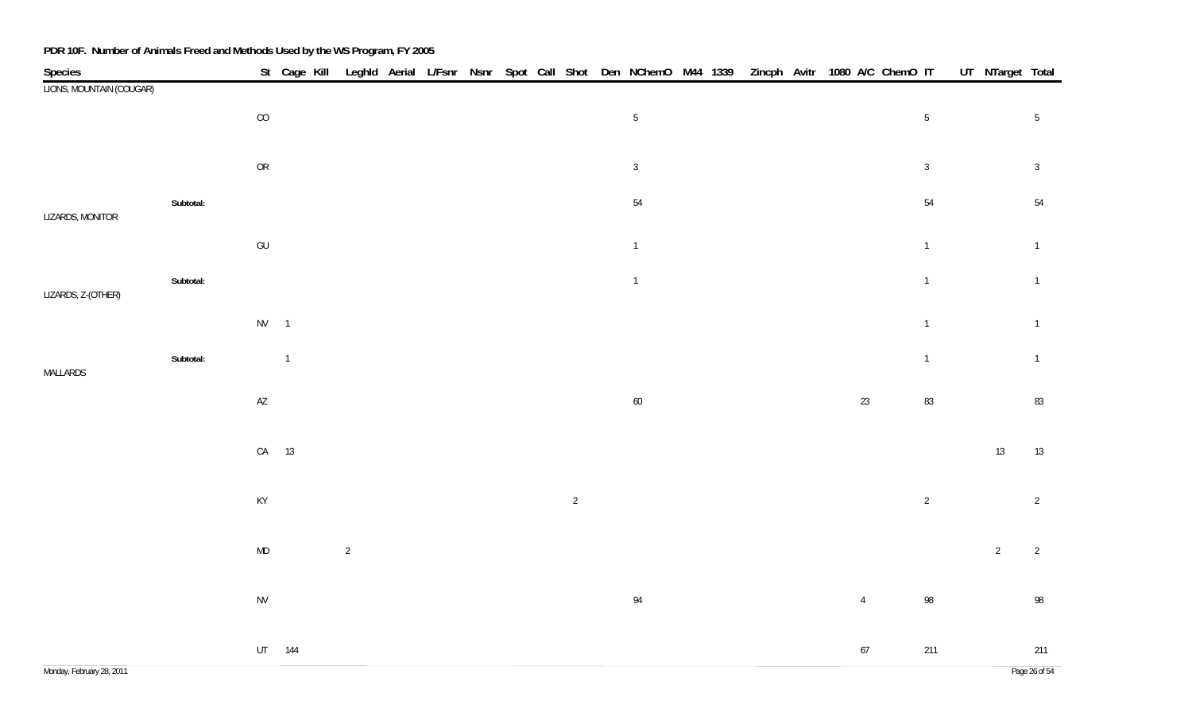## PDR 10F. Number of Animals Freed and Methods Used by the WS Program, FY 2005

| Species | | St | Cage | Kill | LeghId | Aerial | L/Fsnr | Nsnr | Spot | Call | Shot | Den | NChemO | M44 | 1339 | Zincph | Avitr | 1080 | A/C | ChemO | IT | UT | NTarget | Total |
|---|---|---|---|---|---|---|---|---|---|---|---|---|---|---|---|---|---|---|---|---|---|---|---|---|
| LIONS, MOUNTAIN (COUGAR) | | | | | | | | | | | | | | | | | | | | | | | | |
| | | CO | | | | | | | | | | | 5 | | | | | | | | 5 | | | 5 |
| | | OR | | | | | | | | | | | 3 | | | | | | | | 3 | | | 3 |
| | Subtotal: | | | | | | | | | | | | 54 | | | | | | | | 54 | | | 54 |
| LIZARDS, MONITOR | | | | | | | | | | | | | | | | | | | | | | | | |
| | | GU | | | | | | | | | | | 1 | | | | | | | | 1 | | | 1 |
| | Subtotal: | | | | | | | | | | | | 1 | | | | | | | | 1 | | | 1 |
| LIZARDS, Z-(OTHER) | | | | | | | | | | | | | | | | | | | | | | | | |
| | | NV | 1 | | | | | | | | | | | | | | | | | | 1 | | | 1 |
| | Subtotal: | | 1 | | | | | | | | | | | | | | | | | | 1 | | | 1 |
| MALLARDS | | | | | | | | | | | | | | | | | | | | | | | | |
| | | AZ | | | | | | | | | | | 60 | | | | | | 23 | | 83 | | | 83 |
| | | CA | 13 | | | | | | | | | | | | | | | | | | | | 13 | 13 |
| | | KY | | | | | | | | | 2 | | | | | | | | | | 2 | | | 2 |
| | | MD | | | 2 | | | | | | | | | | | | | | | | | | 2 | 2 |
| | | NV | | | | | | | | | | | 94 | | | | | | 4 | | 98 | | | 98 |
| | | UT | 144 | | | | | | | | | | | | | | | | 67 | | 211 | | | 211 |

Monday, February 28, 2011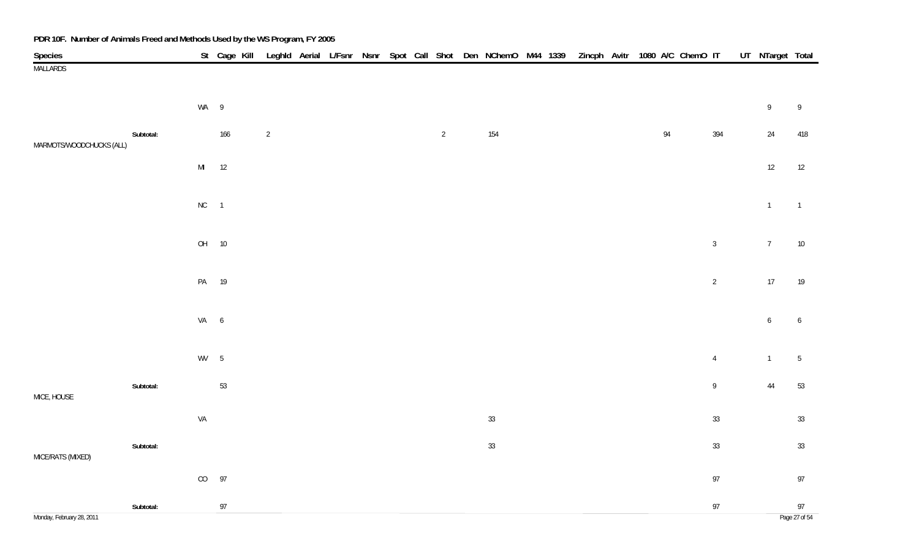**PDR 10F. Number of Animals Freed and Methods Used by the WS Program, FY 2005**

| Species | | St | Cage | Kill | Leghld | Aerial | L/Fsnr | Nsnr | Spot | Call | Shot | Den | NChemO | M44 | 1339 | Zincph | Avitr | 1080 | A/C | ChemO | IT | UT | NTarget | Total |
|---|---|---|---|---|---|---|---|---|---|---|---|---|---|---|---|---|---|---|---|---|---|---|---|---|
| MALLARDS | | | | | | | | | | | | | | | | | | | | | | | | |
| | | WA | 9 | | | | | | | | | | | | | | | | | | | | 9 | 9 |
| | Subtotal: | | 166 | | 2 | | | | | | 2 | | 154 | | | | | | 94 | | 394 | | 24 | 418 |
| MARMOTS/WOODCHUCKS (ALL) | | | | | | | | | | | | | | | | | | | | | | | | |
| | | MI | 12 | | | | | | | | | | | | | | | | | | | | 12 | 12 |
| | | NC | 1 | | | | | | | | | | | | | | | | | | | | 1 | 1 |
| | | OH | 10 | | | | | | | | | | | | | | | | | | 3 | | 7 | 10 |
| | | PA | 19 | | | | | | | | | | | | | | | | | | 2 | | 17 | 19 |
| | | VA | 6 | | | | | | | | | | | | | | | | | | | | 6 | 6 |
| | | WV | 5 | | | | | | | | | | | | | | | | | | 4 | | 1 | 5 |
| | Subtotal: | | 53 | | | | | | | | | | | | | | | | | | 9 | | 44 | 53 |
| MICE, HOUSE | | | | | | | | | | | | | | | | | | | | | | | | |
| | | VA | | | | | | | | | | | 33 | | | | | | | | 33 | | | 33 |
| | Subtotal: | | | | | | | | | | | | 33 | | | | | | | | 33 | | | 33 |
| MICE/RATS (MIXED) | | | | | | | | | | | | | | | | | | | | | | | | |
| | | CO | 97 | | | | | | | | | | | | | | | | | | 97 | | | 97 |
| | Subtotal: | | 97 | | | | | | | | | | | | | | | | | | 97 | | | 97 |

Monday, February 28, 2011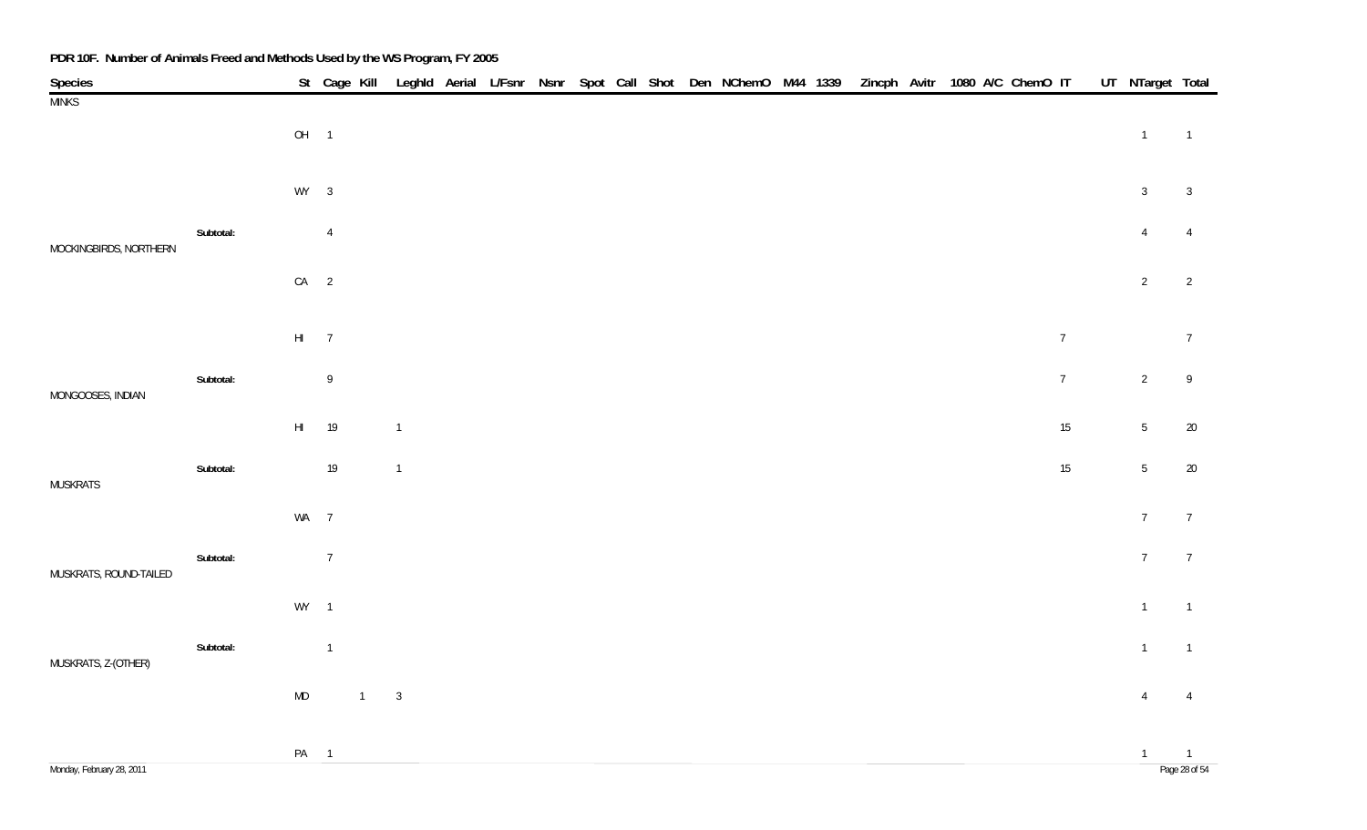**PDR 10F. Number of Animals Freed and Methods Used by the WS Program, FY 2005**

| Species | | St | Cage | Kill | Leghld | Aerial | L/Fsnr | Nsnr | Spot | Call | Shot | Den | NChemO | M44 | 1339 | Zincph | Avitr | 1080 | A/C | ChemO | IT | UT | NTarget | Total |
|---|---|---|---|---|---|---|---|---|---|---|---|---|---|---|---|---|---|---|---|---|---|---|---|---|
| MINKS | | | | | | | | | | | | | | | | | | | | | | | | |
| | | OH | 1 | | | | | | | | | | | | | | | | | | | | 1 | 1 |
| | | WY | 3 | | | | | | | | | | | | | | | | | | | | 3 | 3 |
| | **Subtotal:** | | 4 | | | | | | | | | | | | | | | | | | | | 4 | 4 |
| MOCKINGBIRDS, NORTHERN | | | | | | | | | | | | | | | | | | | | | | | | |
| | | CA | 2 | | | | | | | | | | | | | | | | | | | | 2 | 2 |
| | | HI | 7 | | | | | | | | | | | | | | | | | | 7 | | | 7 |
| | **Subtotal:** | | 9 | | | | | | | | | | | | | | | | | | 7 | | 2 | 9 |
| MONGOOSES, INDIAN | | | | | | | | | | | | | | | | | | | | | | | | |
| | | HI | 19 | | 1 | | | | | | | | | | | | | | | | 15 | | 5 | 20 |
| | **Subtotal:** | | 19 | | 1 | | | | | | | | | | | | | | | | 15 | | 5 | 20 |
| MUSKRATS | | | | | | | | | | | | | | | | | | | | | | | | |
| | | WA | 7 | | | | | | | | | | | | | | | | | | | | 7 | 7 |
| | **Subtotal:** | | 7 | | | | | | | | | | | | | | | | | | | | 7 | 7 |
| MUSKRATS, ROUND-TAILED | | | | | | | | | | | | | | | | | | | | | | | | |
| | | WY | 1 | | | | | | | | | | | | | | | | | | | | 1 | 1 |
| | **Subtotal:** | | 1 | | | | | | | | | | | | | | | | | | | | 1 | 1 |
| MUSKRATS, Z-(OTHER) | | | | | | | | | | | | | | | | | | | | | | | | |
| | | MD | | 1 | 3 | | | | | | | | | | | | | | | | | | 4 | 4 |
| | | PA | 1 | | | | | | | | | | | | | | | | | | | | 1 | 1 |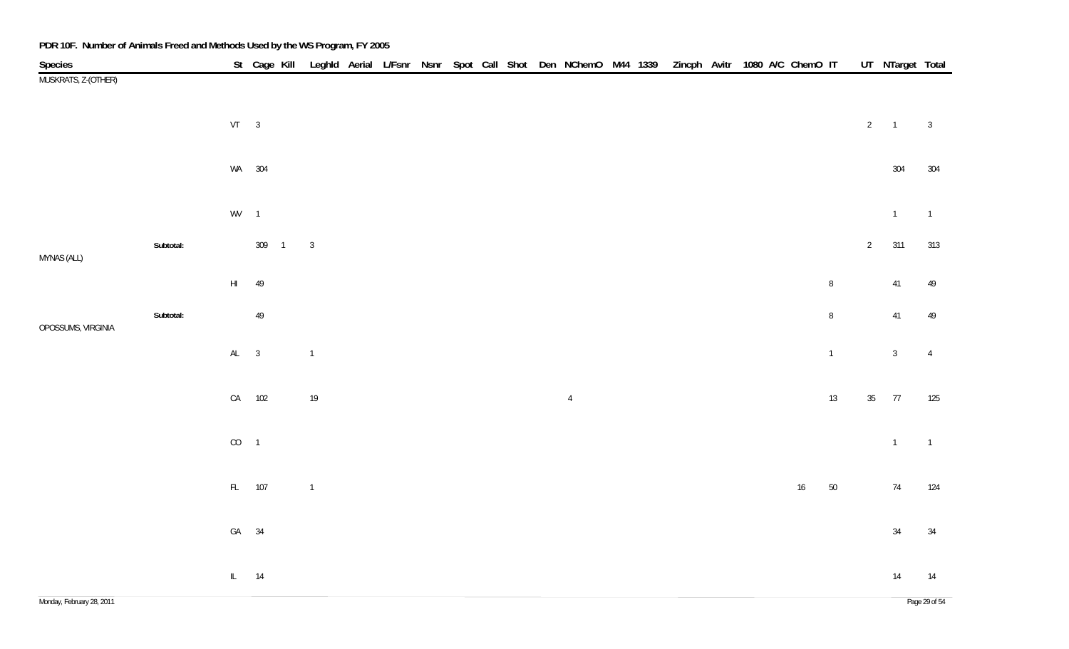**PDR 10F. Number of Animals Freed and Methods Used by the WS Program, FY 2005**

| Species | | St | Cage | Kill | Leghld | Aerial | L/Fsnr | Nsnr | Spot | Call | Shot | Den | NChemO | M44 | 1339 | Zincph | Avitr | 1080 | A/C | ChemO | IT | UT | NTarget | Total |
|---|---|---|---|---|---|---|---|---|---|---|---|---|---|---|---|---|---|---|---|---|---|---|---|---|
| MUSKRATS, Z-(OTHER) | | | | | | | | | | | | | | | | | | | | | | | | |
| | | VT | 3 | | | | | | | | | | | | | | | | | | | 2 | 1 | 3 |
| | | WA | 304 | | | | | | | | | | | | | | | | | | | | 304 | 304 |
| | | WV | 1 | | | | | | | | | | | | | | | | | | | | 1 | 1 |
| | **Subtotal:** | | 309 | 1 | 3 | | | | | | | | | | | | | | | | | 2 | 311 | 313 |
| MYNAS (ALL) | | | | | | | | | | | | | | | | | | | | | | | | |
| | | HI | 49 | | | | | | | | | | | | | | | | | | 8 | | 41 | 49 |
| | **Subtotal:** | | 49 | | | | | | | | | | | | | | | | | | 8 | | 41 | 49 |
| OPOSSUMS, VIRGINIA | | | | | | | | | | | | | | | | | | | | | | | | |
| | | AL | 3 | | 1 | | | | | | | | | | | | | | | | 1 | | 3 | 4 |
| | | CA | 102 | | 19 | | | | | | | | 4 | | | | | | | | 13 | 35 | 77 | 125 |
| | | CO | 1 | | | | | | | | | | | | | | | | | | | | 1 | 1 |
| | | FL | 107 | | 1 | | | | | | | | | | | | | | | 16 | 50 | | 74 | 124 |
| | | GA | 34 | | | | | | | | | | | | | | | | | | | | 34 | 34 |
| | | IL | 14 | | | | | | | | | | | | | | | | | | | | 14 | 14 |

Monday, February 28, 2011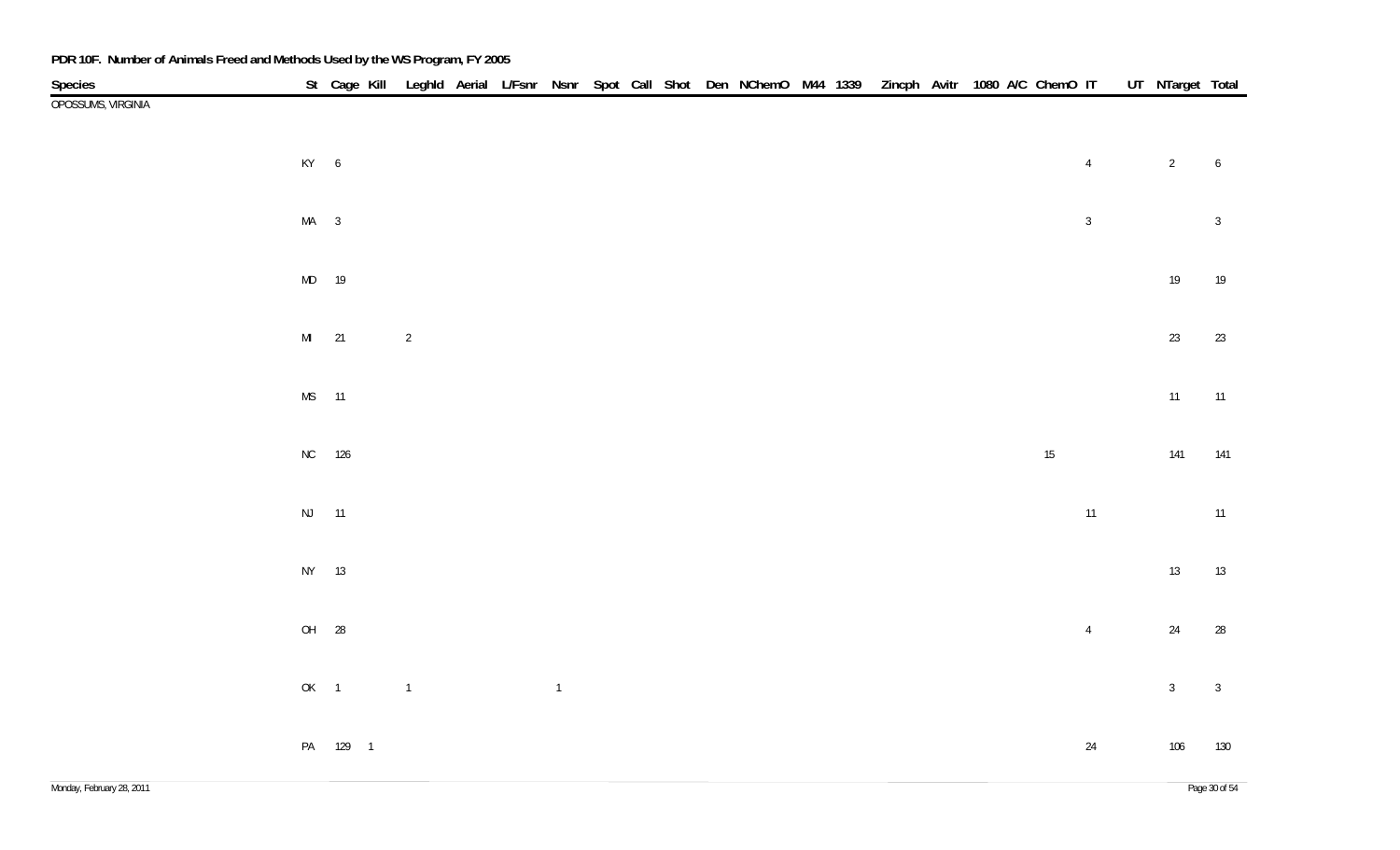**PDR 10F. Number of Animals Freed and Methods Used by the WS Program, FY 2005**

| Species | St | Cage | Kill | Leghld | Aerial | L/Fsnr | Nsnr | Spot | Call | Shot | Den | NChemO | M44 | 1339 | Zincph | Avitr | 1080 | A/C | ChemO | IT | UT | NTarget | Total |
|---|---|---|---|---|---|---|---|---|---|---|---|---|---|---|---|---|---|---|---|---|---|---|---|
| OPOSSUMS, VIRGINIA | | | | | | | | | | | | | | | | | | | | | | | |
| | KY | 6 | | | | | | | | | | | | | | | | | | 4 | | 2 | 6 |
| | MA | 3 | | | | | | | | | | | | | | | | | | 3 | | | 3 |
| | MD | 19 | | | | | | | | | | | | | | | | | | | | 19 | 19 |
| | MI | 21 | | 2 | | | | | | | | | | | | | | | | | | 23 | 23 |
| | MS | 11 | | | | | | | | | | | | | | | | | | | | 11 | 11 |
| | NC | 126 | | | | | | | | | | | | | | | | | 15 | | | 141 | 141 |
| | NJ | 11 | | | | | | | | | | | | | | | | | | 11 | | | 11 |
| | NY | 13 | | | | | | | | | | | | | | | | | | | | 13 | 13 |
| | OH | 28 | | | | | | | | | | | | | | | | | | 4 | | 24 | 28 |
| | OK | 1 | | 1 | | | 1 | | | | | | | | | | | | | | | 3 | 3 |
| | PA | 129 | 1 | | | | | | | | | | | | | | | | | 24 | | 106 | 130 |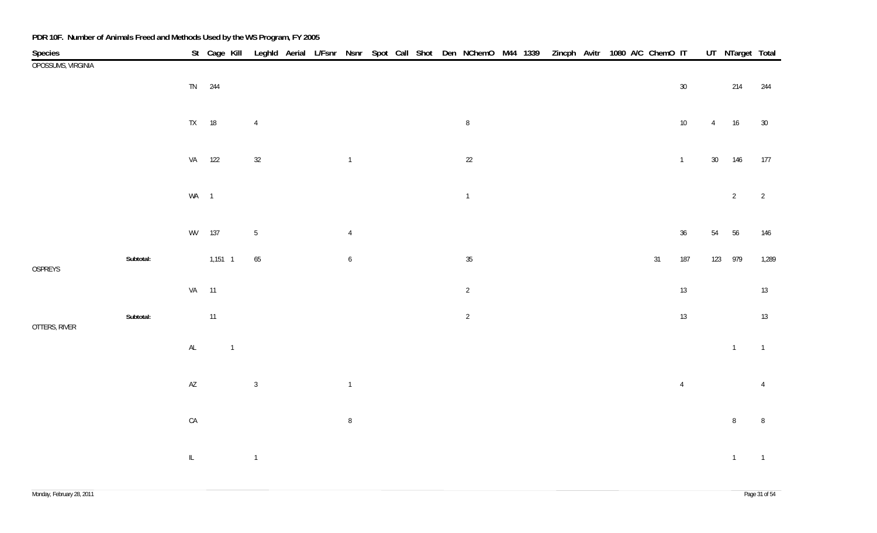**PDR 10F. Number of Animals Freed and Methods Used by the WS Program, FY 2005**

| Species | | St | Cage | Kill | Leghld | Aerial | L/Fsnr | Nsnr | Spot | Call | Shot | Den | NChemO | M44 | 1339 | Zincph | Avitr | 1080 | A/C | ChemO | IT | UT | NTarget | Total |
|---|---|---|---|---|---|---|---|---|---|---|---|---|---|---|---|---|---|---|---|---|---|---|---|---|
| OPOSSUMS, VIRGINIA | | | | | | | | | | | | | | | | | | | | | | | | |
| | | TN | 244 | | | | | | | | | | | | | | | | | | 30 | | 214 | 244 |
| | | TX | 18 | | 4 | | | | | | | | 8 | | | | | | | | 10 | 4 | 16 | 30 |
| | | VA | 122 | | 32 | | | 1 | | | | | 22 | | | | | | | | 1 | 30 | 146 | 177 |
| | | WA | 1 | | | | | | | | | | 1 | | | | | | | | | | 2 | 2 |
| | | WV | 137 | | 5 | | | 4 | | | | | | | | | | | | | 36 | 54 | 56 | 146 |
| | **Subtotal:** | | 1,151 | 1 | 65 | | | 6 | | | | | 35 | | | | | | | 31 | 187 | 123 | 979 | 1,289 |
| OSPREYS | | | | | | | | | | | | | | | | | | | | | | | | |
| | | VA | 11 | | | | | | | | | | 2 | | | | | | | | 13 | | | 13 |
| | **Subtotal:** | | 11 | | | | | | | | | | 2 | | | | | | | | 13 | | | 13 |
| OTTERS, RIVER | | | | | | | | | | | | | | | | | | | | | | | | |
| | | AL | | 1 | | | | | | | | | | | | | | | | | | | 1 | 1 |
| | | AZ | | | 3 | | | 1 | | | | | | | | | | | | | 4 | | | 4 |
| | | CA | | | | | | 8 | | | | | | | | | | | | | | | 8 | 8 |
| | | IL | | | 1 | | | | | | | | | | | | | | | | | | 1 | 1 |

Monday, February 28, 2011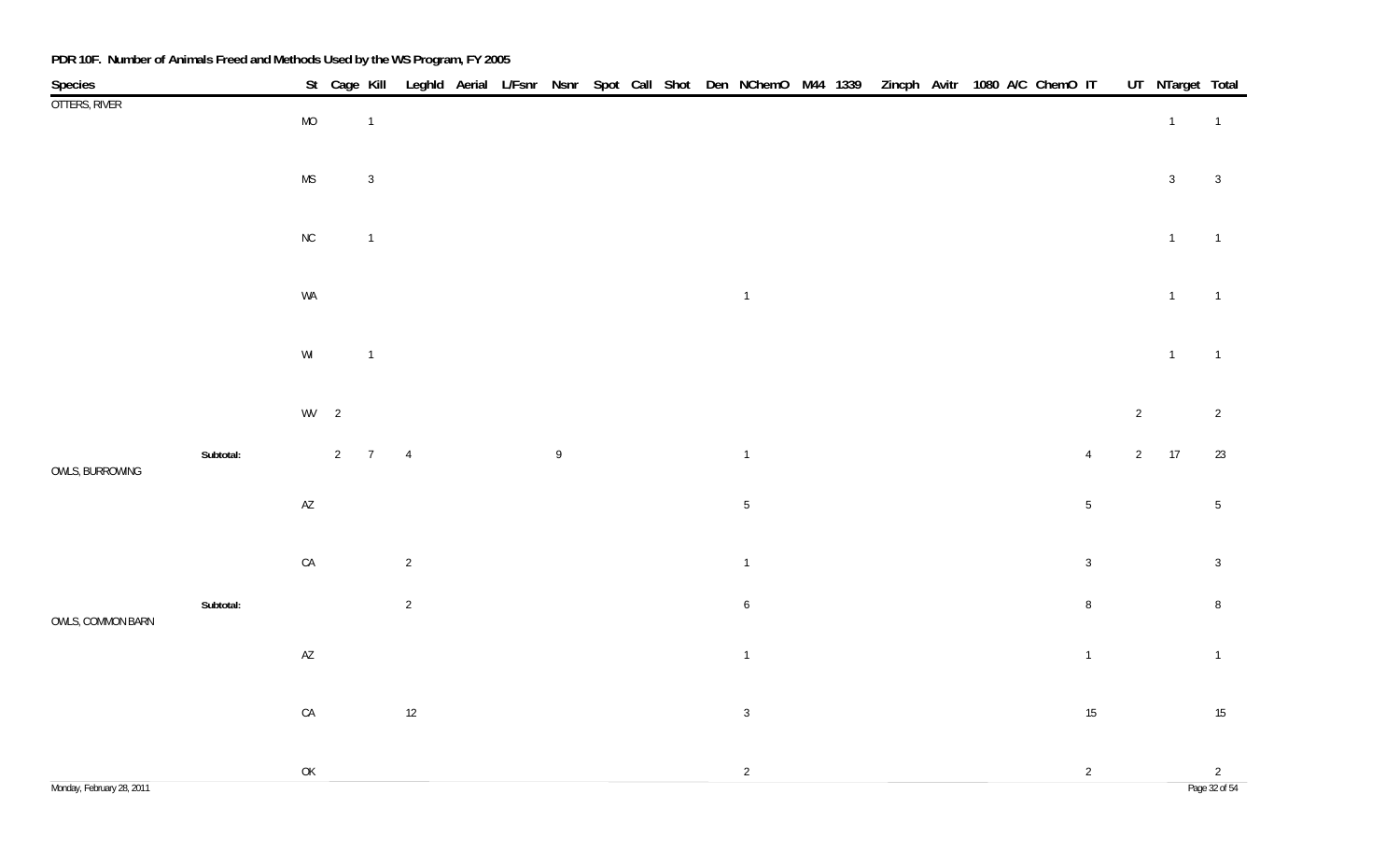**PDR 10F. Number of Animals Freed and Methods Used by the WS Program, FY 2005**

| Species | | St | Cage | Kill | Leghld | Aerial | L/Fsnr | Nsnr | Spot | Call | Shot | Den | NChemO | M44 | 1339 | Zincph | Avitr | 1080 | A/C | ChemO | IT | UT | NTarget | Total |
|---|---|---|---|---|---|---|---|---|---|---|---|---|---|---|---|---|---|---|---|---|---|---|---|---|
| OTTERS, RIVER | | MO | | 1 | | | | | | | | | | | | | | | | | | | 1 | 1 |
| | | MS | | 3 | | | | | | | | | | | | | | | | | | | 3 | 3 |
| | | NC | | 1 | | | | | | | | | | | | | | | | | | | 1 | 1 |
| | | WA | | | | | | | | | | | 1 | | | | | | | | | | 1 | 1 |
| | | WI | | 1 | | | | | | | | | | | | | | | | | | | 1 | 1 |
| | | WV | 2 | | | | | | | | | | | | | | | | | | | 2 | | 2 |
| | Subtotal: | | 2 | 7 | 4 | | | 9 | | | | | 1 | | | | | | | | 4 | 2 | 17 | 23 |
| OWLS, BURROWING | | AZ | | | | | | | | | | | 5 | | | | | | | | 5 | | | 5 |
| | | CA | | | 2 | | | | | | | | 1 | | | | | | | | 3 | | | 3 |
| | Subtotal: | | | | 2 | | | | | | | | 6 | | | | | | | | 8 | | | 8 |
| OWLS, COMMON BARN | | AZ | | | | | | | | | | | 1 | | | | | | | | 1 | | | 1 |
| | | CA | | | 12 | | | | | | | | 3 | | | | | | | | 15 | | | 15 |
| | | OK | | | | | | | | | | | 2 | | | | | | | | 2 | | | 2 |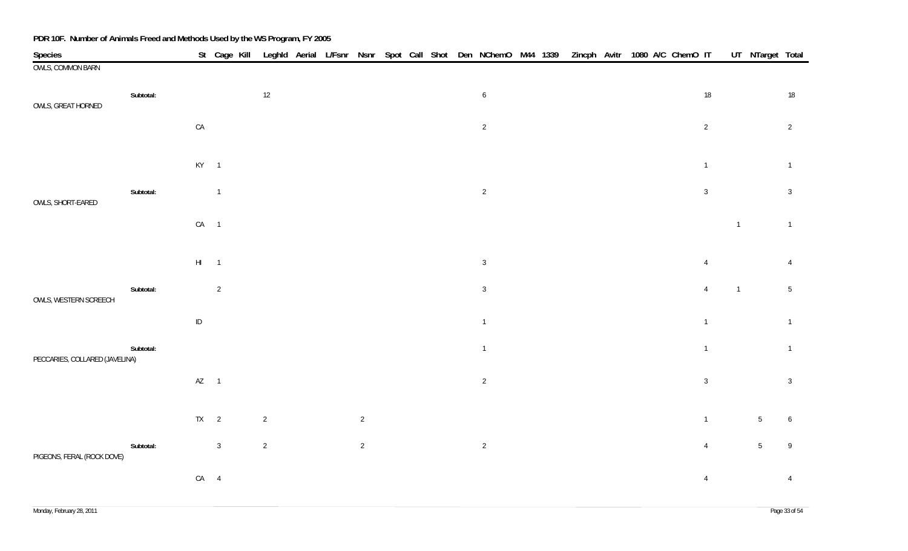**PDR 10F. Number of Animals Freed and Methods Used by the WS Program, FY 2005**

| Species | | St | Cage | Kill | Leghld | Aerial | L/Fsnr | Nsnr | Spot | Call | Shot | Den | NChemO | M44 | 1339 | Zincph | Avitr | 1080 | A/C | ChemO | IT | UT | NTarget | Total |
|---|---|---|---|---|---|---|---|---|---|---|---|---|---|---|---|---|---|---|---|---|---|---|---|---|
| OWLS, COMMON BARN | | | | | | | | | | | | | | | | | | | | | | | | |
| | **Subtotal:** | | | | 12 | | | | | | | | 6 | | | | | | | | 18 | | | 18 |
| OWLS, GREAT HORNED | | | | | | | | | | | | | | | | | | | | | | | | |
| | | CA | | | | | | | | | | | 2 | | | | | | | | 2 | | | 2 |
| | | KY | 1 | | | | | | | | | | | | | | | | | | 1 | | | 1 |
| | **Subtotal:** | | 1 | | | | | | | | | | 2 | | | | | | | | 3 | | | 3 |
| OWLS, SHORT-EARED | | | | | | | | | | | | | | | | | | | | | | | | |
| | | CA | 1 | | | | | | | | | | | | | | | | | | | 1 | | 1 |
| | | HI | 1 | | | | | | | | | | 3 | | | | | | | | 4 | | | 4 |
| | **Subtotal:** | | 2 | | | | | | | | | | 3 | | | | | | | | 4 | 1 | | 5 |
| OWLS, WESTERN SCREECH | | | | | | | | | | | | | | | | | | | | | | | | |
| | | ID | | | | | | | | | | | 1 | | | | | | | | 1 | | | 1 |
| | **Subtotal:** | | | | | | | | | | | | 1 | | | | | | | | 1 | | | 1 |
| PECCARIES, COLLARED (JAVELINA) | | | | | | | | | | | | | | | | | | | | | | | | |
| | | AZ | 1 | | | | | | | | | | 2 | | | | | | | | 3 | | | 3 |
| | | TX | 2 | | 2 | | | 2 | | | | | | | | | | | | | 1 | | 5 | 6 |
| | **Subtotal:** | | 3 | | 2 | | | 2 | | | | | 2 | | | | | | | | 4 | | 5 | 9 |
| PIGEONS, FERAL (ROCK DOVE) | | | | | | | | | | | | | | | | | | | | | | | | |
| | | CA | 4 | | | | | | | | | | | | | | | | | | 4 | | | 4 |

Monday, February 28, 2011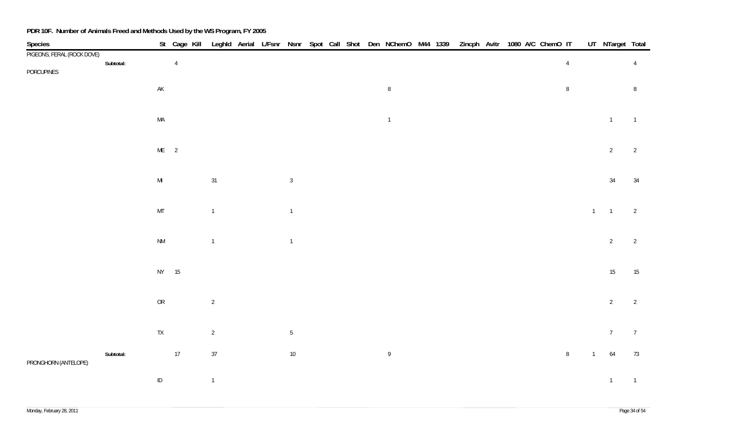# PDR 10F. Number of Animals Freed and Methods Used by the WS Program, FY 2005

| Species | | St | Cage | Kill | Leghld | Aerial | L/Fsnr | Nsnr | Spot | Call | Shot | Den | NChemO | M44 | 1339 | Zincph | Avitr | 1080 | A/C | ChemO | IT | UT | NTarget | Total |
|---|---|---|---|---|---|---|---|---|---|---|---|---|---|---|---|---|---|---|---|---|---|---|---|---|
| PIGEONS, FERAL (ROCK DOVE) | | | | | | | | | | | | | | | | | | | | | | | | |
| | Subtotal: | | 4 | | | | | | | | | | | | | | | | | | 4 | | | 4 |
| PORCUPINES | | | | | | | | | | | | | | | | | | | | | | | | |
| | | AK | | | | | | | | | | | 8 | | | | | | | | 8 | | | 8 |
| | | MA | | | | | | | | | | | 1 | | | | | | | | | | 1 | 1 |
| | | ME | 2 | | | | | | | | | | | | | | | | | | | | 2 | 2 |
| | | MI | | | 31 | | | 3 | | | | | | | | | | | | | | | 34 | 34 |
| | | MT | | | 1 | | | 1 | | | | | | | | | | | | | | 1 | 1 | 2 |
| | | NM | | | 1 | | | 1 | | | | | | | | | | | | | | | 2 | 2 |
| | | NY | 15 | | | | | | | | | | | | | | | | | | | | 15 | 15 |
| | | OR | | | 2 | | | | | | | | | | | | | | | | | | 2 | 2 |
| | | TX | | | 2 | | | 5 | | | | | | | | | | | | | | | 7 | 7 |
| | Subtotal: | | 17 | | 37 | | | 10 | | | | | 9 | | | | | | | | 8 | 1 | 64 | 73 |
| PRONGHORN (ANTELOPE) | | | | | | | | | | | | | | | | | | | | | | | | |
| | | ID | | | 1 | | | | | | | | | | | | | | | | | | 1 | 1 |

Monday, February 28, 2011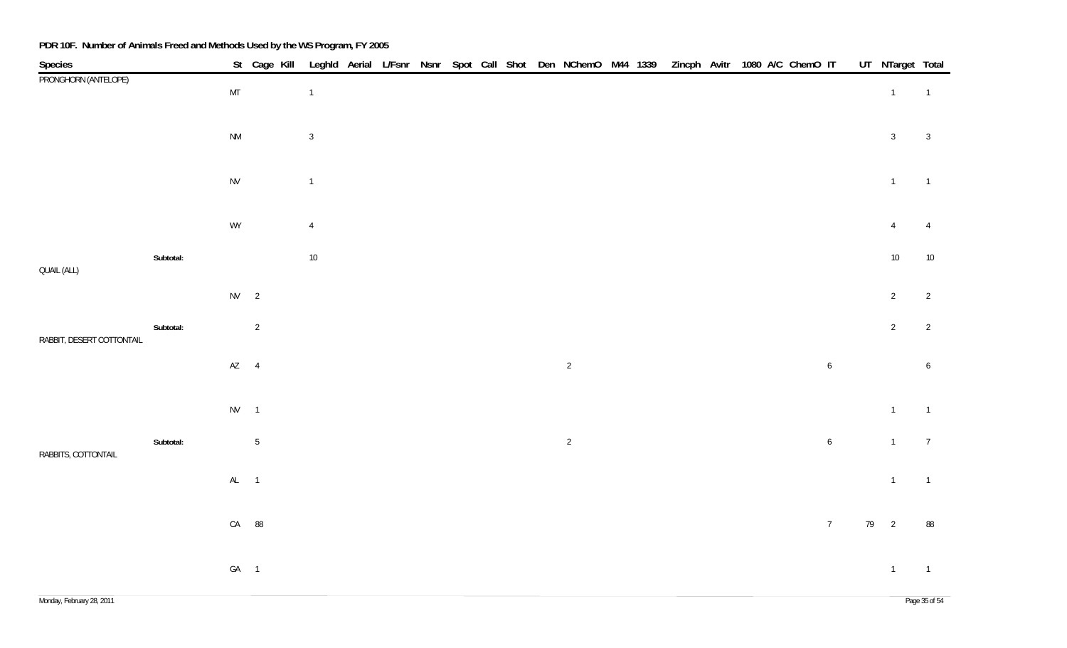**PDR 10F. Number of Animals Freed and Methods Used by the WS Program, FY 2005**

| Species | | St | Cage | Kill | Leghld | Aerial | L/Fsnr | Nsnr | Spot | Call | Shot | Den | NChemO | M44 | 1339 | Zincph | Avitr | 1080 | A/C | ChemO | IT | UT | NTarget | Total |
|---|---|---|---|---|---|---|---|---|---|---|---|---|---|---|---|---|---|---|---|---|---|---|---|---|
| PRONGHORN (ANTELOPE) | | | | | | | | | | | | | | | | | | | | | | | | |
| | | MT | | | 1 | | | | | | | | | | | | | | | | | | 1 | 1 |
| | | NM | | | 3 | | | | | | | | | | | | | | | | | | 3 | 3 |
| | | NV | | | 1 | | | | | | | | | | | | | | | | | | 1 | 1 |
| | | WY | | | 4 | | | | | | | | | | | | | | | | | | 4 | 4 |
| | **Subtotal:** | | | | 10 | | | | | | | | | | | | | | | | | | 10 | 10 |
| QUAIL (ALL) | | | | | | | | | | | | | | | | | | | | | | | | |
| | | NV | 2 | | | | | | | | | | | | | | | | | | | | 2 | 2 |
| | **Subtotal:** | | 2 | | | | | | | | | | | | | | | | | | | | 2 | 2 |
| RABBIT, DESERT COTTONTAIL | | | | | | | | | | | | | | | | | | | | | | | | |
| | | AZ | 4 | | | | | | | | | | 2 | | | | | | | | 6 | | | 6 |
| | | NV | 1 | | | | | | | | | | | | | | | | | | | | 1 | 1 |
| | **Subtotal:** | | 5 | | | | | | | | | | 2 | | | | | | | | 6 | | 1 | 7 |
| RABBITS, COTTONTAIL | | | | | | | | | | | | | | | | | | | | | | | | |
| | | AL | 1 | | | | | | | | | | | | | | | | | | | | 1 | 1 |
| | | CA | 88 | | | | | | | | | | | | | | | | | | 7 | 79 | 2 | 88 |
| | | GA | 1 | | | | | | | | | | | | | | | | | | | | 1 | 1 |

Monday, February 28, 2011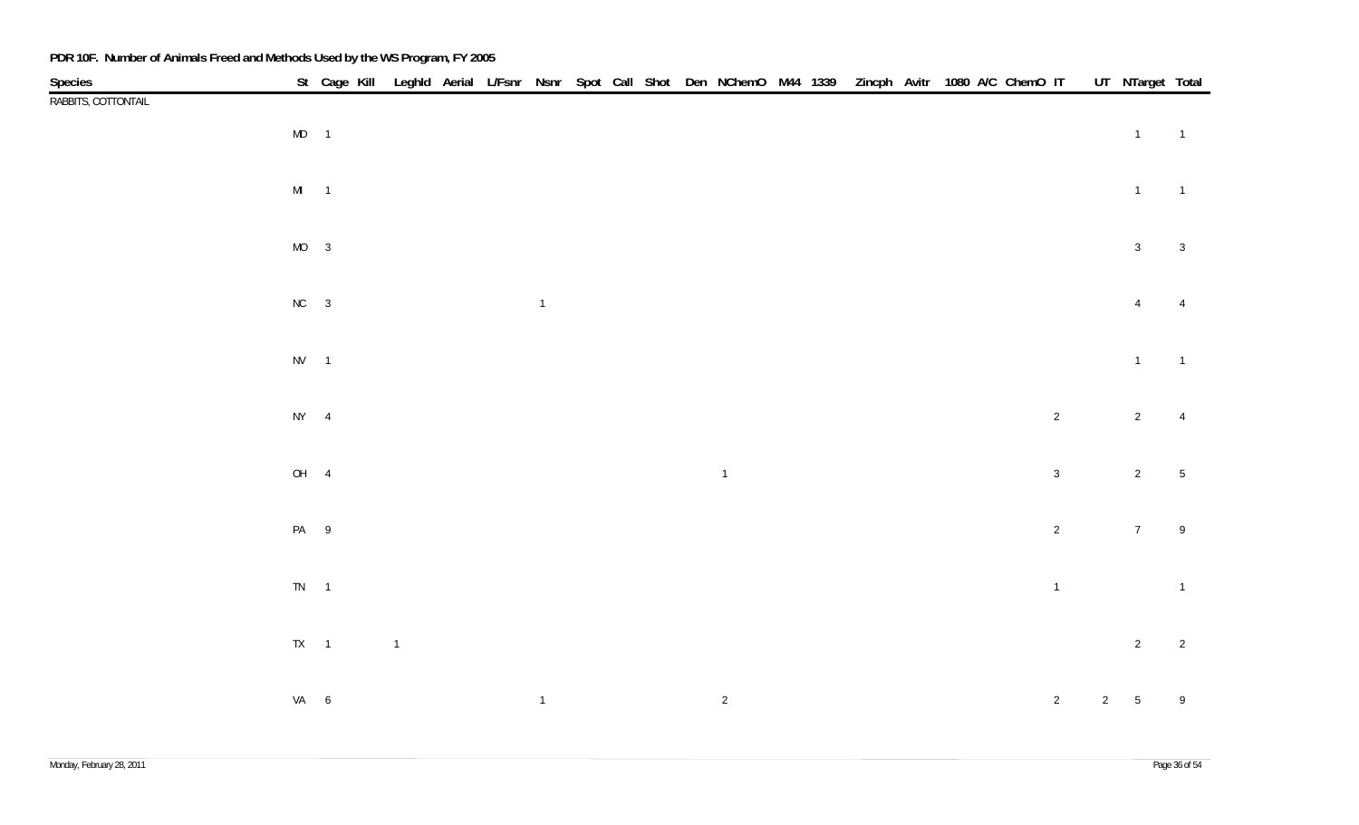**PDR 10F. Number of Animals Freed and Methods Used by the WS Program, FY 2005**

| Species | St | Cage | Kill | Leghld | Aerial | L/Fsnr | Nsnr | Spot | Call | Shot | Den | NChemO | M44 | 1339 | Zincph | Avitr | 1080 | A/C | ChemO | IT | UT | NTarget | Total |
|---|---|---|---|---|---|---|---|---|---|---|---|---|---|---|---|---|---|---|---|---|---|---|---|
| RABBITS, COTTONTAIL | | | | | | | | | | | | | | | | | | | | | | | |
| | MD | 1 | | | | | | | | | | | | | | | | | | | | 1 | 1 |
| | MI | 1 | | | | | | | | | | | | | | | | | | | | 1 | 1 |
| | MO | 3 | | | | | | | | | | | | | | | | | | | | 3 | 3 |
| | NC | 3 | | | | | 1 | | | | | | | | | | | | | | | 4 | 4 |
| | NV | 1 | | | | | | | | | | | | | | | | | | | | 1 | 1 |
| | NY | 4 | | | | | | | | | | | | | | | | | | 2 | | 2 | 4 |
| | OH | 4 | | | | | | | | | | 1 | | | | | | | | 3 | | 2 | 5 |
| | PA | 9 | | | | | | | | | | | | | | | | | | 2 | | 7 | 9 |
| | TN | 1 | | | | | | | | | | | | | | | | | | 1 | | | 1 |
| | TX | 1 | | 1 | | | | | | | | | | | | | | | | | | 2 | 2 |
| | VA | 6 | | | | | 1 | | | | | 2 | | | | | | | | 2 | 2 | 5 | 9 |

Monday, February 28, 2011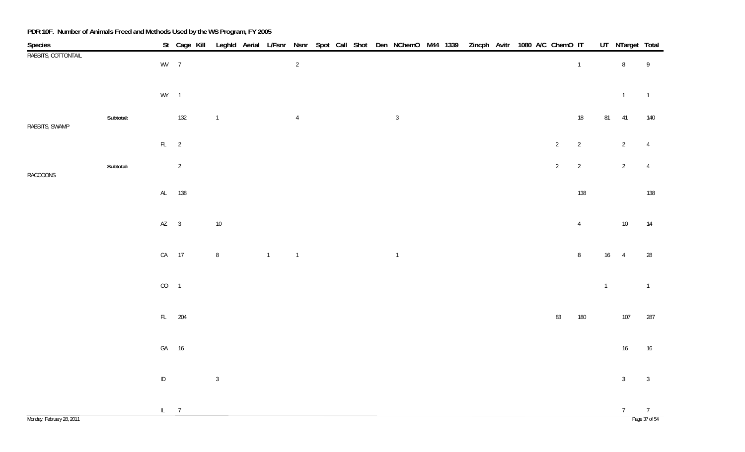**PDR 10F. Number of Animals Freed and Methods Used by the WS Program, FY 2005**

| Species | | St | Cage | Kill | Leghld | Aerial | L/Fsnr | Nsnr | Spot | Call | Shot | Den | NChemO | M44 | 1339 | Zincph | Avitr | 1080 | A/C | ChemO | IT | UT | NTarget | Total |
|---|---|---|---|---|---|---|---|---|---|---|---|---|---|---|---|---|---|---|---|---|---|---|---|---|
| RABBITS, COTTONTAIL | | | | | | | | | | | | | | | | | | | | | | | | |
| | | WV | 7 | | | | | 2 | | | | | | | | | | | | | 1 | | 8 | 9 |
| | | WY | 1 | | | | | | | | | | | | | | | | | | | | 1 | 1 |
| | Subtotal: | | 132 | | 1 | | | 4 | | | | | 3 | | | | | | | | 18 | 81 | 41 | 140 |
| RABBITS, SWAMP | | | | | | | | | | | | | | | | | | | | | | | | |
| | | FL | 2 | | | | | | | | | | | | | | | | | 2 | 2 | | 2 | 4 |
| | Subtotal: | | 2 | | | | | | | | | | | | | | | | | 2 | 2 | | 2 | 4 |
| RACCOONS | | | | | | | | | | | | | | | | | | | | | | | | |
| | | AL | 138 | | | | | | | | | | | | | | | | | | 138 | | | 138 |
| | | AZ | 3 | | 10 | | | | | | | | | | | | | | | | 4 | | 10 | 14 |
| | | CA | 17 | | 8 | | 1 | 1 | | | | | 1 | | | | | | | | 8 | 16 | 4 | 28 |
| | | CO | 1 | | | | | | | | | | | | | | | | | | | 1 | | 1 |
| | | FL | 204 | | | | | | | | | | | | | | | | | 83 | 180 | | 107 | 287 |
| | | GA | 16 | | | | | | | | | | | | | | | | | | | | 16 | 16 |
| | | ID | | | 3 | | | | | | | | | | | | | | | | | | 3 | 3 |
| | | IL | 7 | | | | | | | | | | | | | | | | | | | | 7 | 7 |

Monday, February 28, 2011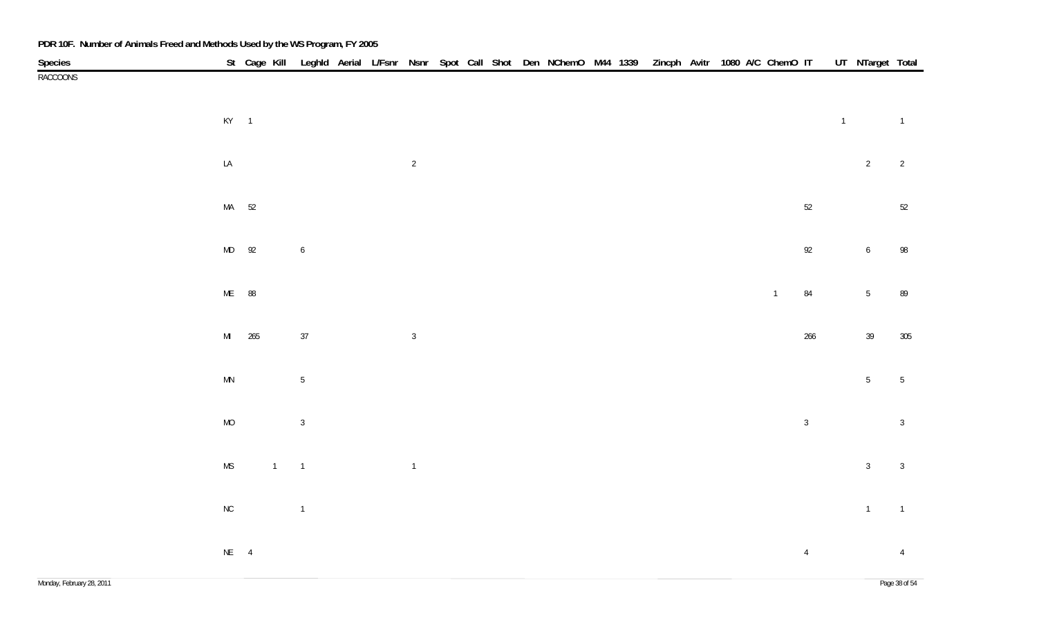**PDR 10F. Number of Animals Freed and Methods Used by the WS Program, FY 2005**

| Species | St | Cage | Kill | Leghld | Aerial | L/Fsnr | Nsnr | Spot | Call | Shot | Den | NChemO | M44 | 1339 | Zincph | Avitr | 1080 | A/C | ChemO | IT | UT | NTarget | Total |
|---|---|---|---|---|---|---|---|---|---|---|---|---|---|---|---|---|---|---|---|---|---|---|---|
| RACCOONS | | | | | | | | | | | | | | | | | | | | | | | |
| | KY | 1 | | | | | | | | | | | | | | | | | | | 1 | | 1 |
| | LA | | | | | | 2 | | | | | | | | | | | | | | | 2 | 2 |
| | MA | 52 | | | | | | | | | | | | | | | | | | 52 | | | 52 |
| | MD | 92 | | 6 | | | | | | | | | | | | | | | | 92 | | 6 | 98 |
| | ME | 88 | | | | | | | | | | | | | | | | | 1 | 84 | | 5 | 89 |
| | MI | 265 | | 37 | | | 3 | | | | | | | | | | | | | 266 | | 39 | 305 |
| | MN | | | 5 | | | | | | | | | | | | | | | | | | 5 | 5 |
| | MO | | | 3 | | | | | | | | | | | | | | | | 3 | | | 3 |
| | MS | | 1 | 1 | | | 1 | | | | | | | | | | | | | | | 3 | 3 |
| | NC | | | 1 | | | | | | | | | | | | | | | | | | 1 | 1 |
| | NE | 4 | | | | | | | | | | | | | | | | | | 4 | | | 4 |

Monday, February 28, 2011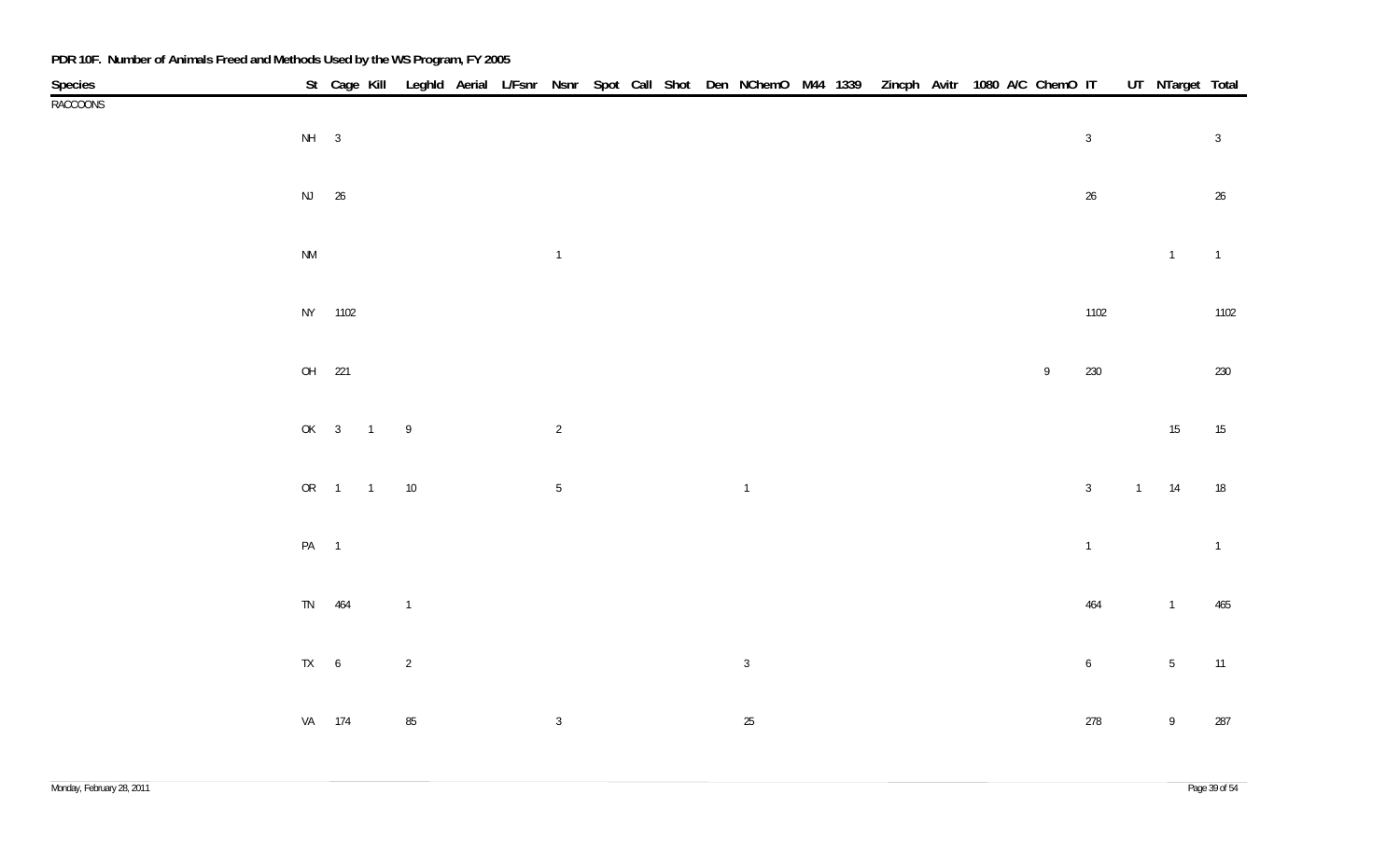**PDR 10F. Number of Animals Freed and Methods Used by the WS Program, FY 2005**

| Species | St | Cage | Kill | Leghld | Aerial | L/Fsnr | Nsnr | Spot | Call | Shot | Den | NChemO | M44 | 1339 | Zincph | Avitr | 1080 | A/C | ChemO | IT | UT | NTarget | Total |
|---|---|---|---|---|---|---|---|---|---|---|---|---|---|---|---|---|---|---|---|---|---|---|---|
| RACCOONS | | | | | | | | | | | | | | | | | | | | | | | |
| | NH | 3 | | | | | | | | | | | | | | | | | | 3 | | | 3 |
| | NJ | 26 | | | | | | | | | | | | | | | | | | 26 | | | 26 |
| | NM | | | | | | 1 | | | | | | | | | | | | | | | 1 | 1 |
| | NY | 1102 | | | | | | | | | | | | | | | | | | 1102 | | | 1102 |
| | OH | 221 | | | | | | | | | | | | | | | | | 9 | 230 | | | 230 |
| | OK | 3 | 1 | 9 | | | 2 | | | | | | | | | | | | | | | 15 | 15 |
| | OR | 1 | 1 | 10 | | | 5 | | | | | 1 | | | | | | | | 3 | 1 | 14 | 18 |
| | PA | 1 | | | | | | | | | | | | | | | | | | 1 | | | 1 |
| | TN | 464 | | 1 | | | | | | | | | | | | | | | | 464 | | 1 | 465 |
| | TX | 6 | | 2 | | | | | | | | 3 | | | | | | | | 6 | | 5 | 11 |
| | VA | 174 | | 85 | | | 3 | | | | | 25 | | | | | | | | 278 | | 9 | 287 |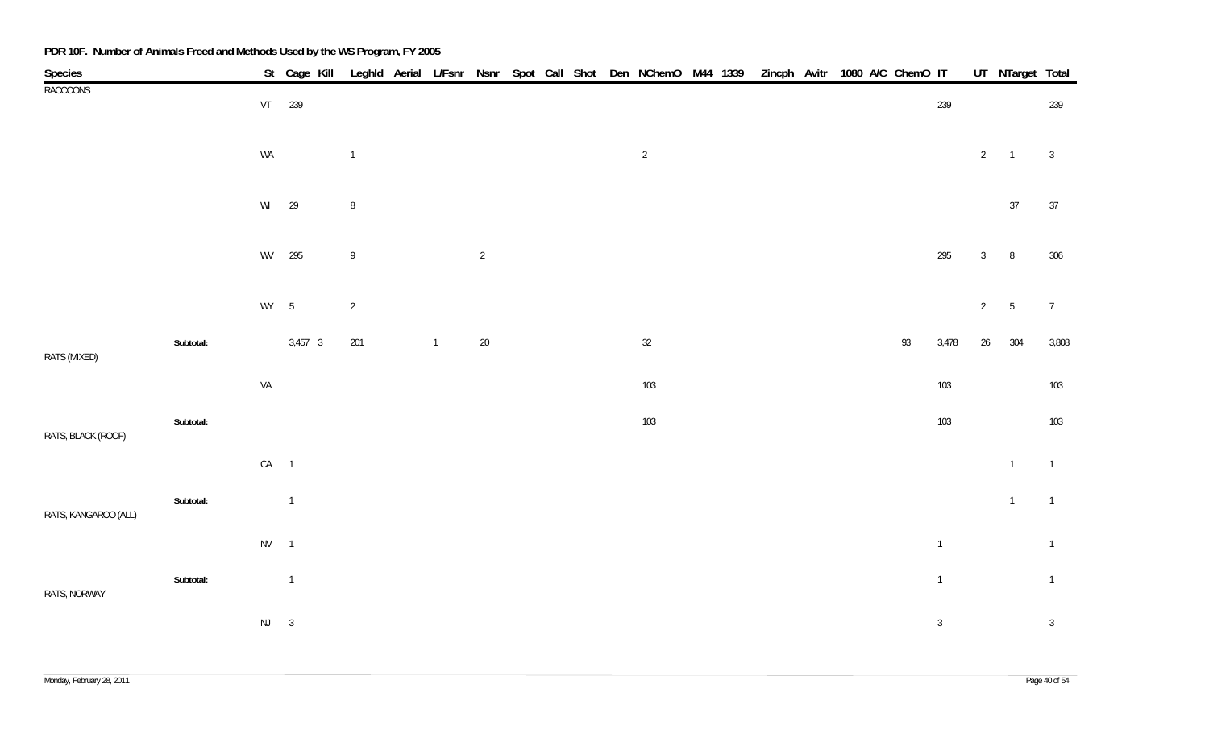**PDR 10F. Number of Animals Freed and Methods Used by the WS Program, FY 2005**

| Species | | St | Cage | Kill | Leghld | Aerial | L/Fsnr | Nsnr | Spot | Call | Shot | Den | NChemO | M44 | 1339 | Zincph | Avitr | 1080 | A/C | ChemO | IT | UT | NTarget | Total |
|---|---|---|---|---|---|---|---|---|---|---|---|---|---|---|---|---|---|---|---|---|---|---|---|---|
| RACCOONS | | VT | 239 | | | | | | | | | | | | | | | | | | 239 | | | 239 |
| | | WA | | | 1 | | | | | | | | 2 | | | | | | | | | 2 | 1 | 3 |
| | | WI | 29 | | 8 | | | | | | | | | | | | | | | | | | 37 | 37 |
| | | WV | 295 | | 9 | | | 2 | | | | | | | | | | | | | 295 | 3 | 8 | 306 |
| | | WY | 5 | | 2 | | | | | | | | | | | | | | | | | 2 | 5 | 7 |
| | **Subtotal:** | | 3,457 | 3 | 201 | | 1 | 20 | | | | | 32 | | | | | | | 93 | 3,478 | 26 | 304 | 3,808 |
| RATS (MIXED) | | VA | | | | | | | | | | | 103 | | | | | | | | 103 | | | 103 |
| | **Subtotal:** | | | | | | | | | | | | 103 | | | | | | | | 103 | | | 103 |
| RATS, BLACK (ROOF) | | CA | 1 | | | | | | | | | | | | | | | | | | | | 1 | 1 |
| | **Subtotal:** | | 1 | | | | | | | | | | | | | | | | | | | | 1 | 1 |
| RATS, KANGAROO (ALL) | | NV | 1 | | | | | | | | | | | | | | | | | | 1 | | | 1 |
| | **Subtotal:** | | 1 | | | | | | | | | | | | | | | | | | 1 | | | 1 |
| RATS, NORWAY | | NJ | 3 | | | | | | | | | | | | | | | | | | 3 | | | 3 |

Monday, February 28, 2011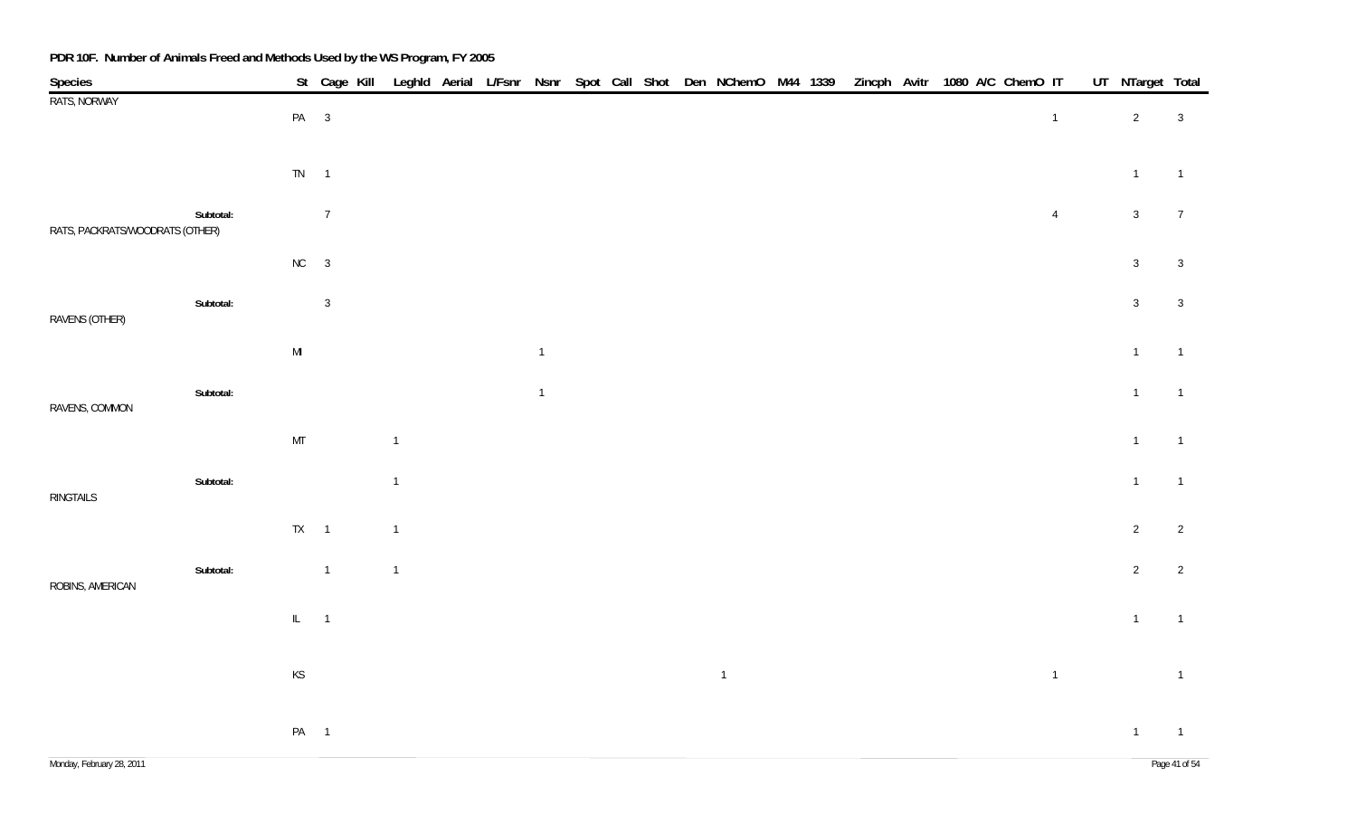**PDR 10F. Number of Animals Freed and Methods Used by the WS Program, FY 2005**

| Species | St | Cage | Kill | Leghld | Aerial | L/Fsnr | Nsnr | Spot | Call | Shot | Den | NChemO | M44 | 1339 | Zincph | Avitr | 1080 | A/C | ChemO | IT | UT | NTarget | Total |
|---|---|---|---|---|---|---|---|---|---|---|---|---|---|---|---|---|---|---|---|---|---|---|---|
| RATS, NORWAY | PA | 3 | | | | | | | | | | | | | | | | | | 1 | | 2 | 3 |
| | TN | 1 | | | | | | | | | | | | | | | | | | | | 1 | 1 |
| **Subtotal:** | | 7 | | | | | | | | | | | | | | | | | | 4 | | 3 | 7 |
| RATS, PACKRATS/WOODRATS (OTHER) | NC | 3 | | | | | | | | | | | | | | | | | | | | 3 | 3 |
| **Subtotal:** | | 3 | | | | | | | | | | | | | | | | | | | | 3 | 3 |
| RAVENS (OTHER) | MI | | | | | | 1 | | | | | | | | | | | | | | | 1 | 1 |
| **Subtotal:** | | | | | | | 1 | | | | | | | | | | | | | | | 1 | 1 |
| RAVENS, COMMON | MT | | | 1 | | | | | | | | | | | | | | | | | | 1 | 1 |
| **Subtotal:** | | | | 1 | | | | | | | | | | | | | | | | | | 1 | 1 |
| RINGTAILS | TX | 1 | | 1 | | | | | | | | | | | | | | | | | | 2 | 2 |
| **Subtotal:** | | 1 | | 1 | | | | | | | | | | | | | | | | | | 2 | 2 |
| ROBINS, AMERICAN | IL | 1 | | | | | | | | | | | | | | | | | | | | 1 | 1 |
| | KS | | | | | | | | | | | 1 | | | | | | | | 1 | | | 1 |
| | PA | 1 | | | | | | | | | | | | | | | | | | | | 1 | 1 |

Monday, February 28, 2011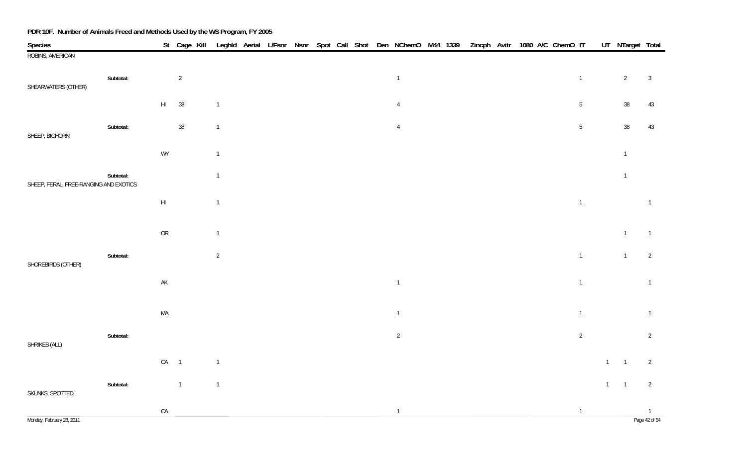**PDR 10F. Number of Animals Freed and Methods Used by the WS Program, FY 2005**

| Species | | St | Cage | Kill | Leghld | Aerial | L/Fsnr | Nsnr | Spot | Call | Shot | Den | NChemO | M44 | 1339 | Zincph | Avitr | 1080 | A/C | ChemO | IT | UT | NTarget | Total |
|---|---|---|---|---|---|---|---|---|---|---|---|---|---|---|---|---|---|---|---|---|---|---|---|---|
| ROBINS, AMERICAN | | | | | | | | | | | | | | | | | | | | | | | | |
| | Subtotal: | | 2 | | | | | | | | | | 1 | | | | | | | 1 | | | 2 | 3 |
| SHEARWATERS (OTHER) | | | | | | | | | | | | | | | | | | | | | | | | |
| | | HI | 38 | | 1 | | | | | | | | 4 | | | | | | | 5 | | | 38 | 43 |
| | Subtotal: | | 38 | | 1 | | | | | | | | 4 | | | | | | | 5 | | | 38 | 43 |
| SHEEP, BIGHORN | | | | | | | | | | | | | | | | | | | | | | | | |
| | | WY | | | 1 | | | | | | | | | | | | | | | | | | 1 | |
| | Subtotal: | | | | 1 | | | | | | | | | | | | | | | | | | 1 | |
| SHEEP, FERAL, FREE-RANGING AND EXOTICS | | | | | | | | | | | | | | | | | | | | | | | | |
| | | HI | | | 1 | | | | | | | | | | | | | | | 1 | | | | 1 |
| | | OR | | | 1 | | | | | | | | | | | | | | | | | | 1 | 1 |
| | Subtotal: | | | | 2 | | | | | | | | | | | | | | | 1 | | | 1 | 2 |
| SHOREBIRDS (OTHER) | | | | | | | | | | | | | | | | | | | | | | | | |
| | | AK | | | | | | | | | | | 1 | | | | | | | 1 | | | | 1 |
| | | MA | | | | | | | | | | | 1 | | | | | | | 1 | | | | 1 |
| | Subtotal: | | | | | | | | | | | | 2 | | | | | | | 2 | | | | 2 |
| SHRIKES (ALL) | | | | | | | | | | | | | | | | | | | | | | | | |
| | | CA | 1 | | 1 | | | | | | | | | | | | | | | | | 1 | 1 | 2 |
| | Subtotal: | | 1 | | 1 | | | | | | | | | | | | | | | | | 1 | 1 | 2 |
| SKUNKS, SPOTTED | | | | | | | | | | | | | | | | | | | | | | | | |
| | | CA | | | | | | | | | | | 1 | | | | | | | 1 | | | | 1 |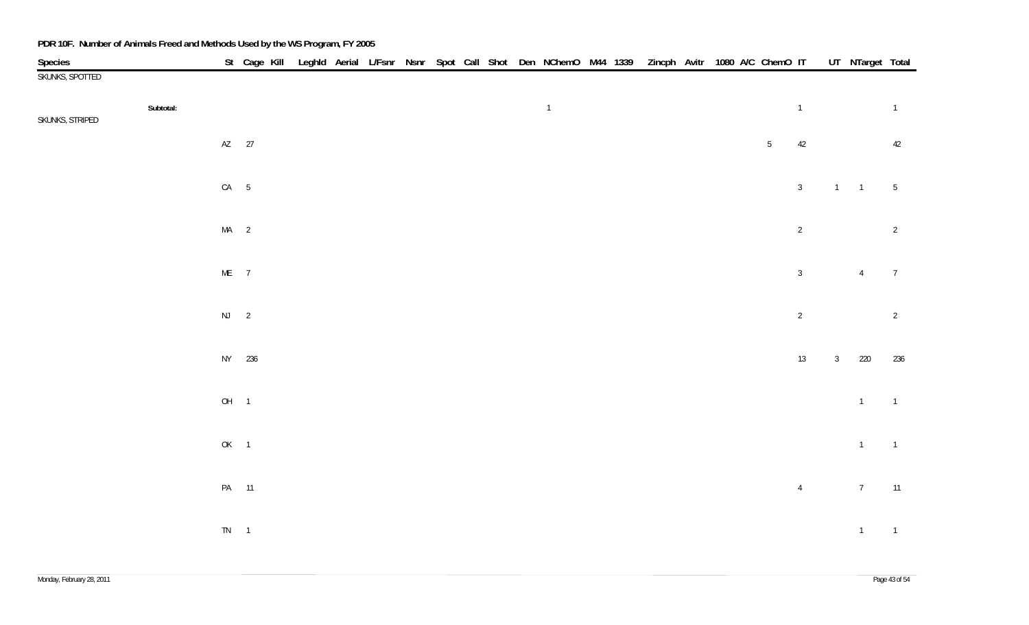**PDR 10F. Number of Animals Freed and Methods Used by the WS Program, FY 2005**

| Species | | St | Cage | Kill | Leghld | Aerial | L/Fsnr | Nsnr | Spot | Call | Shot | Den | NChemO | M44 | 1339 | Zincph | Avitr | 1080 | A/C | ChemO | IT | UT | NTarget | Total |
|---|---|---|---|---|---|---|---|---|---|---|---|---|---|---|---|---|---|---|---|---|---|---|---|---|
| SKUNKS, SPOTTED | | | | | | | | | | | | | | | | | | | | | | | | |
| | **Subtotal:** | | | | | | | | | | | | 1 | | | | | | | | 1 | | | 1 |
| SKUNKS, STRIPED | | | | | | | | | | | | | | | | | | | | | | | | |
| | | AZ | 27 | | | | | | | | | | | | | | | | | 5 | 42 | | | 42 |
| | | CA | 5 | | | | | | | | | | | | | | | | | | 3 | 1 | 1 | 5 |
| | | MA | 2 | | | | | | | | | | | | | | | | | | 2 | | | 2 |
| | | ME | 7 | | | | | | | | | | | | | | | | | | 3 | | 4 | 7 |
| | | NJ | 2 | | | | | | | | | | | | | | | | | | 2 | | | 2 |
| | | NY | 236 | | | | | | | | | | | | | | | | | | 13 | 3 | 220 | 236 |
| | | OH | 1 | | | | | | | | | | | | | | | | | | | | 1 | 1 |
| | | OK | 1 | | | | | | | | | | | | | | | | | | | | 1 | 1 |
| | | PA | 11 | | | | | | | | | | | | | | | | | | 4 | | 7 | 11 |
| | | TN | 1 | | | | | | | | | | | | | | | | | | | | 1 | 1 |

Monday, February 28, 2011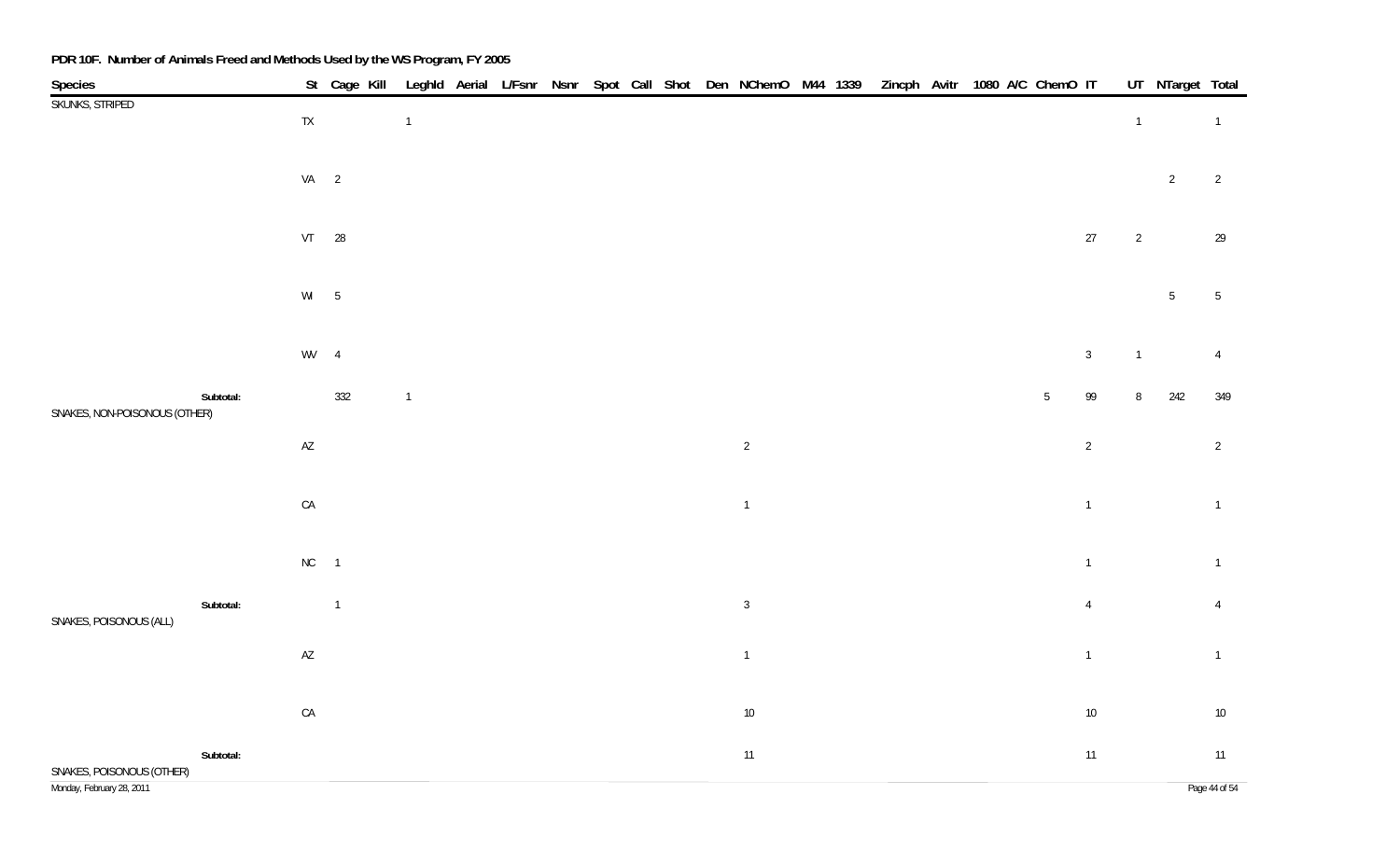**PDR 10F. Number of Animals Freed and Methods Used by the WS Program, FY 2005**

| Species | St | Cage | Kill | Leghld | Aerial | L/Fsnr | Nsnr | Spot | Call | Shot | Den | NChemO | M44 | 1339 | Zincph | Avitr | 1080 | A/C | ChemO | IT | UT | NTarget | Total |
|---|---|---|---|---|---|---|---|---|---|---|---|---|---|---|---|---|---|---|---|---|---|---|---|
| SKUNKS, STRIPED | TX | | | 1 | | | | | | | | | | | | | | | | | 1 | | 1 |
| | VA | 2 | | | | | | | | | | | | | | | | | | | | 2 | 2 |
| | VT | 28 | | | | | | | | | | | | | | | | | | 27 | 2 | | 29 |
| | WI | 5 | | | | | | | | | | | | | | | | | | | | 5 | 5 |
| | WV | 4 | | | | | | | | | | | | | | | | | | 3 | 1 | | 4 |
| **Subtotal:** | | 332 | | 1 | | | | | | | | | | | | | | | 5 | 99 | 8 | 242 | 349 |
| SNAKES, NON-POISONOUS (OTHER) | AZ | | | | | | | | | | | 2 | | | | | | | | 2 | | | 2 |
| | CA | | | | | | | | | | | 1 | | | | | | | | 1 | | | 1 |
| | NC | 1 | | | | | | | | | | | | | | | | | | 1 | | | 1 |
| **Subtotal:** | | 1 | | | | | | | | | | 3 | | | | | | | | 4 | | | 4 |
| SNAKES, POISONOUS (ALL) | AZ | | | | | | | | | | | 1 | | | | | | | | 1 | | | 1 |
| | CA | | | | | | | | | | | 10 | | | | | | | | 10 | | | 10 |
| **Subtotal:** | | | | | | | | | | | | 11 | | | | | | | | 11 | | | 11 |
| SNAKES, POISONOUS (OTHER) | | | | | | | | | | | | | | | | | | | | | | | |

Monday, February 28, 2011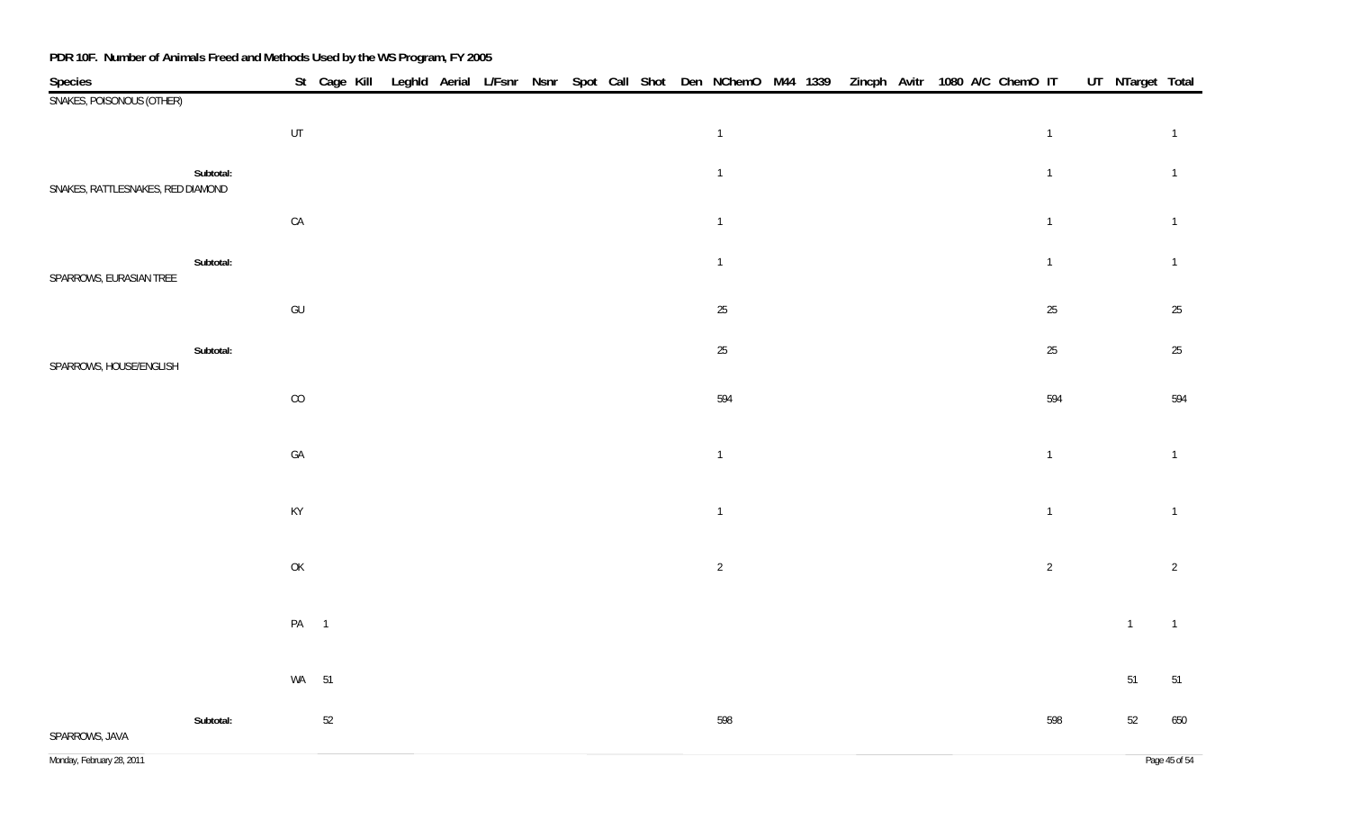# PDR 10F. Number of Animals Freed and Methods Used by the WS Program, FY 2005

| Species | St | Cage | Kill | Leghld | Aerial | L/Fsnr | Nsnr | Spot | Call | Shot | Den | NChemO | M44 | 1339 | Zincph | Avitr | 1080 | A/C | ChemO | IT | UT | NTarget | Total |
|---|---|---|---|---|---|---|---|---|---|---|---|---|---|---|---|---|---|---|---|---|---|---|---|
| SNAKES, POISONOUS (OTHER) | | | | | | | | | | | | | | | | | | | | | | | |
| | UT | | | | | | | | | | | 1 | | | | | | | | 1 | | | 1 |
| Subtotal: | | | | | | | | | | | | 1 | | | | | | | | 1 | | | 1 |
| SNAKES, RATTLESNAKES, RED DIAMOND | | | | | | | | | | | | | | | | | | | | | | | |
| | CA | | | | | | | | | | | 1 | | | | | | | | 1 | | | 1 |
| Subtotal: | | | | | | | | | | | | 1 | | | | | | | | 1 | | | 1 |
| SPARROWS, EURASIAN TREE | | | | | | | | | | | | | | | | | | | | | | | |
| | GU | | | | | | | | | | | 25 | | | | | | | | 25 | | | 25 |
| Subtotal: | | | | | | | | | | | | 25 | | | | | | | | 25 | | | 25 |
| SPARROWS, HOUSE/ENGLISH | | | | | | | | | | | | | | | | | | | | | | | |
| | CO | | | | | | | | | | | 594 | | | | | | | | 594 | | | 594 |
| | GA | | | | | | | | | | | 1 | | | | | | | | 1 | | | 1 |
| | KY | | | | | | | | | | | 1 | | | | | | | | 1 | | | 1 |
| | OK | | | | | | | | | | | 2 | | | | | | | | 2 | | | 2 |
| | PA | 1 | | | | | | | | | | | | | | | | | | | | 1 | 1 |
| | WA | 51 | | | | | | | | | | | | | | | | | | | | 51 | 51 |
| Subtotal: | | 52 | | | | | | | | | | 598 | | | | | | | | 598 | | 52 | 650 |
| SPARROWS, JAVA | | | | | | | | | | | | | | | | | | | | | | | |

Monday, February 28, 2011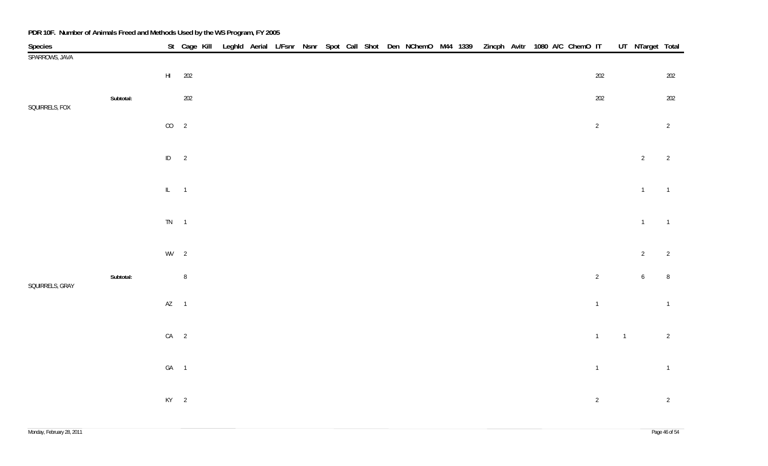**PDR 10F. Number of Animals Freed and Methods Used by the WS Program, FY 2005**

| Species | | St | Cage | Kill | Leghld | Aerial | L/Fsnr | Nsnr | Spot | Call | Shot | Den | NChemO | M44 | 1339 | Zincph | Avitr | 1080 | A/C | ChemO | IT | UT | NTarget | Total |
|---|---|---|---|---|---|---|---|---|---|---|---|---|---|---|---|---|---|---|---|---|---|---|---|---|
| SPARROWS, JAVA | | | | | | | | | | | | | | | | | | | | | | | | |
| | | HI | 202 | | | | | | | | | | | | | | | | | | 202 | | | 202 |
| | Subtotal: | | 202 | | | | | | | | | | | | | | | | | | 202 | | | 202 |
| SQUIRRELS, FOX | | | | | | | | | | | | | | | | | | | | | | | | |
| | | CO | 2 | | | | | | | | | | | | | | | | | | 2 | | | 2 |
| | | ID | 2 | | | | | | | | | | | | | | | | | | | | 2 | 2 |
| | | IL | 1 | | | | | | | | | | | | | | | | | | | | 1 | 1 |
| | | TN | 1 | | | | | | | | | | | | | | | | | | | | 1 | 1 |
| | | WV | 2 | | | | | | | | | | | | | | | | | | | | 2 | 2 |
| | Subtotal: | | 8 | | | | | | | | | | | | | | | | | | 2 | | 6 | 8 |
| SQUIRRELS, GRAY | | | | | | | | | | | | | | | | | | | | | | | | |
| | | AZ | 1 | | | | | | | | | | | | | | | | | | 1 | | | 1 |
| | | CA | 2 | | | | | | | | | | | | | | | | | | 1 | 1 | | 2 |
| | | GA | 1 | | | | | | | | | | | | | | | | | | 1 | | | 1 |
| | | KY | 2 | | | | | | | | | | | | | | | | | | 2 | | | 2 |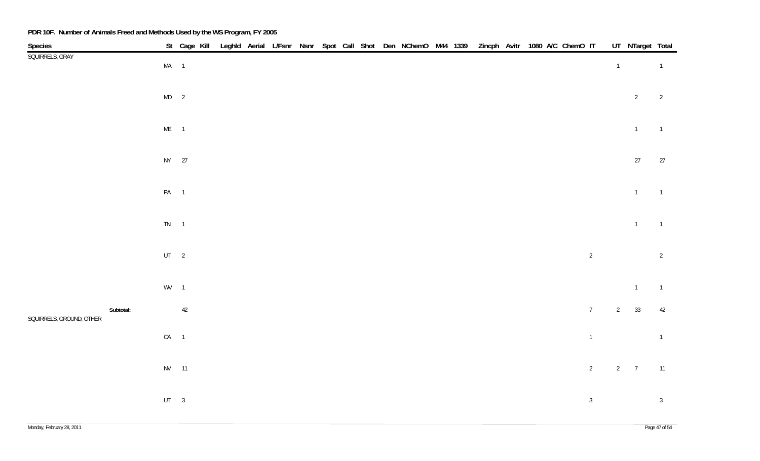**PDR 10F. Number of Animals Freed and Methods Used by the WS Program, FY 2005**

| Species | St | Cage | Kill | Leghld | Aerial | L/Fsnr | Nsnr | Spot | Call | Shot | Den | NChemO | M44 | 1339 | Zincph | Avitr | 1080 | A/C | ChemO | IT | UT | NTarget | Total |
|---|---|---|---|---|---|---|---|---|---|---|---|---|---|---|---|---|---|---|---|---|---|---|---|
| SQUIRRELS, GRAY | | | | | | | | | | | | | | | | | | | | | | | |
| | MA | 1 | | | | | | | | | | | | | | | | | | | 1 | | 1 |
| | MD | 2 | | | | | | | | | | | | | | | | | | | | 2 | 2 |
| | ME | 1 | | | | | | | | | | | | | | | | | | | | 1 | 1 |
| | NY | 27 | | | | | | | | | | | | | | | | | | | | 27 | 27 |
| | PA | 1 | | | | | | | | | | | | | | | | | | | | 1 | 1 |
| | TN | 1 | | | | | | | | | | | | | | | | | | | | 1 | 1 |
| | UT | 2 | | | | | | | | | | | | | | | | | | 2 | | | 2 |
| | WV | 1 | | | | | | | | | | | | | | | | | | | | 1 | 1 |
| **Subtotal:** | | 42 | | | | | | | | | | | | | | | | | | 7 | 2 | 33 | 42 |
| SQUIRRELS, GROUND, OTHER | | | | | | | | | | | | | | | | | | | | | | | |
| | CA | 1 | | | | | | | | | | | | | | | | | | 1 | | | 1 |
| | NV | 11 | | | | | | | | | | | | | | | | | | 2 | 2 | 7 | 11 |
| | UT | 3 | | | | | | | | | | | | | | | | | | 3 | | | 3 |

Monday, February 28, 2011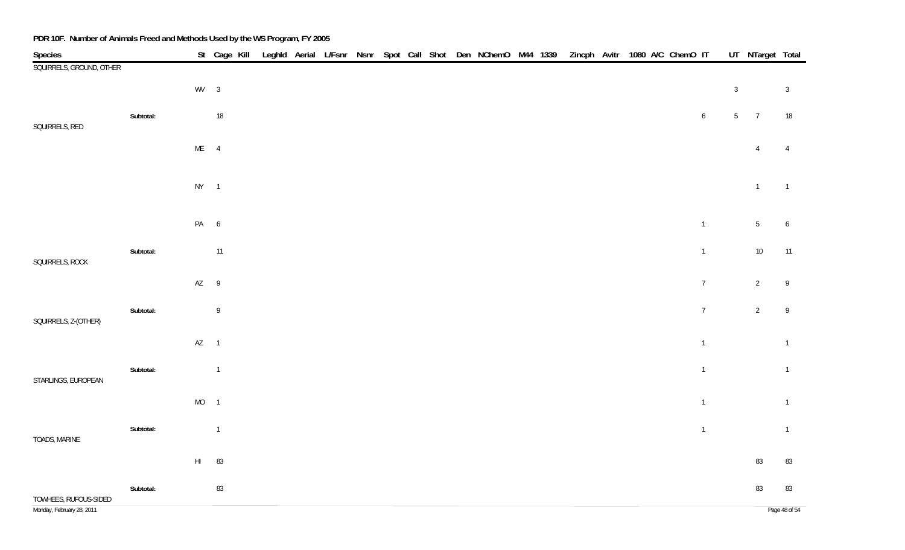**PDR 10F. Number of Animals Freed and Methods Used by the WS Program, FY 2005**

| Species | | St | Cage | Kill | Leghld | Aerial | L/Fsnr | Nsnr | Spot | Call | Shot | Den | NChemO | M44 | 1339 | Zincph | Avitr | 1080 | A/C | ChemO | IT | UT | NTarget | Total |
|---|---|---|---|---|---|---|---|---|---|---|---|---|---|---|---|---|---|---|---|---|---|---|---|---|
| SQUIRRELS, GROUND, OTHER | | | | | | | | | | | | | | | | | | | | | | | | |
| | | WV | 3 | | | | | | | | | | | | | | | | | | | 3 | | 3 |
| | Subtotal: | | 18 | | | | | | | | | | | | | | | | | | 6 | 5 | 7 | 18 |
| SQUIRRELS, RED | | | | | | | | | | | | | | | | | | | | | | | | |
| | | ME | 4 | | | | | | | | | | | | | | | | | | | | 4 | 4 |
| | | NY | 1 | | | | | | | | | | | | | | | | | | | | 1 | 1 |
| | | PA | 6 | | | | | | | | | | | | | | | | | | 1 | | 5 | 6 |
| | Subtotal: | | 11 | | | | | | | | | | | | | | | | | | 1 | | 10 | 11 |
| SQUIRRELS, ROCK | | | | | | | | | | | | | | | | | | | | | | | | |
| | | AZ | 9 | | | | | | | | | | | | | | | | | | 7 | | 2 | 9 |
| | Subtotal: | | 9 | | | | | | | | | | | | | | | | | | 7 | | 2 | 9 |
| SQUIRRELS, Z-(OTHER) | | | | | | | | | | | | | | | | | | | | | | | | |
| | | AZ | 1 | | | | | | | | | | | | | | | | | | 1 | | | 1 |
| | Subtotal: | | 1 | | | | | | | | | | | | | | | | | | 1 | | | 1 |
| STARLINGS, EUROPEAN | | | | | | | | | | | | | | | | | | | | | | | | |
| | | MO | 1 | | | | | | | | | | | | | | | | | | 1 | | | 1 |
| | Subtotal: | | 1 | | | | | | | | | | | | | | | | | | 1 | | | 1 |
| TOADS, MARINE | | | | | | | | | | | | | | | | | | | | | | | | |
| | | HI | 83 | | | | | | | | | | | | | | | | | | | | 83 | 83 |
| | Subtotal: | | 83 | | | | | | | | | | | | | | | | | | | | 83 | 83 |
| TOWHEES, RUFOUS-SIDED | | | | | | | | | | | | | | | | | | | | | | | | |

Monday, February 28, 2011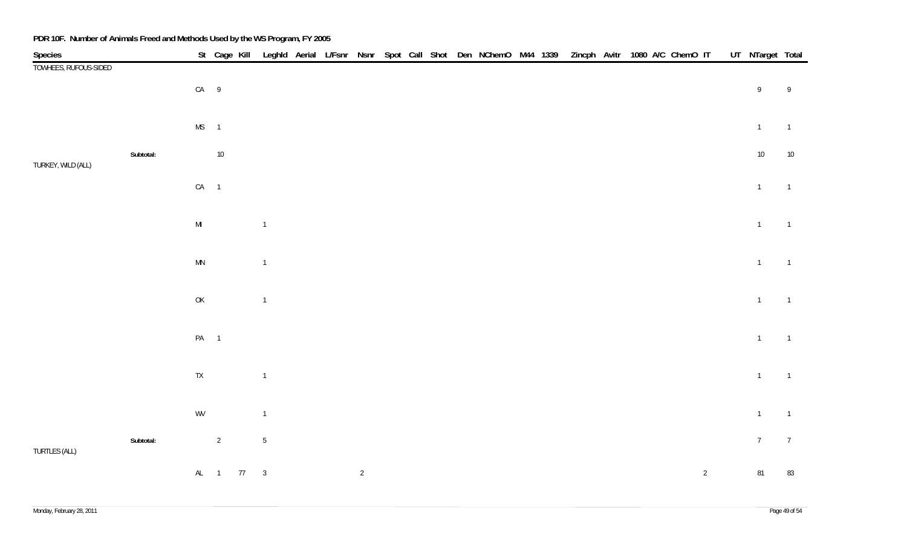**PDR 10F. Number of Animals Freed and Methods Used by the WS Program, FY 2005**

| Species | | St | Cage | Kill | Leghld | Aerial | L/Fsnr | Nsnr | Spot | Call | Shot | Den | NChemO | M44 | 1339 | Zincph | Avitr | 1080 | A/C | ChemO | IT | UT | NTarget | Total |
|---|---|---|---|---|---|---|---|---|---|---|---|---|---|---|---|---|---|---|---|---|---|---|---|---|
| TOWHEES, RUFOUS-SIDED | | | | | | | | | | | | | | | | | | | | | | | | |
| | | CA | 9 | | | | | | | | | | | | | | | | | | | | 9 | 9 |
| | | MS | 1 | | | | | | | | | | | | | | | | | | | | 1 | 1 |
| | **Subtotal:** | | 10 | | | | | | | | | | | | | | | | | | | | 10 | 10 |
| TURKEY, WILD (ALL) | | | | | | | | | | | | | | | | | | | | | | | | |
| | | CA | 1 | | | | | | | | | | | | | | | | | | | | 1 | 1 |
| | | MI | | | 1 | | | | | | | | | | | | | | | | | | 1 | 1 |
| | | MN | | | 1 | | | | | | | | | | | | | | | | | | 1 | 1 |
| | | OK | | | 1 | | | | | | | | | | | | | | | | | | 1 | 1 |
| | | PA | 1 | | | | | | | | | | | | | | | | | | | | 1 | 1 |
| | | TX | | | 1 | | | | | | | | | | | | | | | | | | 1 | 1 |
| | | WV | | | 1 | | | | | | | | | | | | | | | | | | 1 | 1 |
| | **Subtotal:** | | 2 | | 5 | | | | | | | | | | | | | | | | | | 7 | 7 |
| TURTLES (ALL) | | | | | | | | | | | | | | | | | | | | | | | | |
| | | AL | 1 | 77 | 3 | | | 2 | | | | | | | | | | | | | 2 | | 81 | 83 |

Monday, February 28, 2011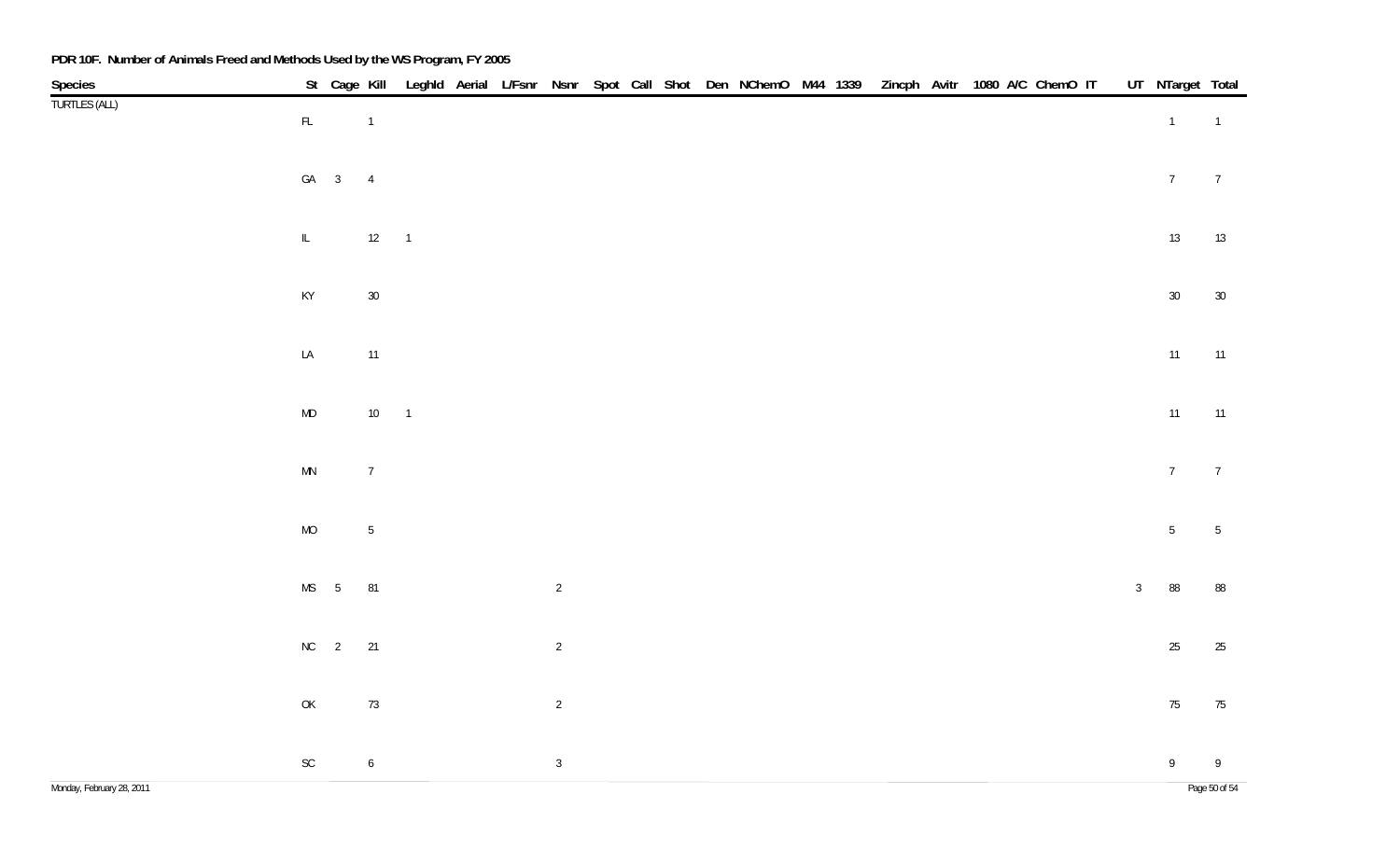**PDR 10F. Number of Animals Freed and Methods Used by the WS Program, FY 2005**

| Species | St | Cage | Kill | Leghld | Aerial | L/Fsnr | Nsnr | Spot | Call | Shot | Den | NChemO | M44 | 1339 | Zincph | Avitr | 1080 | A/C | ChemO | IT | UT | NTarget | Total |
|---|---|---|---|---|---|---|---|---|---|---|---|---|---|---|---|---|---|---|---|---|---|---|---|
| TURTLES (ALL) | FL | | 1 | | | | | | | | | | | | | | | | | | | 1 | 1 |
| | GA | 3 | 4 | | | | | | | | | | | | | | | | | | | 7 | 7 |
| | IL | | 12 | 1 | | | | | | | | | | | | | | | | | | 13 | 13 |
| | KY | | 30 | | | | | | | | | | | | | | | | | | | 30 | 30 |
| | LA | | 11 | | | | | | | | | | | | | | | | | | | 11 | 11 |
| | MD | | 10 | 1 | | | | | | | | | | | | | | | | | | 11 | 11 |
| | MN | | 7 | | | | | | | | | | | | | | | | | | | 7 | 7 |
| | MO | | 5 | | | | | | | | | | | | | | | | | | | 5 | 5 |
| | MS | 5 | 81 | | | | 2 | | | | | | | | | | | | | | 3 | 88 | 88 |
| | NC | 2 | 21 | | | | 2 | | | | | | | | | | | | | | | 25 | 25 |
| | OK | | 73 | | | | 2 | | | | | | | | | | | | | | | 75 | 75 |
| | SC | | 6 | | | | 3 | | | | | | | | | | | | | | | 9 | 9 |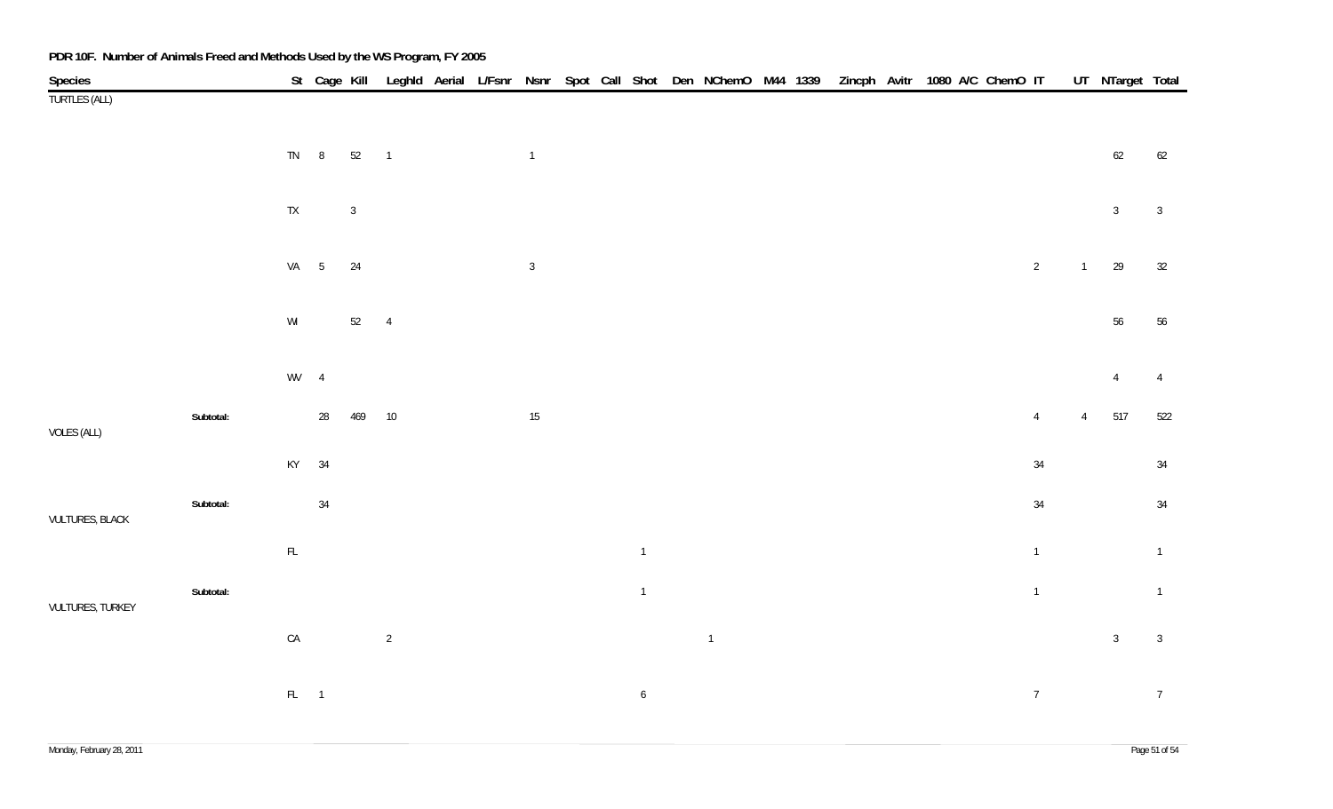**PDR 10F. Number of Animals Freed and Methods Used by the WS Program, FY 2005**

| Species | | St | Cage | Kill | LeghId | Aerial | L/Fsnr | Nsnr | Spot | Call | Shot | Den | NChemO | M44 | 1339 | Zincph | Avitr | 1080 | A/C | ChemO | IT | UT | NTarget | Total |
|---|---|---|---|---|---|---|---|---|---|---|---|---|---|---|---|---|---|---|---|---|---|---|---|---|
| TURTLES (ALL) | | | | | | | | | | | | | | | | | | | | | | | | |
| | | TN | 8 | 52 | 1 | | | 1 | | | | | | | | | | | | | | | 62 | 62 |
| | | TX | | 3 | | | | | | | | | | | | | | | | | | | 3 | 3 |
| | | VA | 5 | 24 | | | | 3 | | | | | | | | | | | | | 2 | 1 | 29 | 32 |
| | | WI | | 52 | 4 | | | | | | | | | | | | | | | | | | 56 | 56 |
| | | WV | 4 | | | | | | | | | | | | | | | | | | | | 4 | 4 |
| | **Subtotal:** | | 28 | 469 | 10 | | | 15 | | | | | | | | | | | | | 4 | 4 | 517 | 522 |
| VOLES (ALL) | | | | | | | | | | | | | | | | | | | | | | | | |
| | | KY | 34 | | | | | | | | | | | | | | | | | | 34 | | | 34 |
| | **Subtotal:** | | 34 | | | | | | | | | | | | | | | | | | 34 | | | 34 |
| VULTURES, BLACK | | | | | | | | | | | | | | | | | | | | | | | | |
| | | FL | | | | | | | | | 1 | | | | | | | | | | 1 | | | 1 |
| | **Subtotal:** | | | | | | | | | | 1 | | | | | | | | | | 1 | | | 1 |
| VULTURES, TURKEY | | | | | | | | | | | | | | | | | | | | | | | | |
| | | CA | | | 2 | | | | | | | | 1 | | | | | | | | | | 3 | 3 |
| | | FL | 1 | | | | | | | | 6 | | | | | | | | | | 7 | | | 7 |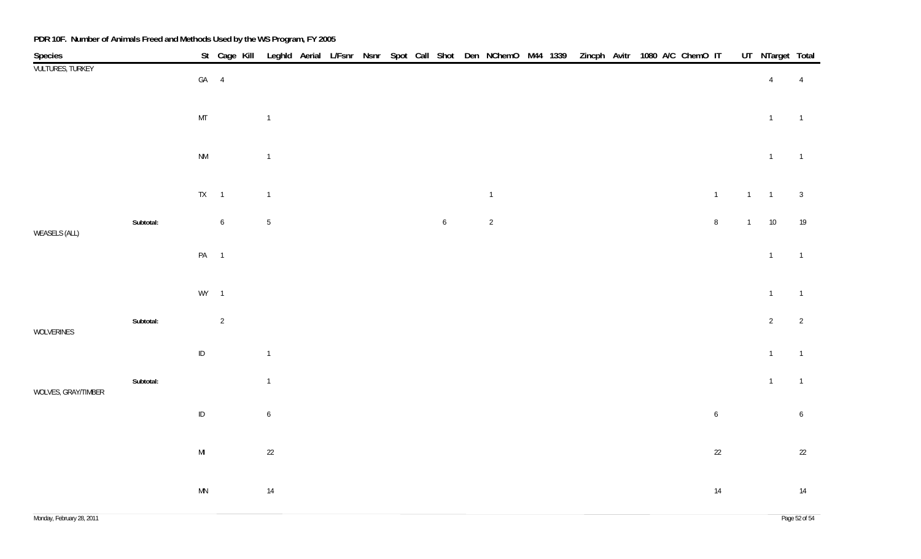**PDR 10F. Number of Animals Freed and Methods Used by the WS Program, FY 2005**

| Species | | St | Cage | Kill | Leghld | Aerial | L/Fsnr | Nsnr | Spot | Call | Shot | Den | NChemO | M44 | 1339 | Zincph | Avitr | 1080 | A/C | ChemO | IT | UT | NTarget | Total |
|---|---|---|---|---|---|---|---|---|---|---|---|---|---|---|---|---|---|---|---|---|---|---|---|---|
| VULTURES, TURKEY | | GA | 4 | | | | | | | | | | | | | | | | | | | | 4 | 4 |
| | | MT | | | 1 | | | | | | | | | | | | | | | | | | 1 | 1 |
| | | NM | | | 1 | | | | | | | | | | | | | | | | | | 1 | 1 |
| | | TX | 1 | | 1 | | | | | | | | 1 | | | | | | | | 1 | 1 | 1 | 3 |
| | Subtotal: | | 6 | | 5 | | | | | | 6 | | 2 | | | | | | | | 8 | 1 | 10 | 19 |
| WEASELS (ALL) | | PA | 1 | | | | | | | | | | | | | | | | | | | | 1 | 1 |
| | | WY | 1 | | | | | | | | | | | | | | | | | | | | 1 | 1 |
| | Subtotal: | | 2 | | | | | | | | | | | | | | | | | | | | 2 | 2 |
| WOLVERINES | | ID | | | 1 | | | | | | | | | | | | | | | | | | 1 | 1 |
| | Subtotal: | | | | 1 | | | | | | | | | | | | | | | | | | 1 | 1 |
| WOLVES, GRAY/TIMBER | | ID | | | 6 | | | | | | | | | | | | | | | | 6 | | | 6 |
| | | MI | | | 22 | | | | | | | | | | | | | | | | 22 | | | 22 |
| | | MN | | | 14 | | | | | | | | | | | | | | | | 14 | | | 14 |

Monday, February 28, 2011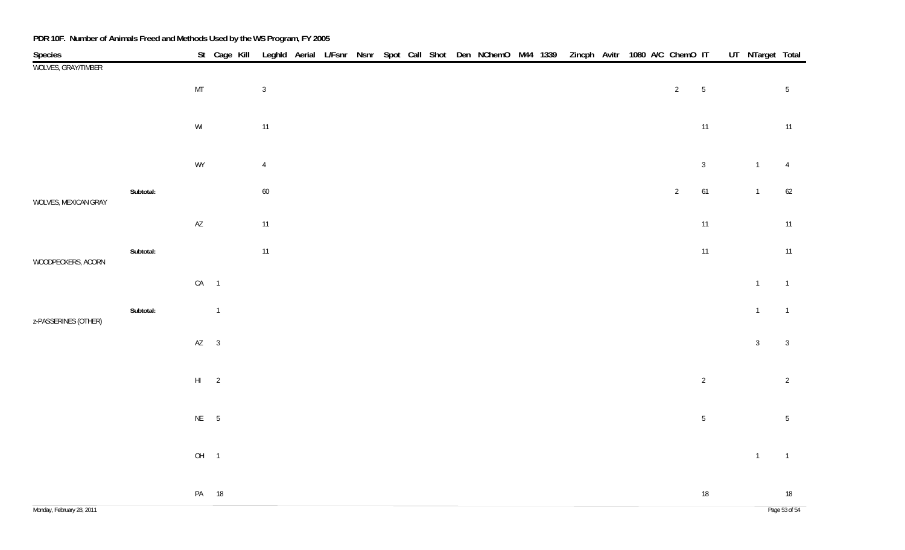**PDR 10F. Number of Animals Freed and Methods Used by the WS Program, FY 2005**

| Species | | St | Cage | Kill | Leghld | Aerial | L/Fsnr | Nsnr | Spot | Call | Shot | Den | NChemO | M44 | 1339 | Zincph | Avitr | 1080 | A/C | ChemO | IT | UT | NTarget | Total |
|---|---|---|---|---|---|---|---|---|---|---|---|---|---|---|---|---|---|---|---|---|---|---|---|---|
| WOLVES, GRAY/TIMBER | | | | | | | | | | | | | | | | | | | | | | | | |
| | | MT | | | 3 | | | | | | | | | | | | | | | 2 | 5 | | | 5 |
| | | WI | | | 11 | | | | | | | | | | | | | | | | 11 | | | 11 |
| | | WY | | | 4 | | | | | | | | | | | | | | | | 3 | | 1 | 4 |
| | Subtotal: | | | | 60 | | | | | | | | | | | | | | | 2 | 61 | | 1 | 62 |
| WOLVES, MEXICAN GRAY | | | | | | | | | | | | | | | | | | | | | | | | |
| | | AZ | | | 11 | | | | | | | | | | | | | | | | 11 | | | 11 |
| | Subtotal: | | | | 11 | | | | | | | | | | | | | | | | 11 | | | 11 |
| WOODPECKERS, ACORN | | | | | | | | | | | | | | | | | | | | | | | | |
| | | CA | 1 | | | | | | | | | | | | | | | | | | | | 1 | 1 |
| | Subtotal: | | 1 | | | | | | | | | | | | | | | | | | | | 1 | 1 |
| z-PASSERINES (OTHER) | | | | | | | | | | | | | | | | | | | | | | | | |
| | | AZ | 3 | | | | | | | | | | | | | | | | | | | | 3 | 3 |
| | | HI | 2 | | | | | | | | | | | | | | | | | | 2 | | | 2 |
| | | NE | 5 | | | | | | | | | | | | | | | | | | 5 | | | 5 |
| | | OH | 1 | | | | | | | | | | | | | | | | | | | | 1 | 1 |
| | | PA | 18 | | | | | | | | | | | | | | | | | | 18 | | | 18 |

Monday, February 28, 2011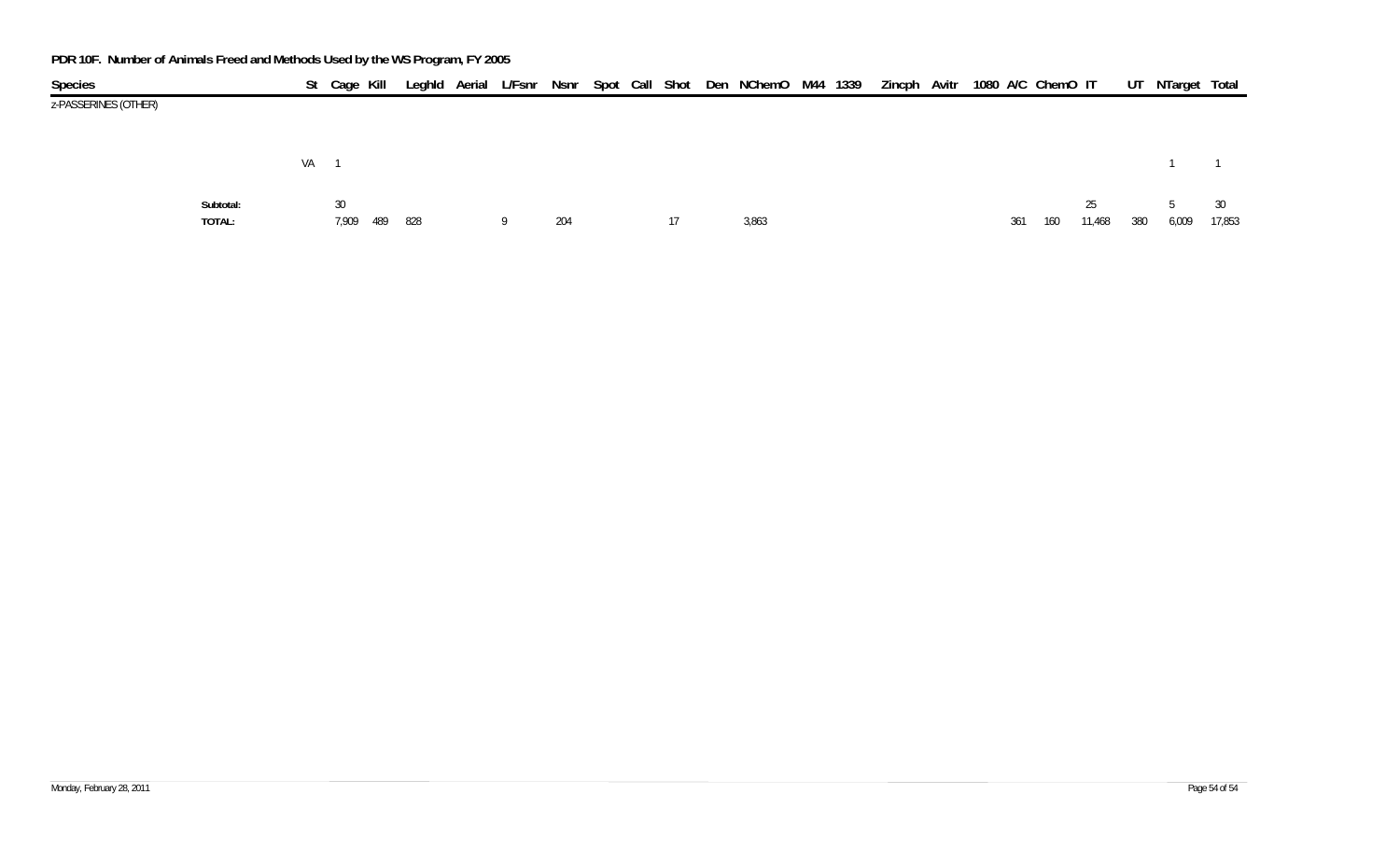**PDR 10F. Number of Animals Freed and Methods Used by the WS Program, FY 2005**

| Species | | St | Cage | Kill | Leghld | Aerial | L/Fsnr | Nsnr | Spot | Call | Shot | Den | NChemO | M44 | 1339 | Zincph | Avitr | 1080 | A/C | ChemO | IT | UT | NTarget | Total |
|---|---|---|---|---|---|---|---|---|---|---|---|---|---|---|---|---|---|---|---|---|---|---|---|---|
| z-PASSERINES (OTHER) | | | | | | | | | | | | | | | | | | | | | | | | |
| | | VA | 1 | | | | | | | | | | | | | | | | | | | | 1 | 1 |
| | **Subtotal:** | | 30 | | | | | | | | | | | | | | | | | | 25 | | 5 | 30 |
| | **TOTAL:** | | 7,909 | 489 | 828 | | 9 | 204 | | | 17 | | 3,863 | | | | | | 361 | 160 | 11,468 | 380 | 6,009 | 17,853 |